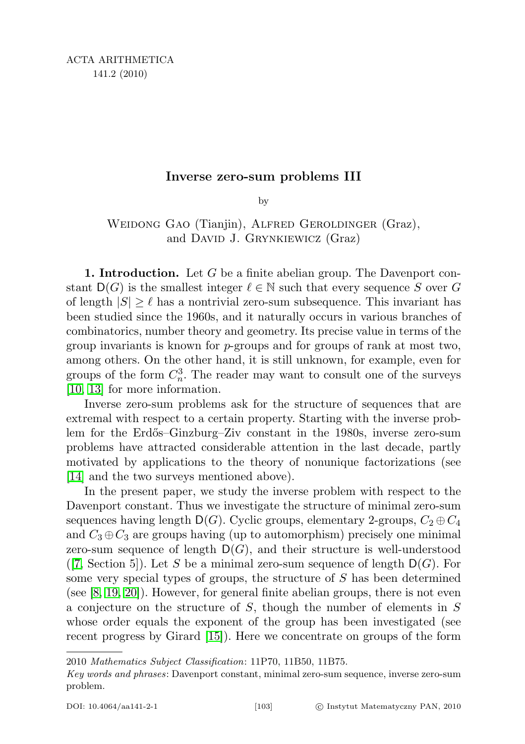ACTA ARITHMETICA
141.2 (2010)

# Inverse zero-sum problems III

by

Weidong Gao (Tianjin), Alfred Geroldinger (Graz), and David J. Grynkiewicz (Graz)

**1. Introduction.** Let $G$ be a finite abelian group. The Davenport constant $\mathsf{D}(G)$ is the smallest integer $\ell \in \mathbb{N}$ such that every sequence $S$ over $G$ of length $|S| \geq \ell$ has a nontrivial zero-sum subsequence. This invariant has been studied since the 1960s, and it naturally occurs in various branches of combinatorics, number theory and geometry. Its precise value in terms of the group invariants is known for $p$-groups and for groups of rank at most two, among others. On the other hand, it is still unknown, for example, even for groups of the form $C_n^3$. The reader may want to consult one of the surveys [10, 13] for more information.

Inverse zero-sum problems ask for the structure of sequences that are extremal with respect to a certain property. Starting with the inverse problem for the Erdős–Ginzburg–Ziv constant in the 1980s, inverse zero-sum problems have attracted considerable attention in the last decade, partly motivated by applications to the theory of nonunique factorizations (see [14] and the two surveys mentioned above).

In the present paper, we study the inverse problem with respect to the Davenport constant. Thus we investigate the structure of minimal zero-sum sequences having length $\mathsf{D}(G)$. Cyclic groups, elementary 2-groups, $C_2 \oplus C_4$ and $C_3 \oplus C_3$ are groups having (up to automorphism) precisely one minimal zero-sum sequence of length $\mathsf{D}(G)$, and their structure is well-understood ([7, Section 5]). Let $S$ be a minimal zero-sum sequence of length $\mathsf{D}(G)$. For some very special types of groups, the structure of $S$ has been determined (see [8, 19, 20]). However, for general finite abelian groups, there is not even a conjecture on the structure of $S$, though the number of elements in $S$ whose order equals the exponent of the group has been investigated (see recent progress by Girard [15]). Here we concentrate on groups of the form

2010 *Mathematics Subject Classification*: 11P70, 11B50, 11B75.

*Key words and phrases*: Davenport constant, minimal zero-sum sequence, inverse zero-sum problem.

DOI: 10.4064/aa141-2-1 © Instytut Matematyczny PAN, 2010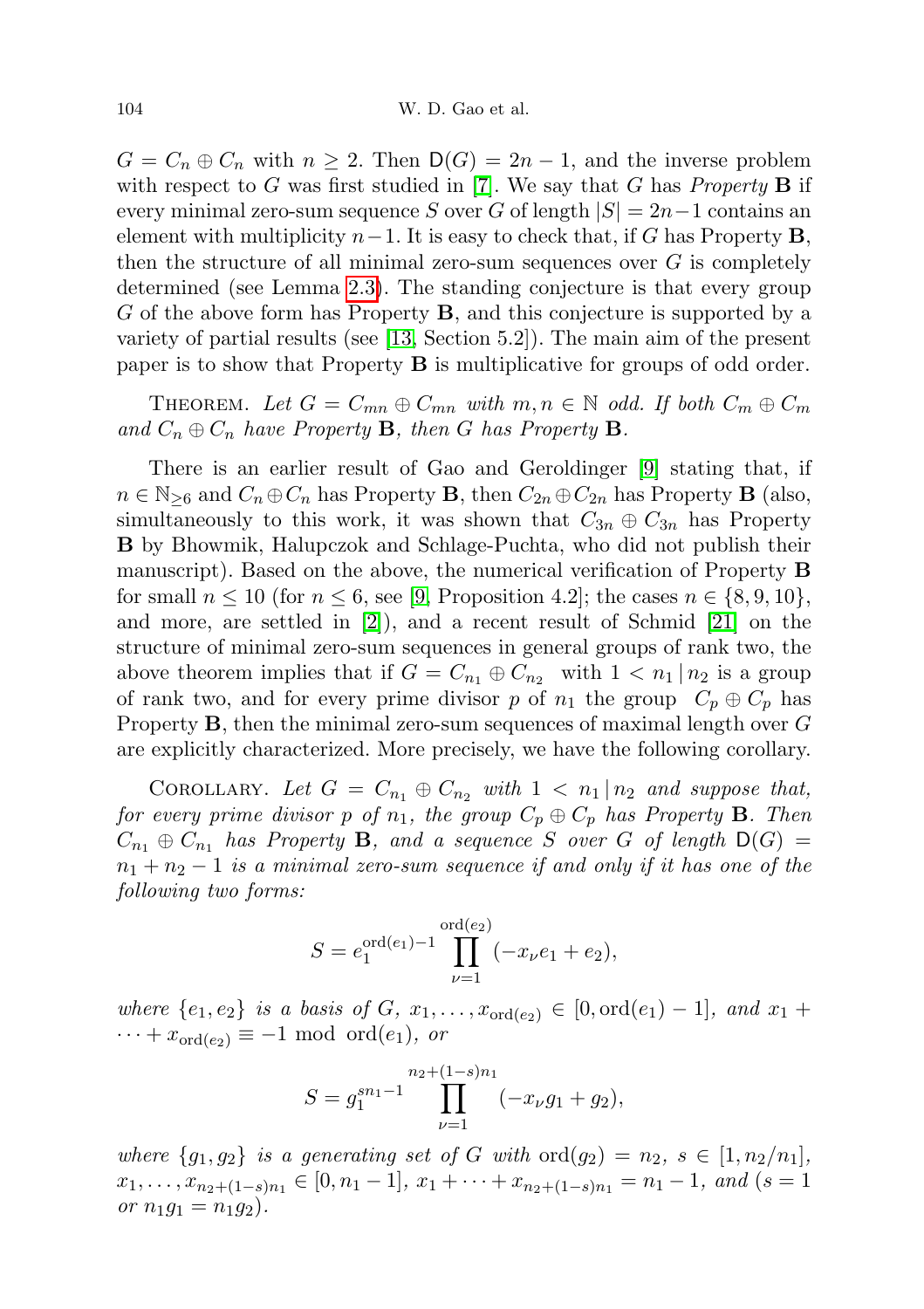$G = C_n \oplus C_n$ with $n \geq 2$. Then $\mathsf{D}(G) = 2n - 1$, and the inverse problem with respect to $G$ was first studied in [7]. We say that $G$ has *Property* **B** if every minimal zero-sum sequence $S$ over $G$ of length $|S| = 2n-1$ contains an element with multiplicity $n-1$. It is easy to check that, if $G$ has Property **B**, then the structure of all minimal zero-sum sequences over $G$ is completely determined (see Lemma 2.3). The standing conjecture is that every group $G$ of the above form has Property **B**, and this conjecture is supported by a variety of partial results (see [13, Section 5.2]). The main aim of the present paper is to show that Property **B** is multiplicative for groups of odd order.

THEOREM. *Let $G = C_{mn} \oplus C_{mn}$ with $m, n \in \mathbb{N}$ odd. If both $C_m \oplus C_m$ and $C_n \oplus C_n$ have Property* **B**, *then $G$ has Property* **B**.

There is an earlier result of Gao and Geroldinger [9] stating that, if $n \in \mathbb{N}_{\geq 6}$ and $C_n \oplus C_n$ has Property **B**, then $C_{2n} \oplus C_{2n}$ has Property **B** (also, simultaneously to this work, it was shown that $C_{3n} \oplus C_{3n}$ has Property **B** by Bhowmik, Halupczok and Schlage-Puchta, who did not publish their manuscript). Based on the above, the numerical verification of Property **B** for small $n \leq 10$ (for $n \leq 6$, see [9, Proposition 4.2]; the cases $n \in \{8, 9, 10\}$, and more, are settled in [2]), and a recent result of Schmid [21] on the structure of minimal zero-sum sequences in general groups of rank two, the above theorem implies that if $G = C_{n_1} \oplus C_{n_2}$ with $1 < n_1 \mid n_2$ is a group of rank two, and for every prime divisor $p$ of $n_1$ the group $C_p \oplus C_p$ has Property **B**, then the minimal zero-sum sequences of maximal length over $G$ are explicitly characterized. More precisely, we have the following corollary.

COROLLARY. *Let $G = C_{n_1} \oplus C_{n_2}$ with $1 < n_1 \mid n_2$ and suppose that, for every prime divisor $p$ of $n_1$, the group $C_p \oplus C_p$ has Property* **B**. *Then $C_{n_1} \oplus C_{n_1}$ has Property* **B**, *and a sequence $S$ over $G$ of length $\mathsf{D}(G) = n_1 + n_2 - 1$ is a minimal zero-sum sequence if and only if it has one of the following two forms:*

$$S = e_1^{\operatorname{ord}(e_1)-1} \prod_{\nu=1}^{\operatorname{ord}(e_2)} (-x_\nu e_1 + e_2),$$

*where $\{e_1, e_2\}$ is a basis of $G$, $x_1, \ldots, x_{\operatorname{ord}(e_2)} \in [0, \operatorname{ord}(e_1) - 1]$, and $x_1 + \cdots + x_{\operatorname{ord}(e_2)} \equiv -1 \mod \operatorname{ord}(e_1)$, or*

$$S = g_1^{sn_1 - 1} \prod_{\nu=1}^{n_2 + (1-s)n_1} (-x_\nu g_1 + g_2),$$

*where $\{g_1, g_2\}$ is a generating set of $G$ with $\operatorname{ord}(g_2) = n_2$, $s \in [1, n_2/n_1]$, $x_1, \ldots, x_{n_2+(1-s)n_1} \in [0, n_1 - 1]$, $x_1 + \cdots + x_{n_2+(1-s)n_1} = n_1 - 1$, and ($s = 1$ or $n_1 g_1 = n_1 g_2$).*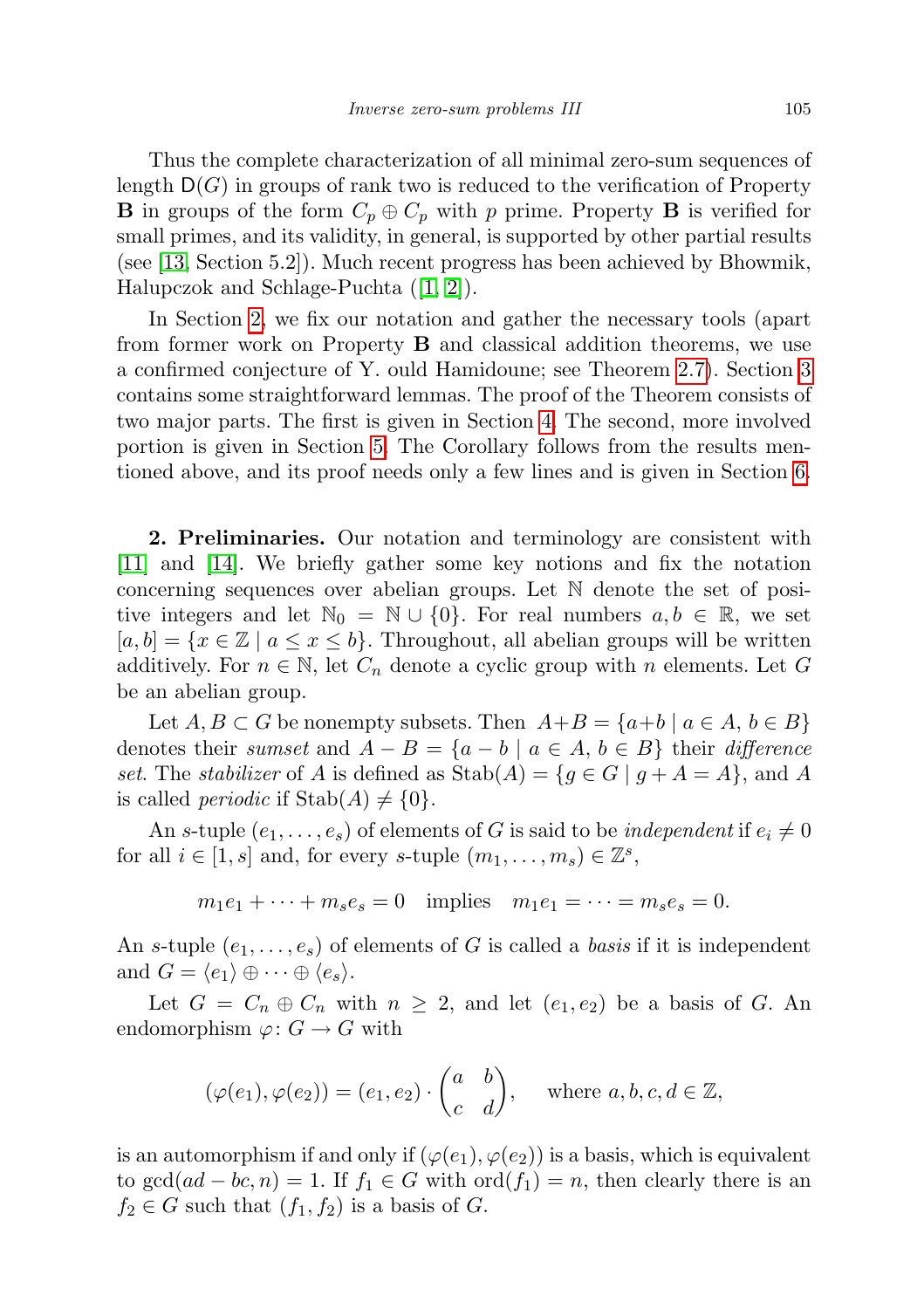Thus the complete characterization of all minimal zero-sum sequences of length $\mathsf{D}(G)$ in groups of rank two is reduced to the verification of Property **B** in groups of the form $C_p \oplus C_p$ with $p$ prime. Property **B** is verified for small primes, and its validity, in general, is supported by other partial results (see [13, Section 5.2]). Much recent progress has been achieved by Bhowmik, Halupczok and Schlage-Puchta ([1, 2]).

In Section 2, we fix our notation and gather the necessary tools (apart from former work on Property **B** and classical addition theorems, we use a confirmed conjecture of Y. ould Hamidoune; see Theorem 2.7). Section 3 contains some straightforward lemmas. The proof of the Theorem consists of two major parts. The first is given in Section 4. The second, more involved portion is given in Section 5. The Corollary follows from the results mentioned above, and its proof needs only a few lines and is given in Section 6.

**2. Preliminaries.** Our notation and terminology are consistent with [11] and [14]. We briefly gather some key notions and fix the notation concerning sequences over abelian groups. Let $\mathbb{N}$ denote the set of positive integers and let $\mathbb{N}_0 = \mathbb{N} \cup \{0\}$. For real numbers $a, b \in \mathbb{R}$, we set $[a, b] = \{x \in \mathbb{Z} \mid a \le x \le b\}$. Throughout, all abelian groups will be written additively. For $n \in \mathbb{N}$, let $C_n$ denote a cyclic group with $n$ elements. Let $G$ be an abelian group.

Let $A, B \subset G$ be nonempty subsets. Then $A+B = \{a+b \mid a \in A,\, b \in B\}$ denotes their *sumset* and $A - B = \{a - b \mid a \in A,\, b \in B\}$ their *difference set*. The *stabilizer* of $A$ is defined as $\mathrm{Stab}(A) = \{g \in G \mid g + A = A\}$, and $A$ is called *periodic* if $\mathrm{Stab}(A) \ne \{0\}$.

An $s$-tuple $(e_1, \ldots, e_s)$ of elements of $G$ is said to be *independent* if $e_i \ne 0$ for all $i \in [1, s]$ and, for every $s$-tuple $(m_1, \ldots, m_s) \in \mathbb{Z}^s$,

$$m_1 e_1 + \cdots + m_s e_s = 0 \quad \text{implies} \quad m_1 e_1 = \cdots = m_s e_s = 0.$$

An $s$-tuple $(e_1, \ldots, e_s)$ of elements of $G$ is called a *basis* if it is independent and $G = \langle e_1 \rangle \oplus \cdots \oplus \langle e_s \rangle$.

Let $G = C_n \oplus C_n$ with $n \ge 2$, and let $(e_1, e_2)$ be a basis of $G$. An endomorphism $\varphi\colon G \to G$ with

$$(\varphi(e_1), \varphi(e_2)) = (e_1, e_2) \cdot \begin{pmatrix} a & b \\ c & d \end{pmatrix}, \qquad \text{where } a, b, c, d \in \mathbb{Z},$$

is an automorphism if and only if $(\varphi(e_1), \varphi(e_2))$ is a basis, which is equivalent to $\gcd(ad - bc, n) = 1$. If $f_1 \in G$ with $\mathrm{ord}(f_1) = n$, then clearly there is an $f_2 \in G$ such that $(f_1, f_2)$ is a basis of $G$.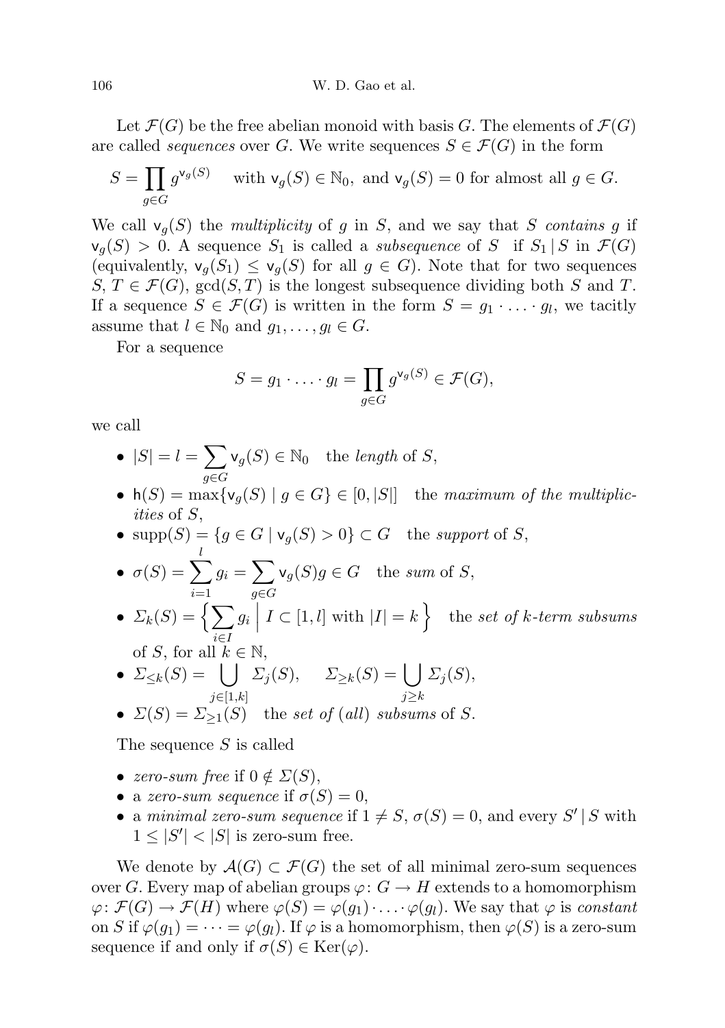Let $\mathcal{F}(G)$ be the free abelian monoid with basis $G$. The elements of $\mathcal{F}(G)$ are called *sequences* over $G$. We write sequences $S \in \mathcal{F}(G)$ in the form

$$S = \prod_{g \in G} g^{\mathsf{v}_g(S)} \quad \text{with } \mathsf{v}_g(S) \in \mathbb{N}_0, \text{ and } \mathsf{v}_g(S) = 0 \text{ for almost all } g \in G.$$

We call $\mathsf{v}_g(S)$ the *multiplicity* of $g$ in $S$, and we say that $S$ *contains* $g$ if $\mathsf{v}_g(S) > 0$. A sequence $S_1$ is called a *subsequence* of $S$ if $S_1 \mid S$ in $\mathcal{F}(G)$ (equivalently, $\mathsf{v}_g(S_1) \le \mathsf{v}_g(S)$ for all $g \in G$). Note that for two sequences $S, T \in \mathcal{F}(G)$, $\gcd(S,T)$ is the longest subsequence dividing both $S$ and $T$. If a sequence $S \in \mathcal{F}(G)$ is written in the form $S = g_1 \cdot \ldots \cdot g_l$, we tacitly assume that $l \in \mathbb{N}_0$ and $g_1, \ldots, g_l \in G$.

For a sequence

$$S = g_1 \cdot \ldots \cdot g_l = \prod_{g \in G} g^{\mathsf{v}_g(S)} \in \mathcal{F}(G),$$

we call

- $|S| = l = \sum_{g \in G} \mathsf{v}_g(S) \in \mathbb{N}_0$ the *length* of $S$,
- $\mathsf{h}(S) = \max\{\mathsf{v}_g(S) \mid g \in G\} \in [0, |S|]$ the *maximum of the multiplicities* of $S$,
- $\operatorname{supp}(S) = \{g \in G \mid \mathsf{v}_g(S) > 0\} \subset G$ the *support* of $S$,
- $\sigma(S) = \sum_{i=1}^{l} g_i = \sum_{g \in G} \mathsf{v}_g(S) g \in G$ the *sum* of $S$,
- $\Sigma_k(S) = \Big\{ \sum_{i \in I} g_i \;\Big|\; I \subset [1,l] \text{ with } |I| = k \Big\}$ the *set of $k$-term subsums* of $S$, for all $k \in \mathbb{N}$,
- $\Sigma_{\le k}(S) = \bigcup_{j \in [1,k]} \Sigma_j(S), \qquad \Sigma_{\ge k}(S) = \bigcup_{j \ge k} \Sigma_j(S)$,
- $\Sigma(S) = \Sigma_{\ge 1}(S)$ the *set of* (*all*) *subsums* of $S$.

The sequence $S$ is called

- *zero-sum free* if $0 \notin \Sigma(S)$,
- a *zero-sum sequence* if $\sigma(S) = 0$,
- a *minimal zero-sum sequence* if $1 \ne S$, $\sigma(S) = 0$, and every $S' \mid S$ with $1 \le |S'| < |S|$ is zero-sum free.

We denote by $\mathcal{A}(G) \subset \mathcal{F}(G)$ the set of all minimal zero-sum sequences over $G$. Every map of abelian groups $\varphi \colon G \to H$ extends to a homomorphism $\varphi \colon \mathcal{F}(G) \to \mathcal{F}(H)$ where $\varphi(S) = \varphi(g_1) \cdot \ldots \cdot \varphi(g_l)$. We say that $\varphi$ is *constant* on $S$ if $\varphi(g_1) = \cdots = \varphi(g_l)$. If $\varphi$ is a homomorphism, then $\varphi(S)$ is a zero-sum sequence if and only if $\sigma(S) \in \operatorname{Ker}(\varphi)$.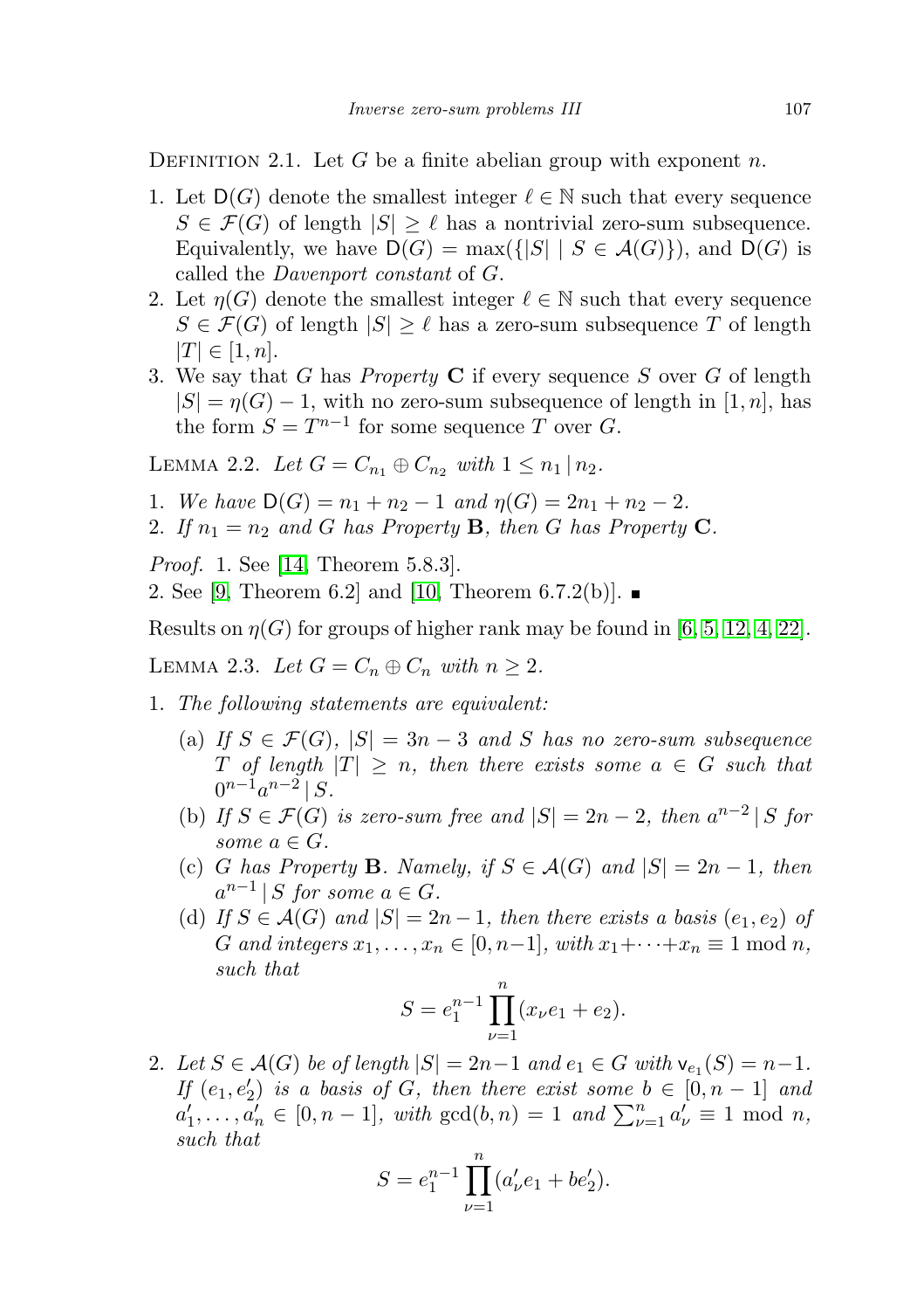Definition 2.1. Let $G$ be a finite abelian group with exponent $n$.

1. Let $\mathsf{D}(G)$ denote the smallest integer $\ell \in \mathbb{N}$ such that every sequence $S \in \mathcal{F}(G)$ of length $|S| \geq \ell$ has a nontrivial zero-sum subsequence. Equivalently, we have $\mathsf{D}(G) = \max(\{|S| \mid S \in \mathcal{A}(G)\})$, and $\mathsf{D}(G)$ is called the *Davenport constant* of $G$.
2. Let $\eta(G)$ denote the smallest integer $\ell \in \mathbb{N}$ such that every sequence $S \in \mathcal{F}(G)$ of length $|S| \geq \ell$ has a zero-sum subsequence $T$ of length $|T| \in [1, n]$.
3. We say that $G$ has *Property* $\mathbf{C}$ if every sequence $S$ over $G$ of length $|S| = \eta(G) - 1$, with no zero-sum subsequence of length in $[1, n]$, has the form $S = T^{n-1}$ for some sequence $T$ over $G$.

Lemma 2.2. *Let $G = C_{n_1} \oplus C_{n_2}$ with $1 \leq n_1 \mid n_2$.*

1. *We have $\mathsf{D}(G) = n_1 + n_2 - 1$ and $\eta(G) = 2n_1 + n_2 - 2$.*
2. *If $n_1 = n_2$ and $G$ has Property $\mathbf{B}$, then $G$ has Property $\mathbf{C}$.*

*Proof.* 1. See [14, Theorem 5.8.3].

2. See [9, Theorem 6.2] and [10, Theorem 6.7.2(b)]. ∎

Results on $\eta(G)$ for groups of higher rank may be found in [6, 5, 12, 4, 22].

Lemma 2.3. *Let $G = C_n \oplus C_n$ with $n \geq 2$.*

1. *The following statements are equivalent:*
   (a) *If $S \in \mathcal{F}(G)$, $|S| = 3n - 3$ and $S$ has no zero-sum subsequence $T$ of length $|T| \geq n$, then there exists some $a \in G$ such that $0^{n-1}a^{n-2} \mid S$.*
   (b) *If $S \in \mathcal{F}(G)$ is zero-sum free and $|S| = 2n - 2$, then $a^{n-2} \mid S$ for some $a \in G$.*
   (c) *$G$ has Property $\mathbf{B}$. Namely, if $S \in \mathcal{A}(G)$ and $|S| = 2n - 1$, then $a^{n-1} \mid S$ for some $a \in G$.*
   (d) *If $S \in \mathcal{A}(G)$ and $|S| = 2n - 1$, then there exists a basis $(e_1, e_2)$ of $G$ and integers $x_1, \ldots, x_n \in [0, n-1]$, with $x_1 + \cdots + x_n \equiv 1 \bmod n$, such that*
   $$S = e_1^{n-1} \prod_{\nu=1}^{n} (x_\nu e_1 + e_2).$$
2. *Let $S \in \mathcal{A}(G)$ be of length $|S| = 2n - 1$ and $e_1 \in G$ with $\mathsf{v}_{e_1}(S) = n - 1$. If $(e_1, e_2')$ is a basis of $G$, then there exist some $b \in [0, n-1]$ and $a_1', \ldots, a_n' \in [0, n-1]$, with $\gcd(b, n) = 1$ and $\sum_{\nu=1}^{n} a_\nu' \equiv 1 \bmod n$, such that*
$$S = e_1^{n-1} \prod_{\nu=1}^{n} (a_\nu' e_1 + b e_2').$$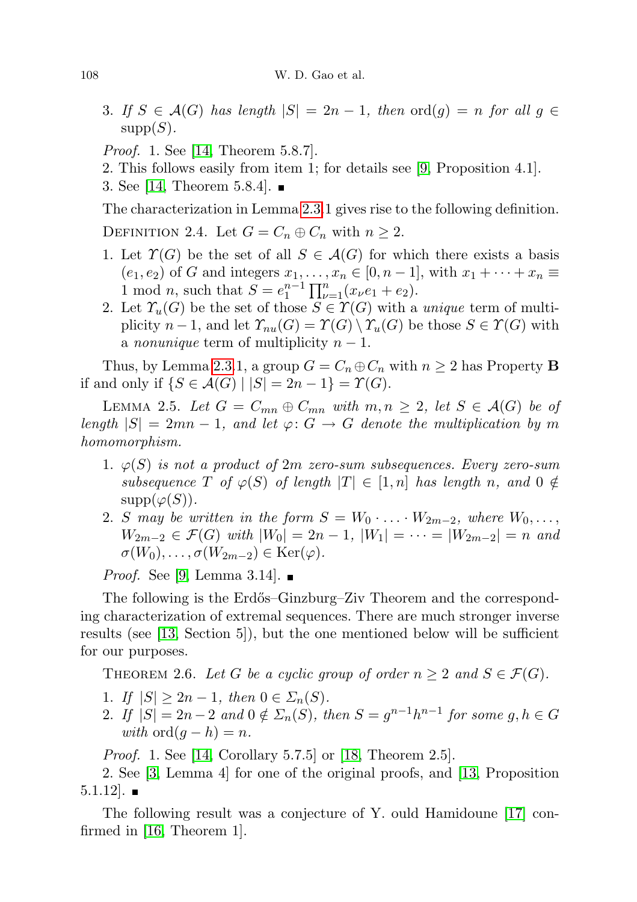3. *If $S \in \mathcal{A}(G)$ has length $|S| = 2n - 1$, then $\operatorname{ord}(g) = n$ for all $g \in \operatorname{supp}(S)$.*

*Proof.* 1. See [14, Theorem 5.8.7].

2. This follows easily from item 1; for details see [9, Proposition 4.1].

3. See [14, Theorem 5.8.4]. ∎

The characterization in Lemma 2.3.1 gives rise to the following definition.

Definition 2.4. Let $G = C_n \oplus C_n$ with $n \geq 2$.

1. Let $\Upsilon(G)$ be the set of all $S \in \mathcal{A}(G)$ for which there exists a basis $(e_1, e_2)$ of $G$ and integers $x_1, \ldots, x_n \in [0, n-1]$, with $x_1 + \cdots + x_n \equiv 1 \bmod n$, such that $S = e_1^{n-1} \prod_{\nu=1}^{n} (x_\nu e_1 + e_2)$.
2. Let $\Upsilon_u(G)$ be the set of those $S \in \Upsilon(G)$ with a *unique* term of multiplicity $n-1$, and let $\Upsilon_{nu}(G) = \Upsilon(G) \setminus \Upsilon_u(G)$ be those $S \in \Upsilon(G)$ with a *nonunique* term of multiplicity $n-1$.

Thus, by Lemma 2.3.1, a group $G = C_n \oplus C_n$ with $n \geq 2$ has Property **B** if and only if $\{S \in \mathcal{A}(G) \mid |S| = 2n - 1\} = \Upsilon(G)$.

Lemma 2.5. *Let $G = C_{mn} \oplus C_{mn}$ with $m, n \geq 2$, let $S \in \mathcal{A}(G)$ be of length $|S| = 2mn - 1$, and let $\varphi \colon G \to G$ denote the multiplication by $m$ homomorphism.*

1. *$\varphi(S)$ is not a product of $2m$ zero-sum subsequences. Every zero-sum subsequence $T$ of $\varphi(S)$ of length $|T| \in [1, n]$ has length $n$, and $0 \notin \operatorname{supp}(\varphi(S))$.*
2. *$S$ may be written in the form $S = W_0 \cdot \ldots \cdot W_{2m-2}$, where $W_0, \ldots, W_{2m-2} \in \mathcal{F}(G)$ with $|W_0| = 2n - 1$, $|W_1| = \cdots = |W_{2m-2}| = n$ and $\sigma(W_0), \ldots, \sigma(W_{2m-2}) \in \operatorname{Ker}(\varphi)$.*

*Proof.* See [9, Lemma 3.14]. ∎

The following is the Erdős–Ginzburg–Ziv Theorem and the corresponding characterization of extremal sequences. There are much stronger inverse results (see [13, Section 5]), but the one mentioned below will be sufficient for our purposes.

Theorem 2.6. *Let $G$ be a cyclic group of order $n \geq 2$ and $S \in \mathcal{F}(G)$.*

1. *If $|S| \geq 2n - 1$, then $0 \in \Sigma_n(S)$.*
2. *If $|S| = 2n - 2$ and $0 \notin \Sigma_n(S)$, then $S = g^{n-1} h^{n-1}$ for some $g, h \in G$ with $\operatorname{ord}(g - h) = n$.*

*Proof.* 1. See [14, Corollary 5.7.5] or [18, Theorem 2.5].

2. See [3, Lemma 4] for one of the original proofs, and [13, Proposition 5.1.12]. ∎

The following result was a conjecture of Y. ould Hamidoune [17] confirmed in [16, Theorem 1].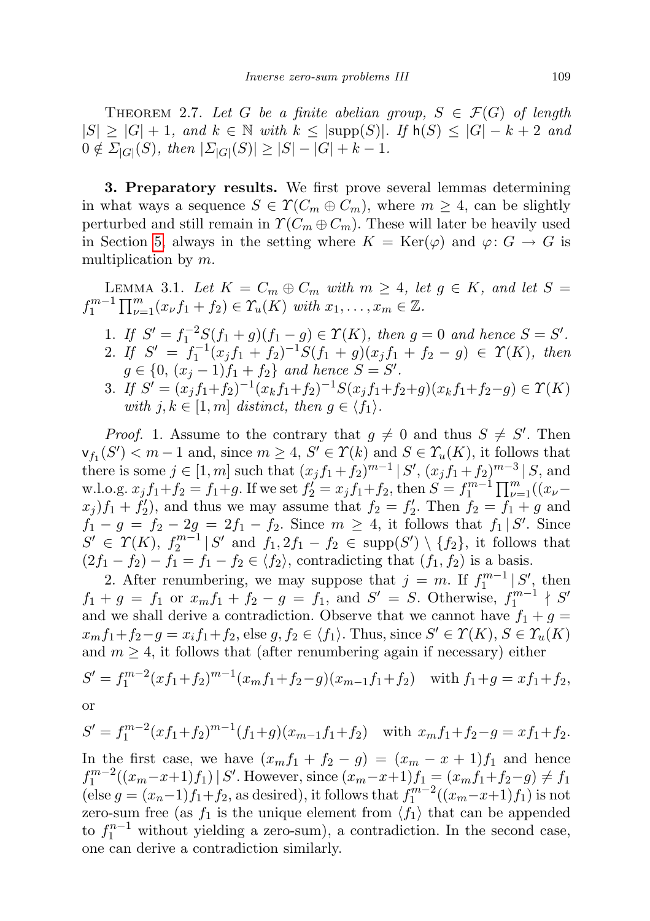Theorem 2.7. *Let $G$ be a finite abelian group, $S \in \mathcal{F}(G)$ of length $|S| \geq |G| + 1$, and $k \in \mathbb{N}$ with $k \leq |\mathrm{supp}(S)|$. If $\mathsf{h}(S) \leq |G| - k + 2$ and $0 \notin \Sigma_{|G|}(S)$, then $|\Sigma_{|G|}(S)| \geq |S| - |G| + k - 1$.*

**3. Preparatory results.** We first prove several lemmas determining in what ways a sequence $S \in \Upsilon(C_m \oplus C_m)$, where $m \geq 4$, can be slightly perturbed and still remain in $\Upsilon(C_m \oplus C_m)$. These will later be heavily used in Section 5, always in the setting where $K = \mathrm{Ker}(\varphi)$ and $\varphi\colon G \to G$ is multiplication by $m$.

Lemma 3.1. *Let $K = C_m \oplus C_m$ with $m \geq 4$, let $g \in K$, and let $S = f_1^{m-1} \prod_{\nu=1}^{m} (x_\nu f_1 + f_2) \in \Upsilon_u(K)$ with $x_1, \ldots, x_m \in \mathbb{Z}$.*

1. *If $S' = f_1^{-2} S (f_1 + g)(f_1 - g) \in \Upsilon(K)$, then $g = 0$ and hence $S = S'$.*
2. *If $S' = f_1^{-1}(x_j f_1 + f_2)^{-1} S (f_1 + g)(x_j f_1 + f_2 - g) \in \Upsilon(K)$, then $g \in \{0,\, (x_j - 1)f_1 + f_2\}$ and hence $S = S'$.*
3. *If $S' = (x_j f_1 + f_2)^{-1}(x_k f_1 + f_2)^{-1} S (x_j f_1 + f_2 + g)(x_k f_1 + f_2 - g) \in \Upsilon(K)$ with $j, k \in [1, m]$ distinct, then $g \in \langle f_1 \rangle$.*

*Proof.* 1. Assume to the contrary that $g \neq 0$ and thus $S \neq S'$. Then $\mathsf{v}_{f_1}(S') < m - 1$ and, since $m \geq 4$, $S' \in \Upsilon(k)$ and $S \in \Upsilon_u(K)$, it follows that there is some $j \in [1, m]$ such that $(x_j f_1 + f_2)^{m-1} \,|\, S'$, $(x_j f_1 + f_2)^{m-3} \,|\, S$, and w.l.o.g. $x_j f_1 + f_2 = f_1 + g$. If we set $f_2' = x_j f_1 + f_2$, then $S = f_1^{m-1} \prod_{\nu=1}^{m} ((x_\nu - x_j) f_1 + f_2')$, and thus we may assume that $f_2 = f_2'$. Then $f_2 = f_1 + g$ and $f_1 - g = f_2 - 2g = 2f_1 - f_2$. Since $m \geq 4$, it follows that $f_1 \,|\, S'$. Since $S' \in \Upsilon(K)$, $f_2^{m-1} \,|\, S'$ and $f_1, 2f_1 - f_2 \in \mathrm{supp}(S') \setminus \{f_2\}$, it follows that $(2f_1 - f_2) - f_1 = f_1 - f_2 \in \langle f_2 \rangle$, contradicting that $(f_1, f_2)$ is a basis.

2. After renumbering, we may suppose that $j = m$. If $f_1^{m-1} \,|\, S'$, then $f_1 + g = f_1$ or $x_m f_1 + f_2 - g = f_1$, and $S' = S$. Otherwise, $f_1^{m-1} \nmid S'$ and we shall derive a contradiction. Observe that we cannot have $f_1 + g = x_m f_1 + f_2 - g = x_i f_1 + f_2$, else $g, f_2 \in \langle f_1 \rangle$. Thus, since $S' \in \Upsilon(K)$, $S \in \Upsilon_u(K)$ and $m \geq 4$, it follows that (after renumbering again if necessary) either

$$S' = f_1^{m-2}(x f_1 + f_2)^{m-1}(x_m f_1 + f_2 - g)(x_{m-1} f_1 + f_2) \quad \text{with } f_1 + g = x f_1 + f_2,$$

or

$$S' = f_1^{m-2}(x f_1 + f_2)^{m-1}(f_1 + g)(x_{m-1} f_1 + f_2) \quad \text{with } x_m f_1 + f_2 - g = x f_1 + f_2.$$

In the first case, we have $(x_m f_1 + f_2 - g) = (x_m - x + 1) f_1$ and hence $f_1^{m-2}((x_m - x + 1) f_1) \,|\, S'$. However, since $(x_m - x + 1) f_1 = (x_m f_1 + f_2 - g) \neq f_1$ (else $g = (x_n - 1) f_1 + f_2$, as desired), it follows that $f_1^{m-2}((x_m - x + 1) f_1)$ is not zero-sum free (as $f_1$ is the unique element from $\langle f_1 \rangle$ that can be appended to $f_1^{n-1}$ without yielding a zero-sum), a contradiction. In the second case, one can derive a contradiction similarly.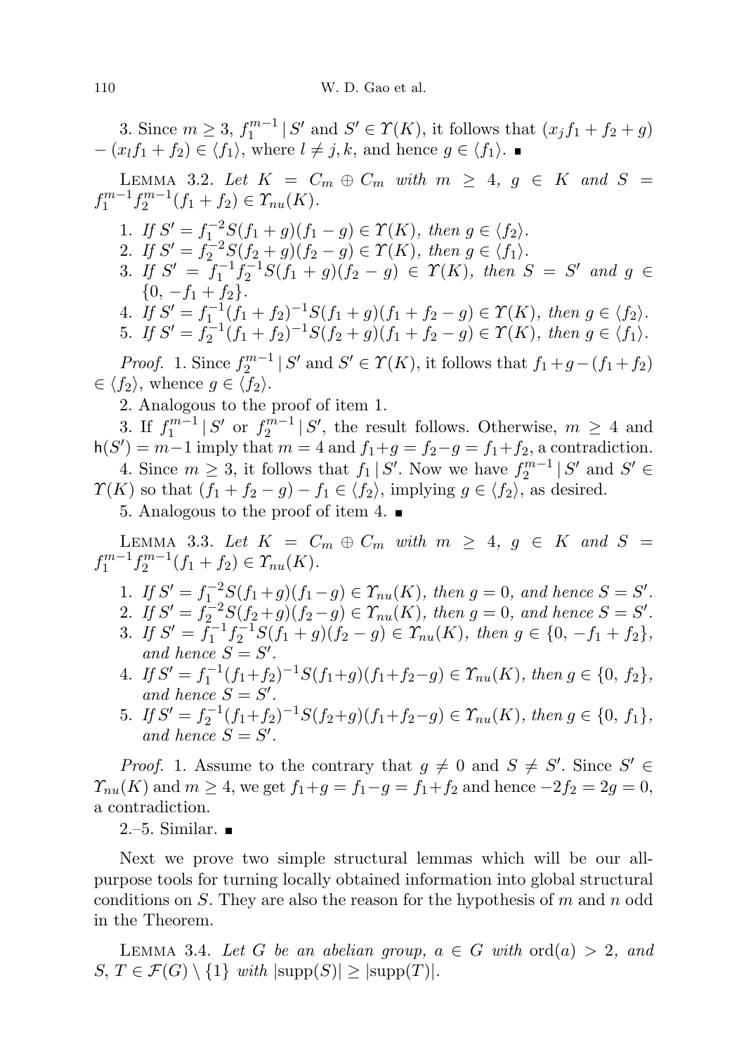3. Since $m \geq 3$, $f_1^{m-1} \mid S'$ and $S' \in \varUpsilon(K)$, it follows that $(x_j f_1 + f_2 + g) - (x_l f_1 + f_2) \in \langle f_1 \rangle$, where $l \neq j, k$, and hence $g \in \langle f_1 \rangle$. ∎

Lemma 3.2. *Let $K = C_m \oplus C_m$ with $m \geq 4$, $g \in K$ and $S = f_1^{m-1} f_2^{m-1}(f_1 + f_2) \in \varUpsilon_{nu}(K)$.*

1. *If $S' = f_1^{-2} S(f_1 + g)(f_1 - g) \in \varUpsilon(K)$, then $g \in \langle f_2 \rangle$.*
2. *If $S' = f_2^{-2} S(f_2 + g)(f_2 - g) \in \varUpsilon(K)$, then $g \in \langle f_1 \rangle$.*
3. *If $S' = f_1^{-1} f_2^{-1} S(f_1 + g)(f_2 - g) \in \varUpsilon(K)$, then $S = S'$ and $g \in \{0, -f_1 + f_2\}$.*
4. *If $S' = f_1^{-1}(f_1 + f_2)^{-1} S(f_1 + g)(f_1 + f_2 - g) \in \varUpsilon(K)$, then $g \in \langle f_2 \rangle$.*
5. *If $S' = f_2^{-1}(f_1 + f_2)^{-1} S(f_2 + g)(f_1 + f_2 - g) \in \varUpsilon(K)$, then $g \in \langle f_1 \rangle$.*

*Proof.* 1. Since $f_2^{m-1} \mid S'$ and $S' \in \varUpsilon(K)$, it follows that $f_1 + g - (f_1 + f_2) \in \langle f_2 \rangle$, whence $g \in \langle f_2 \rangle$.

2. Analogous to the proof of item 1.

3. If $f_1^{m-1} \mid S'$ or $f_2^{m-1} \mid S'$, the result follows. Otherwise, $m \geq 4$ and $\mathsf{h}(S') = m - 1$ imply that $m = 4$ and $f_1 + g = f_2 - g = f_1 + f_2$, a contradiction.

4. Since $m \geq 3$, it follows that $f_1 \mid S'$. Now we have $f_2^{m-1} \mid S'$ and $S' \in \varUpsilon(K)$ so that $(f_1 + f_2 - g) - f_1 \in \langle f_2 \rangle$, implying $g \in \langle f_2 \rangle$, as desired.

5. Analogous to the proof of item 4. ∎

Lemma 3.3. *Let $K = C_m \oplus C_m$ with $m \geq 4$, $g \in K$ and $S = f_1^{m-1} f_2^{m-1}(f_1 + f_2) \in \varUpsilon_{nu}(K)$.*

1. *If $S' = f_1^{-2} S(f_1 + g)(f_1 - g) \in \varUpsilon_{nu}(K)$, then $g = 0$, and hence $S = S'$.*
2. *If $S' = f_2^{-2} S(f_2 + g)(f_2 - g) \in \varUpsilon_{nu}(K)$, then $g = 0$, and hence $S = S'$.*
3. *If $S' = f_1^{-1} f_2^{-1} S(f_1 + g)(f_2 - g) \in \varUpsilon_{nu}(K)$, then $g \in \{0, -f_1 + f_2\}$, and hence $S = S'$.*
4. *If $S' = f_1^{-1}(f_1 + f_2)^{-1} S(f_1 + g)(f_1 + f_2 - g) \in \varUpsilon_{nu}(K)$, then $g \in \{0, f_2\}$, and hence $S = S'$.*
5. *If $S' = f_2^{-1}(f_1 + f_2)^{-1} S(f_2 + g)(f_1 + f_2 - g) \in \varUpsilon_{nu}(K)$, then $g \in \{0, f_1\}$, and hence $S = S'$.*

*Proof.* 1. Assume to the contrary that $g \neq 0$ and $S \neq S'$. Since $S' \in \varUpsilon_{nu}(K)$ and $m \geq 4$, we get $f_1 + g = f_1 - g = f_1 + f_2$ and hence $-2f_2 = 2g = 0$, a contradiction.

2.–5. Similar. ∎

Next we prove two simple structural lemmas which will be our all-purpose tools for turning locally obtained information into global structural conditions on $S$. They are also the reason for the hypothesis of $m$ and $n$ odd in the Theorem.

Lemma 3.4. *Let $G$ be an abelian group, $a \in G$ with $\mathrm{ord}(a) > 2$, and $S, T \in \mathcal{F}(G) \setminus \{1\}$ with $|\mathrm{supp}(S)| \geq |\mathrm{supp}(T)|$.*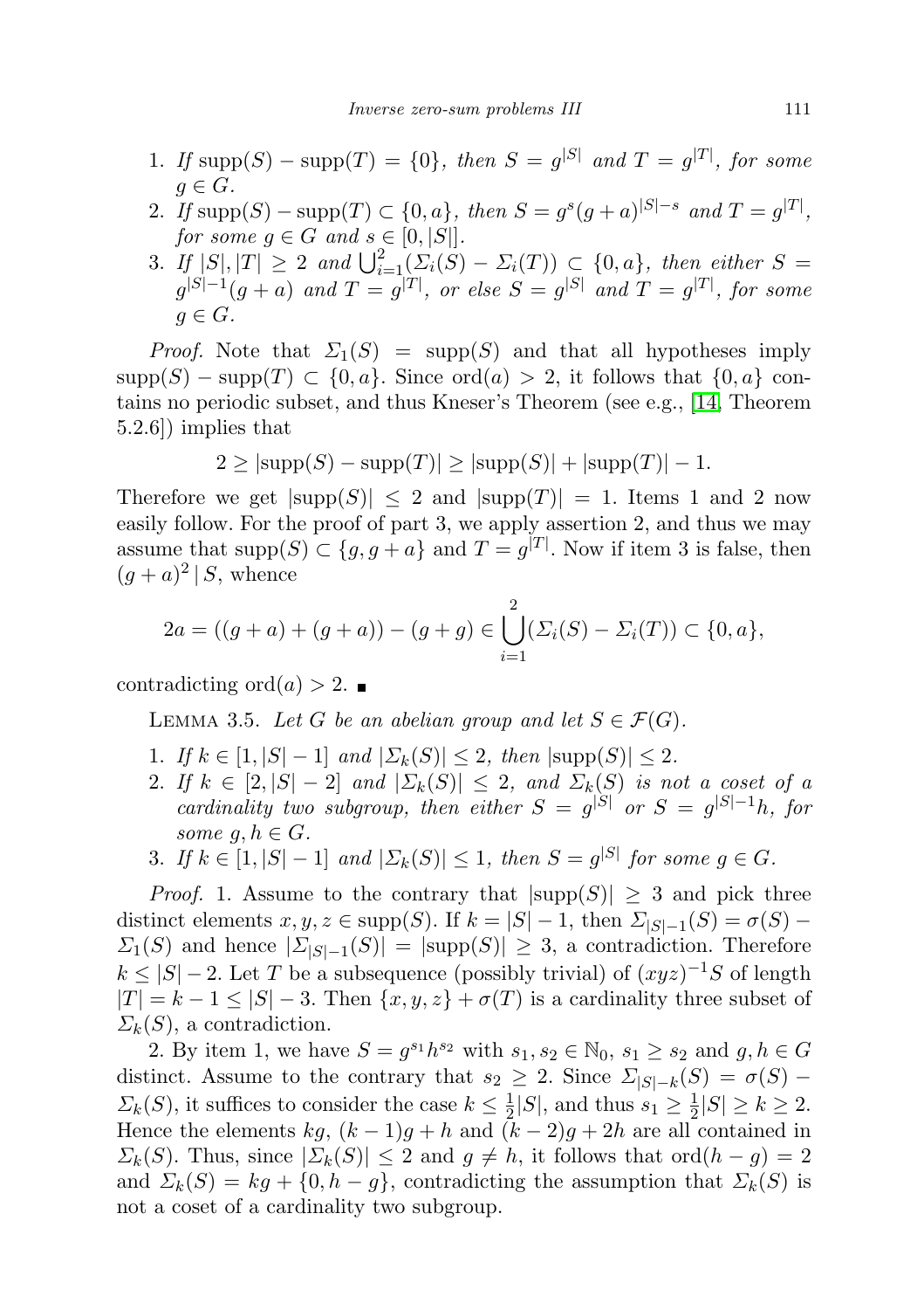1. *If* $\mathrm{supp}(S) - \mathrm{supp}(T) = \{0\}$, *then* $S = g^{|S|}$ *and* $T = g^{|T|}$, *for some* $g \in G$.
2. *If* $\mathrm{supp}(S) - \mathrm{supp}(T) \subset \{0, a\}$, *then* $S = g^s(g+a)^{|S|-s}$ *and* $T = g^{|T|}$, *for some* $g \in G$ *and* $s \in [0, |S|]$.
3. *If* $|S|, |T| \geq 2$ *and* $\bigcup_{i=1}^{2}(\Sigma_i(S) - \Sigma_i(T)) \subset \{0, a\}$, *then either* $S = g^{|S|-1}(g+a)$ *and* $T = g^{|T|}$, *or else* $S = g^{|S|}$ *and* $T = g^{|T|}$, *for some* $g \in G$.

*Proof.* Note that $\Sigma_1(S) = \mathrm{supp}(S)$ and that all hypotheses imply $\mathrm{supp}(S) - \mathrm{supp}(T) \subset \{0, a\}$. Since $\mathrm{ord}(a) > 2$, it follows that $\{0, a\}$ contains no periodic subset, and thus Kneser's Theorem (see e.g., [14, Theorem 5.2.6]) implies that

$$2 \geq |\mathrm{supp}(S) - \mathrm{supp}(T)| \geq |\mathrm{supp}(S)| + |\mathrm{supp}(T)| - 1.$$

Therefore we get $|\mathrm{supp}(S)| \leq 2$ and $|\mathrm{supp}(T)| = 1$. Items 1 and 2 now easily follow. For the proof of part 3, we apply assertion 2, and thus we may assume that $\mathrm{supp}(S) \subset \{g, g+a\}$ and $T = g^{|T|}$. Now if item 3 is false, then $(g+a)^2 \mid S$, whence

$$2a = ((g+a) + (g+a)) - (g+g) \in \bigcup_{i=1}^{2}(\Sigma_i(S) - \Sigma_i(T)) \subset \{0, a\},$$

contradicting $\mathrm{ord}(a) > 2$. ∎

LEMMA 3.5. *Let* $G$ *be an abelian group and let* $S \in \mathcal{F}(G)$.

1. *If* $k \in [1, |S|-1]$ *and* $|\Sigma_k(S)| \leq 2$, *then* $|\mathrm{supp}(S)| \leq 2$.
2. *If* $k \in [2, |S|-2]$ *and* $|\Sigma_k(S)| \leq 2$, *and* $\Sigma_k(S)$ *is not a coset of a cardinality two subgroup, then either* $S = g^{|S|}$ *or* $S = g^{|S|-1}h$, *for some* $g, h \in G$.
3. *If* $k \in [1, |S|-1]$ *and* $|\Sigma_k(S)| \leq 1$, *then* $S = g^{|S|}$ *for some* $g \in G$.

*Proof.* 1. Assume to the contrary that $|\mathrm{supp}(S)| \geq 3$ and pick three distinct elements $x, y, z \in \mathrm{supp}(S)$. If $k = |S|-1$, then $\Sigma_{|S|-1}(S) = \sigma(S) - \Sigma_1(S)$ and hence $|\Sigma_{|S|-1}(S)| = |\mathrm{supp}(S)| \geq 3$, a contradiction. Therefore $k \leq |S|-2$. Let $T$ be a subsequence (possibly trivial) of $(xyz)^{-1}S$ of length $|T| = k-1 \leq |S|-3$. Then $\{x, y, z\} + \sigma(T)$ is a cardinality three subset of $\Sigma_k(S)$, a contradiction.

2. By item 1, we have $S = g^{s_1}h^{s_2}$ with $s_1, s_2 \in \mathbb{N}_0$, $s_1 \geq s_2$ and $g, h \in G$ distinct. Assume to the contrary that $s_2 \geq 2$. Since $\Sigma_{|S|-k}(S) = \sigma(S) - \Sigma_k(S)$, it suffices to consider the case $k \leq \frac{1}{2}|S|$, and thus $s_1 \geq \frac{1}{2}|S| \geq k \geq 2$. Hence the elements $kg$, $(k-1)g + h$ and $(k-2)g + 2h$ are all contained in $\Sigma_k(S)$. Thus, since $|\Sigma_k(S)| \leq 2$ and $g \neq h$, it follows that $\mathrm{ord}(h-g) = 2$ and $\Sigma_k(S) = kg + \{0, h-g\}$, contradicting the assumption that $\Sigma_k(S)$ is not a coset of a cardinality two subgroup.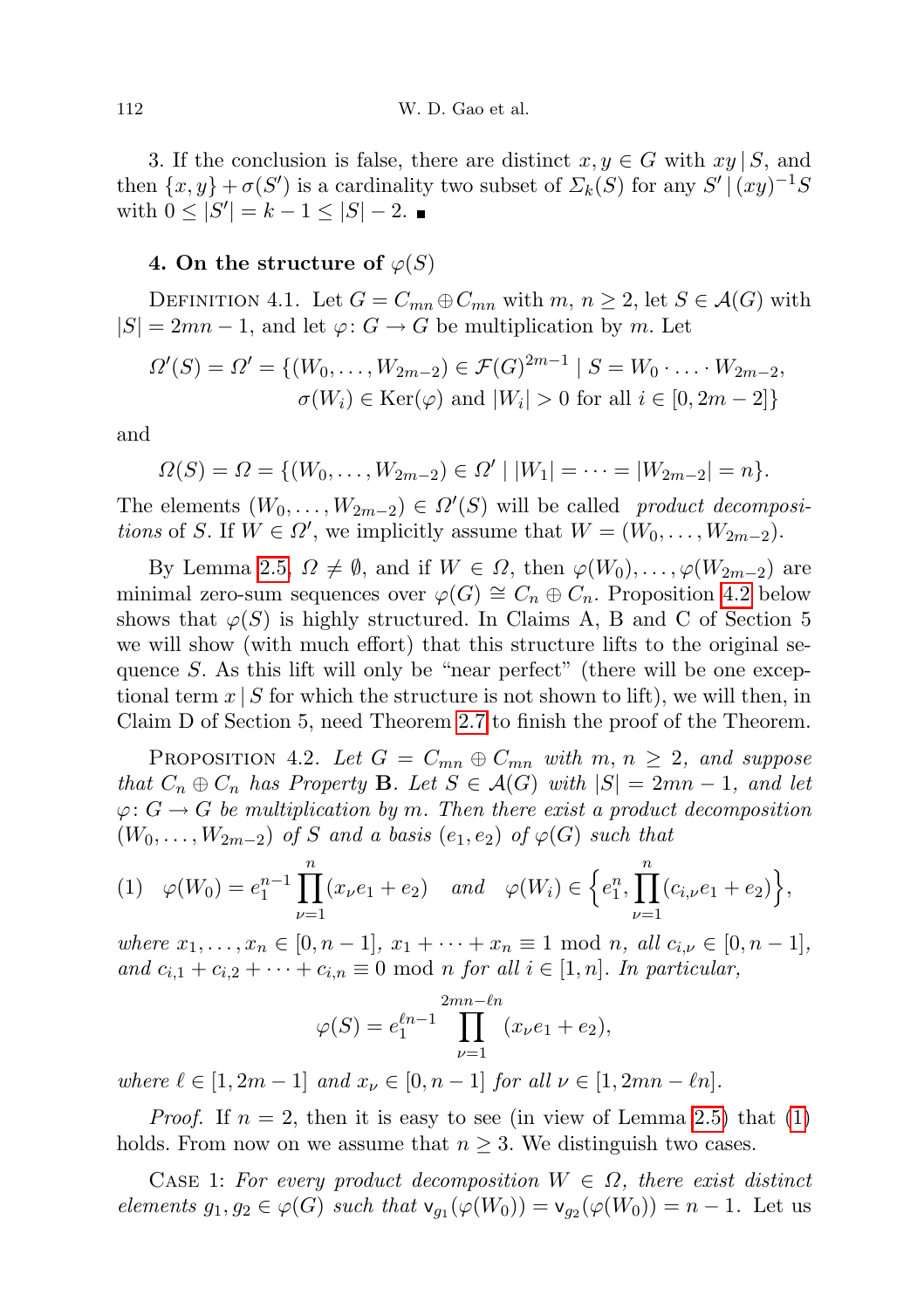3. If the conclusion is false, there are distinct $x, y \in G$ with $xy \mid S$, and then $\{x, y\} + \sigma(S')$ is a cardinality two subset of $\Sigma_k(S)$ for any $S' \mid (xy)^{-1}S$ with $0 \le |S'| = k - 1 \le |S| - 2$. ∎

## 4. On the structure of $\varphi(S)$

Definition 4.1. Let $G = C_{mn} \oplus C_{mn}$ with $m, n \ge 2$, let $S \in \mathcal{A}(G)$ with $|S| = 2mn - 1$, and let $\varphi \colon G \to G$ be multiplication by $m$. Let

$$\Omega'(S) = \Omega' = \{(W_0, \ldots, W_{2m-2}) \in \mathcal{F}(G)^{2m-1} \mid S = W_0 \cdot \ldots \cdot W_{2m-2},$$
$$\sigma(W_i) \in \operatorname{Ker}(\varphi) \text{ and } |W_i| > 0 \text{ for all } i \in [0, 2m-2]\}$$

and

$$\Omega(S) = \Omega = \{(W_0, \ldots, W_{2m-2}) \in \Omega' \mid |W_1| = \cdots = |W_{2m-2}| = n\}.$$

The elements $(W_0, \ldots, W_{2m-2}) \in \Omega'(S)$ will be called *product decompositions* of $S$. If $W \in \Omega'$, we implicitly assume that $W = (W_0, \ldots, W_{2m-2})$.

By Lemma 2.5, $\Omega \ne \emptyset$, and if $W \in \Omega$, then $\varphi(W_0), \ldots, \varphi(W_{2m-2})$ are minimal zero-sum sequences over $\varphi(G) \cong C_n \oplus C_n$. Proposition 4.2 below shows that $\varphi(S)$ is highly structured. In Claims A, B and C of Section 5 we will show (with much effort) that this structure lifts to the original sequence $S$. As this lift will only be "near perfect" (there will be one exceptional term $x \mid S$ for which the structure is not shown to lift), we will then, in Claim D of Section 5, need Theorem 2.7 to finish the proof of the Theorem.

Proposition 4.2. *Let $G = C_{mn} \oplus C_{mn}$ with $m, n \ge 2$, and suppose that $C_n \oplus C_n$ has Property* **B**. *Let $S \in \mathcal{A}(G)$ with $|S| = 2mn - 1$, and let $\varphi \colon G \to G$ be multiplication by $m$. Then there exist a product decomposition $(W_0, \ldots, W_{2m-2})$ of $S$ and a basis $(e_1, e_2)$ of $\varphi(G)$ such that*

$$(1) \quad \varphi(W_0) = e_1^{n-1} \prod_{\nu=1}^{n} (x_\nu e_1 + e_2) \quad \text{and} \quad \varphi(W_i) \in \Big\{ e_1^n, \prod_{\nu=1}^{n} (c_{i,\nu} e_1 + e_2) \Big\},$$

*where $x_1, \ldots, x_n \in [0, n-1]$, $x_1 + \cdots + x_n \equiv 1 \mod n$, all $c_{i,\nu} \in [0, n-1]$, and $c_{i,1} + c_{i,2} + \cdots + c_{i,n} \equiv 0 \mod n$ for all $i \in [1, n]$. In particular,*

$$\varphi(S) = e_1^{\ell n - 1} \prod_{\nu=1}^{2mn - \ell n} (x_\nu e_1 + e_2),$$

*where $\ell \in [1, 2m-1]$ and $x_\nu \in [0, n-1]$ for all $\nu \in [1, 2mn - \ell n]$.*

*Proof.* If $n = 2$, then it is easy to see (in view of Lemma 2.5) that (1) holds. From now on we assume that $n \ge 3$. We distinguish two cases.

Case 1: *For every product decomposition $W \in \Omega$, there exist distinct elements $g_1, g_2 \in \varphi(G)$ such that $\mathsf{v}_{g_1}(\varphi(W_0)) = \mathsf{v}_{g_2}(\varphi(W_0)) = n - 1$.* Let us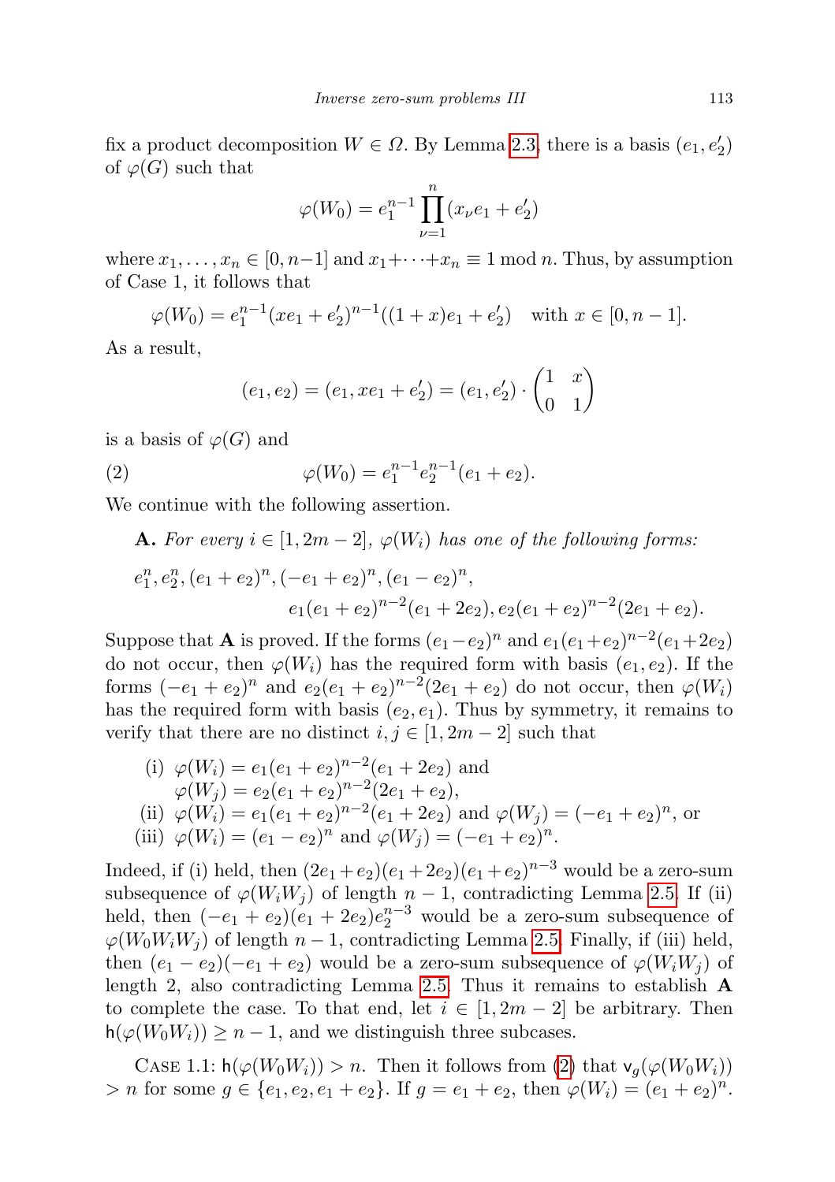fix a product decomposition $W \in \Omega$. By Lemma 2.3, there is a basis $(e_1, e_2')$ of $\varphi(G)$ such that

$$\varphi(W_0) = e_1^{n-1} \prod_{\nu=1}^{n} (x_\nu e_1 + e_2')$$

where $x_1, \ldots, x_n \in [0, n-1]$ and $x_1 + \cdots + x_n \equiv 1 \bmod n$. Thus, by assumption of Case 1, it follows that

$$\varphi(W_0) = e_1^{n-1} (x e_1 + e_2')^{n-1} ((1+x) e_1 + e_2') \quad \text{with } x \in [0, n-1].$$

As a result,

$$(e_1, e_2) = (e_1, x e_1 + e_2') = (e_1, e_2') \cdot \begin{pmatrix} 1 & x \\ 0 & 1 \end{pmatrix}$$

is a basis of $\varphi(G)$ and

$$\varphi(W_0) = e_1^{n-1} e_2^{n-1} (e_1 + e_2). \tag{2}$$

We continue with the following assertion.

**A.** *For every $i \in [1, 2m-2]$, $\varphi(W_i)$ has one of the following forms:*

$$e_1^n, e_2^n, (e_1 + e_2)^n, (-e_1 + e_2)^n, (e_1 - e_2)^n,$$
$$e_1 (e_1 + e_2)^{n-2} (e_1 + 2e_2), e_2 (e_1 + e_2)^{n-2} (2e_1 + e_2).$$

Suppose that **A** is proved. If the forms $(e_1 - e_2)^n$ and $e_1(e_1+e_2)^{n-2}(e_1+2e_2)$ do not occur, then $\varphi(W_i)$ has the required form with basis $(e_1, e_2)$. If the forms $(-e_1 + e_2)^n$ and $e_2(e_1 + e_2)^{n-2}(2e_1 + e_2)$ do not occur, then $\varphi(W_i)$ has the required form with basis $(e_2, e_1)$. Thus by symmetry, it remains to verify that there are no distinct $i, j \in [1, 2m-2]$ such that

- (i) $\varphi(W_i) = e_1(e_1 + e_2)^{n-2}(e_1 + 2e_2)$ and $\varphi(W_j) = e_2(e_1 + e_2)^{n-2}(2e_1 + e_2)$,
- (ii) $\varphi(W_i) = e_1(e_1 + e_2)^{n-2}(e_1 + 2e_2)$ and $\varphi(W_j) = (-e_1 + e_2)^n$, or
- (iii) $\varphi(W_i) = (e_1 - e_2)^n$ and $\varphi(W_j) = (-e_1 + e_2)^n$.

Indeed, if (i) held, then $(2e_1 + e_2)(e_1 + 2e_2)(e_1 + e_2)^{n-3}$ would be a zero-sum subsequence of $\varphi(W_i W_j)$ of length $n-1$, contradicting Lemma 2.5. If (ii) held, then $(-e_1 + e_2)(e_1 + 2e_2)e_2^{n-3}$ would be a zero-sum subsequence of $\varphi(W_0 W_i W_j)$ of length $n-1$, contradicting Lemma 2.5. Finally, if (iii) held, then $(e_1 - e_2)(-e_1 + e_2)$ would be a zero-sum subsequence of $\varphi(W_i W_j)$ of length 2, also contradicting Lemma 2.5. Thus it remains to establish **A** to complete the case. To that end, let $i \in [1, 2m-2]$ be arbitrary. Then $\mathsf{h}(\varphi(W_0 W_i)) \geq n-1$, and we distinguish three subcases.

Case 1.1: $\mathsf{h}(\varphi(W_0 W_i)) > n$. Then it follows from (2) that $\mathsf{v}_g(\varphi(W_0 W_i)) > n$ for some $g \in \{e_1, e_2, e_1 + e_2\}$. If $g = e_1 + e_2$, then $\varphi(W_i) = (e_1 + e_2)^n$.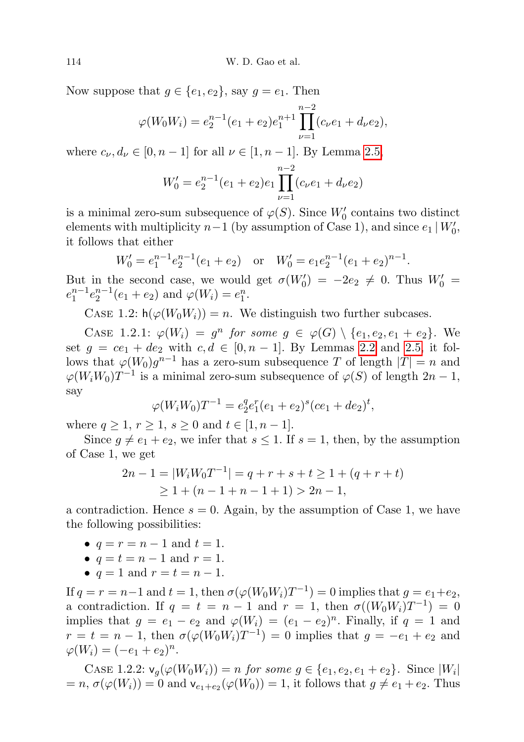Now suppose that $g \in \{e_1, e_2\}$, say $g = e_1$. Then

$$\varphi(W_0 W_i) = e_2^{n-1}(e_1 + e_2)e_1^{n+1} \prod_{\nu=1}^{n-2} (c_\nu e_1 + d_\nu e_2),$$

where $c_\nu, d_\nu \in [0, n-1]$ for all $\nu \in [1, n-1]$. By Lemma 2.5,

$$W_0' = e_2^{n-1}(e_1 + e_2)e_1 \prod_{\nu=1}^{n-2} (c_\nu e_1 + d_\nu e_2)$$

is a minimal zero-sum subsequence of $\varphi(S)$. Since $W_0'$ contains two distinct elements with multiplicity $n-1$ (by assumption of Case 1), and since $e_1 \mid W_0'$, it follows that either

$$W_0' = e_1^{n-1}e_2^{n-1}(e_1 + e_2) \quad \text{or} \quad W_0' = e_1 e_2^{n-1}(e_1 + e_2)^{n-1}.$$

But in the second case, we would get $\sigma(W_0') = -2e_2 \neq 0$. Thus $W_0' = e_1^{n-1}e_2^{n-1}(e_1 + e_2)$ and $\varphi(W_i) = e_1^n$.

Case 1.2: $\mathsf{h}(\varphi(W_0 W_i)) = n$. We distinguish two further subcases.

Case 1.2.1: *$\varphi(W_i) = g^n$ for some $g \in \varphi(G) \setminus \{e_1, e_2, e_1 + e_2\}$.* We set $g = ce_1 + de_2$ with $c, d \in [0, n-1]$. By Lemmas 2.2 and 2.5, it follows that $\varphi(W_0)g^{n-1}$ has a zero-sum subsequence $T$ of length $|T| = n$ and $\varphi(W_i W_0)T^{-1}$ is a minimal zero-sum subsequence of $\varphi(S)$ of length $2n-1$, say

$$\varphi(W_i W_0)T^{-1} = e_2^q e_1^r (e_1 + e_2)^s (ce_1 + de_2)^t,$$

where $q \geq 1$, $r \geq 1$, $s \geq 0$ and $t \in [1, n-1]$.

Since $g \neq e_1 + e_2$, we infer that $s \leq 1$. If $s = 1$, then, by the assumption of Case 1, we get

$$\begin{aligned} 2n - 1 = |W_i W_0 T^{-1}| = q + r + s + t &\geq 1 + (q + r + t) \\ &\geq 1 + (n - 1 + n - 1 + 1) > 2n - 1, \end{aligned}$$

a contradiction. Hence $s = 0$. Again, by the assumption of Case 1, we have the following possibilities:

- $q = r = n-1$ and $t = 1$.
- $q = t = n-1$ and $r = 1$.
- $q = 1$ and $r = t = n-1$.

If $q = r = n-1$ and $t = 1$, then $\sigma(\varphi(W_0 W_i)T^{-1}) = 0$ implies that $g = e_1 + e_2$, a contradiction. If $q = t = n-1$ and $r = 1$, then $\sigma((W_0 W_i)T^{-1}) = 0$ implies that $g = e_1 - e_2$ and $\varphi(W_i) = (e_1 - e_2)^n$. Finally, if $q = 1$ and $r = t = n-1$, then $\sigma(\varphi(W_0 W_i)T^{-1}) = 0$ implies that $g = -e_1 + e_2$ and $\varphi(W_i) = (-e_1 + e_2)^n$.

Case 1.2.2: *$\mathsf{v}_g(\varphi(W_0 W_i)) = n$ for some $g \in \{e_1, e_2, e_1 + e_2\}$.* Since $|W_i| = n$, $\sigma(\varphi(W_i)) = 0$ and $\mathsf{v}_{e_1+e_2}(\varphi(W_0)) = 1$, it follows that $g \neq e_1 + e_2$. Thus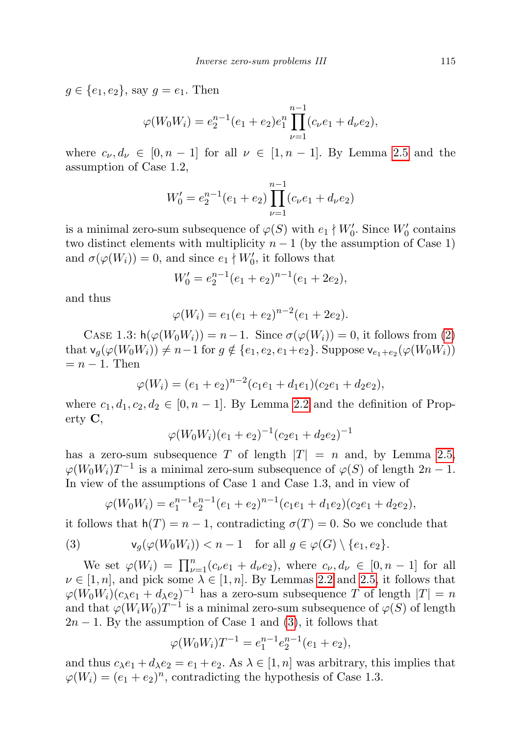$g \in \{e_1, e_2\}$, say $g = e_1$. Then

$$\varphi(W_0 W_i) = e_2^{n-1}(e_1 + e_2) e_1^n \prod_{\nu=1}^{n-1} (c_\nu e_1 + d_\nu e_2),$$

where $c_\nu, d_\nu \in [0, n-1]$ for all $\nu \in [1, n-1]$. By Lemma 2.5 and the assumption of Case 1.2,

$$W_0' = e_2^{n-1}(e_1 + e_2) \prod_{\nu=1}^{n-1} (c_\nu e_1 + d_\nu e_2)$$

is a minimal zero-sum subsequence of $\varphi(S)$ with $e_1 \nmid W_0'$. Since $W_0'$ contains two distinct elements with multiplicity $n-1$ (by the assumption of Case 1) and $\sigma(\varphi(W_i)) = 0$, and since $e_1 \nmid W_0'$, it follows that

$$W_0' = e_2^{n-1}(e_1 + e_2)^{n-1}(e_1 + 2e_2),$$

and thus

$$\varphi(W_i) = e_1 (e_1 + e_2)^{n-2}(e_1 + 2e_2).$$

Case 1.3: $\mathsf{h}(\varphi(W_0 W_i)) = n-1$. Since $\sigma(\varphi(W_i)) = 0$, it follows from (2) that $\mathsf{v}_g(\varphi(W_0 W_i)) \neq n-1$ for $g \notin \{e_1, e_2, e_1 + e_2\}$. Suppose $\mathsf{v}_{e_1+e_2}(\varphi(W_0 W_i)) = n-1$. Then

$$\varphi(W_i) = (e_1 + e_2)^{n-2}(c_1 e_1 + d_1 e_1)(c_2 e_1 + d_2 e_2),$$

where $c_1, d_1, c_2, d_2 \in [0, n-1]$. By Lemma 2.2 and the definition of Property **C**,

$$\varphi(W_0 W_i)(e_1 + e_2)^{-1}(c_2 e_1 + d_2 e_2)^{-1}$$

has a zero-sum subsequence $T$ of length $|T| = n$ and, by Lemma 2.5, $\varphi(W_0 W_i) T^{-1}$ is a minimal zero-sum subsequence of $\varphi(S)$ of length $2n-1$. In view of the assumptions of Case 1 and Case 1.3, and in view of

$$\varphi(W_0 W_i) = e_1^{n-1} e_2^{n-1} (e_1 + e_2)^{n-1} (c_1 e_1 + d_1 e_2)(c_2 e_1 + d_2 e_2),$$

it follows that $\mathsf{h}(T) = n-1$, contradicting $\sigma(T) = 0$. So we conclude that

$$\mathsf{v}_g(\varphi(W_0 W_i)) < n-1 \quad \text{for all } g \in \varphi(G) \setminus \{e_1, e_2\}. \tag{3}$$

We set $\varphi(W_i) = \prod_{\nu=1}^{n} (c_\nu e_1 + d_\nu e_2)$, where $c_\nu, d_\nu \in [0, n-1]$ for all $\nu \in [1, n]$, and pick some $\lambda \in [1, n]$. By Lemmas 2.2 and 2.5, it follows that $\varphi(W_0 W_i)(c_\lambda e_1 + d_\lambda e_2)^{-1}$ has a zero-sum subsequence $T$ of length $|T| = n$ and that $\varphi(W_i W_0) T^{-1}$ is a minimal zero-sum subsequence of $\varphi(S)$ of length $2n-1$. By the assumption of Case 1 and (3), it follows that

$$\varphi(W_0 W_i) T^{-1} = e_1^{n-1} e_2^{n-1} (e_1 + e_2),$$

and thus $c_\lambda e_1 + d_\lambda e_2 = e_1 + e_2$. As $\lambda \in [1, n]$ was arbitrary, this implies that $\varphi(W_i) = (e_1 + e_2)^n$, contradicting the hypothesis of Case 1.3.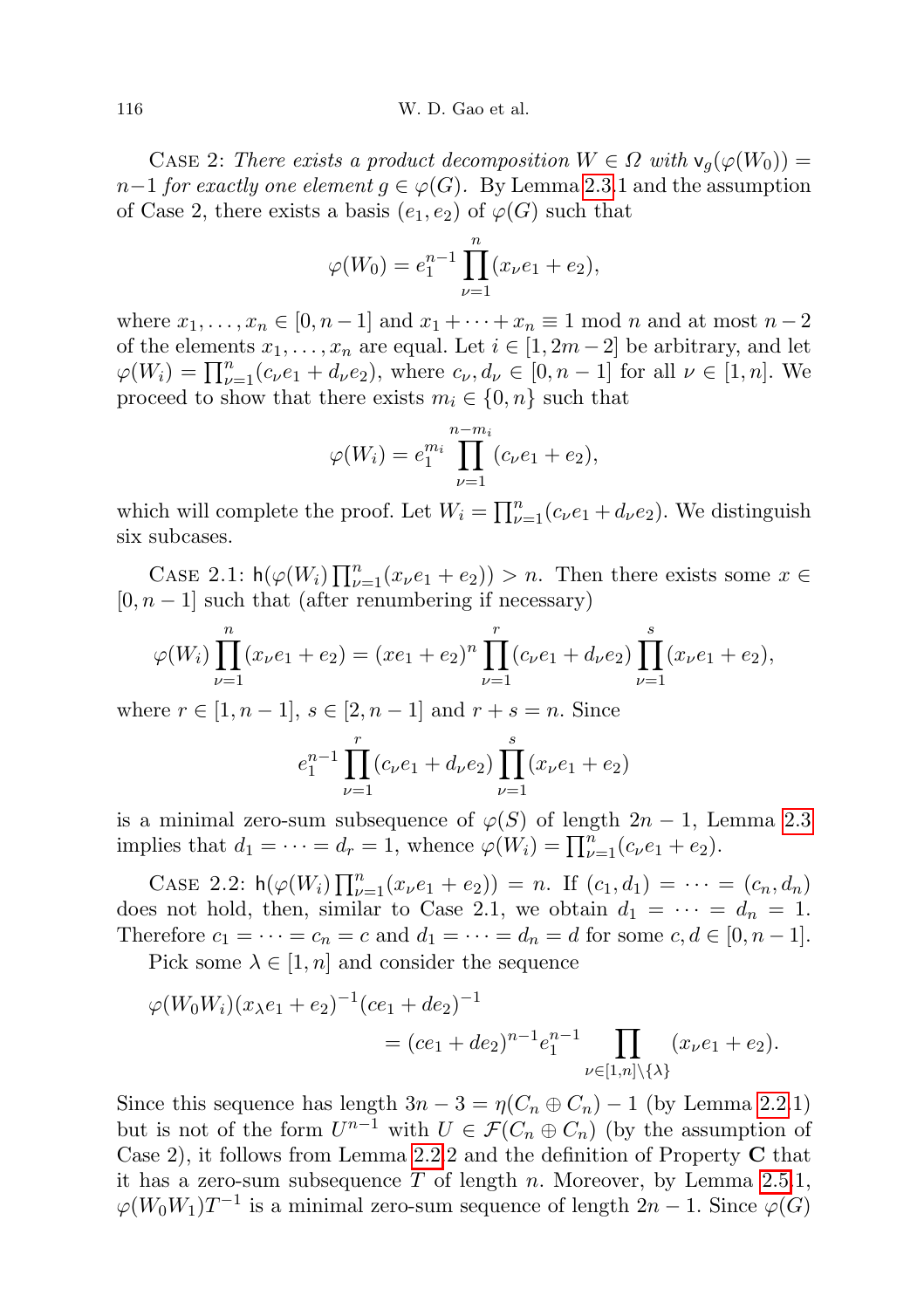Case 2: *There exists a product decomposition $W \in \Omega$ with $\mathsf{v}_g(\varphi(W_0)) = n-1$ for exactly one element $g \in \varphi(G)$.* By Lemma 2.3.1 and the assumption of Case 2, there exists a basis $(e_1, e_2)$ of $\varphi(G)$ such that

$$\varphi(W_0) = e_1^{n-1} \prod_{\nu=1}^{n} (x_\nu e_1 + e_2),$$

where $x_1, \dots, x_n \in [0, n-1]$ and $x_1 + \dots + x_n \equiv 1 \bmod n$ and at most $n-2$ of the elements $x_1, \dots, x_n$ are equal. Let $i \in [1, 2m-2]$ be arbitrary, and let $\varphi(W_i) = \prod_{\nu=1}^{n} (c_\nu e_1 + d_\nu e_2)$, where $c_\nu, d_\nu \in [0, n-1]$ for all $\nu \in [1, n]$. We proceed to show that there exists $m_i \in \{0, n\}$ such that

$$\varphi(W_i) = e_1^{m_i} \prod_{\nu=1}^{n-m_i} (c_\nu e_1 + e_2),$$

which will complete the proof. Let $W_i = \prod_{\nu=1}^{n} (c_\nu e_1 + d_\nu e_2)$. We distinguish six subcases.

Case 2.1: $\mathsf{h}(\varphi(W_i) \prod_{\nu=1}^{n} (x_\nu e_1 + e_2)) > n$. Then there exists some $x \in [0, n-1]$ such that (after renumbering if necessary)

$$\varphi(W_i) \prod_{\nu=1}^{n} (x_\nu e_1 + e_2) = (x e_1 + e_2)^n \prod_{\nu=1}^{r} (c_\nu e_1 + d_\nu e_2) \prod_{\nu=1}^{s} (x_\nu e_1 + e_2),$$

where $r \in [1, n-1]$, $s \in [2, n-1]$ and $r + s = n$. Since

$$e_1^{n-1} \prod_{\nu=1}^{r} (c_\nu e_1 + d_\nu e_2) \prod_{\nu=1}^{s} (x_\nu e_1 + e_2)$$

is a minimal zero-sum subsequence of $\varphi(S)$ of length $2n-1$, Lemma 2.3 implies that $d_1 = \dots = d_r = 1$, whence $\varphi(W_i) = \prod_{\nu=1}^{n} (c_\nu e_1 + e_2)$.

Case 2.2: $\mathsf{h}(\varphi(W_i) \prod_{\nu=1}^{n} (x_\nu e_1 + e_2)) = n$. If $(c_1, d_1) = \dots = (c_n, d_n)$ does not hold, then, similar to Case 2.1, we obtain $d_1 = \dots = d_n = 1$. Therefore $c_1 = \dots = c_n = c$ and $d_1 = \dots = d_n = d$ for some $c, d \in [0, n-1]$.

Pick some $\lambda \in [1, n]$ and consider the sequence

$$\begin{aligned}\varphi(W_0 W_i)(x_\lambda e_1 + e_2)^{-1}(c e_1 + d e_2)^{-1} \\ = (c e_1 + d e_2)^{n-1} e_1^{n-1} \prod_{\nu \in [1,n] \setminus \{\lambda\}} (x_\nu e_1 + e_2).\end{aligned}$$

Since this sequence has length $3n - 3 = \eta(C_n \oplus C_n) - 1$ (by Lemma 2.2.1) but is not of the form $U^{n-1}$ with $U \in \mathcal{F}(C_n \oplus C_n)$ (by the assumption of Case 2), it follows from Lemma 2.2.2 and the definition of Property **C** that it has a zero-sum subsequence $T$ of length $n$. Moreover, by Lemma 2.5.1, $\varphi(W_0 W_1) T^{-1}$ is a minimal zero-sum sequence of length $2n-1$. Since $\varphi(G)$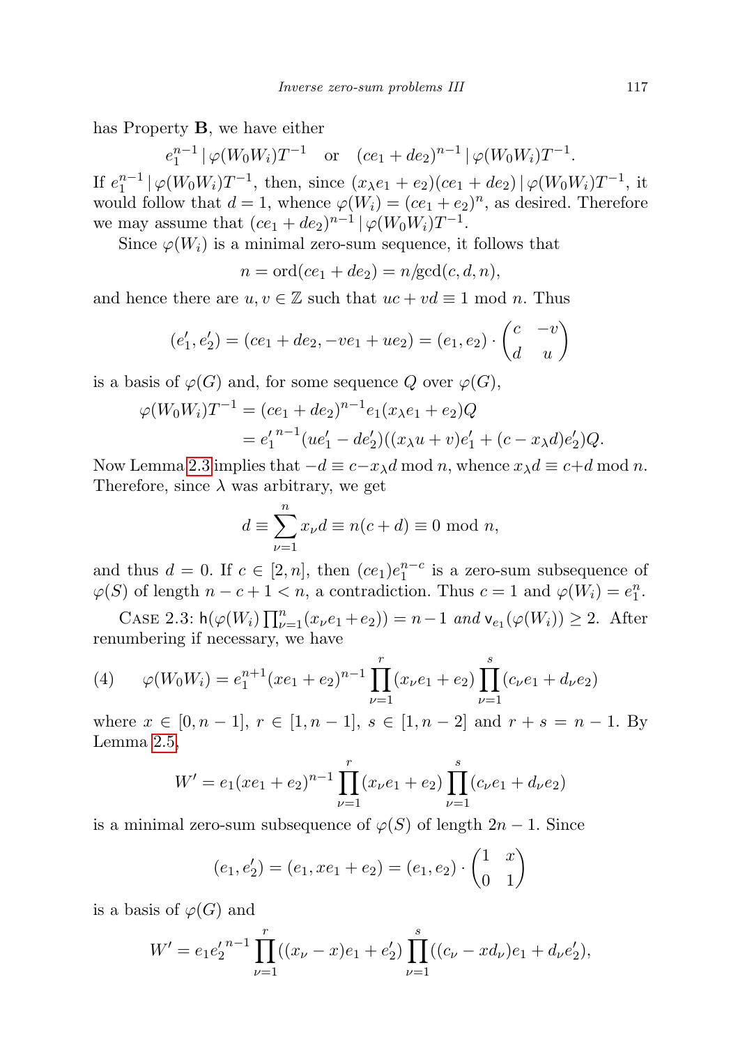has Property **B**, we have either

$$e_1^{n-1} \,|\, \varphi(W_0 W_i) T^{-1} \quad \text{or} \quad (ce_1 + de_2)^{n-1} \,|\, \varphi(W_0 W_i) T^{-1}.$$

If $e_1^{n-1} \,|\, \varphi(W_0 W_i) T^{-1}$, then, since $(x_\lambda e_1 + e_2)(ce_1 + de_2) \,|\, \varphi(W_0 W_i) T^{-1}$, it would follow that $d = 1$, whence $\varphi(W_i) = (ce_1 + e_2)^n$, as desired. Therefore we may assume that $(ce_1 + de_2)^{n-1} \,|\, \varphi(W_0 W_i) T^{-1}$.

Since $\varphi(W_i)$ is a minimal zero-sum sequence, it follows that

$$n = \mathrm{ord}(ce_1 + de_2) = n/\gcd(c, d, n),$$

and hence there are $u, v \in \mathbb{Z}$ such that $uc + vd \equiv 1 \bmod n$. Thus

$$(e_1', e_2') = (ce_1 + de_2, -ve_1 + ue_2) = (e_1, e_2) \cdot \begin{pmatrix} c & -v \\ d & u \end{pmatrix}$$

is a basis of $\varphi(G)$ and, for some sequence $Q$ over $\varphi(G)$,

$$\begin{aligned} \varphi(W_0 W_i) T^{-1} &= (ce_1 + de_2)^{n-1} e_1 (x_\lambda e_1 + e_2) Q \\ &= {e_1'}^{n-1} (ue_1' - de_2')((x_\lambda u + v)e_1' + (c - x_\lambda d)e_2') Q. \end{aligned}$$

Now Lemma 2.3 implies that $-d \equiv c - x_\lambda d \bmod n$, whence $x_\lambda d \equiv c + d \bmod n$. Therefore, since $\lambda$ was arbitrary, we get

$$d \equiv \sum_{\nu=1}^{n} x_\nu d \equiv n(c+d) \equiv 0 \bmod n,$$

and thus $d = 0$. If $c \in [2, n]$, then $(ce_1)e_1^{n-c}$ is a zero-sum subsequence of $\varphi(S)$ of length $n - c + 1 < n$, a contradiction. Thus $c = 1$ and $\varphi(W_i) = e_1^n$.

Case 2.3: *$\mathsf{h}(\varphi(W_i) \prod_{\nu=1}^{n} (x_\nu e_1 + e_2)) = n - 1$ and $\mathsf{v}_{e_1}(\varphi(W_i)) \geq 2$.* After renumbering if necessary, we have

$$\varphi(W_0 W_i) = e_1^{n+1} (xe_1 + e_2)^{n-1} \prod_{\nu=1}^{r} (x_\nu e_1 + e_2) \prod_{\nu=1}^{s} (c_\nu e_1 + d_\nu e_2) \tag{4}$$

where $x \in [0, n-1]$, $r \in [1, n-1]$, $s \in [1, n-2]$ and $r + s = n - 1$. By Lemma 2.5,

$$W' = e_1 (xe_1 + e_2)^{n-1} \prod_{\nu=1}^{r} (x_\nu e_1 + e_2) \prod_{\nu=1}^{s} (c_\nu e_1 + d_\nu e_2)$$

is a minimal zero-sum subsequence of $\varphi(S)$ of length $2n - 1$. Since

$$(e_1, e_2') = (e_1, xe_1 + e_2) = (e_1, e_2) \cdot \begin{pmatrix} 1 & x \\ 0 & 1 \end{pmatrix}$$

is a basis of $\varphi(G)$ and

$$W' = e_1 {e_2'}^{n-1} \prod_{\nu=1}^{r} ((x_\nu - x)e_1 + e_2') \prod_{\nu=1}^{s} ((c_\nu - x d_\nu)e_1 + d_\nu e_2'),$$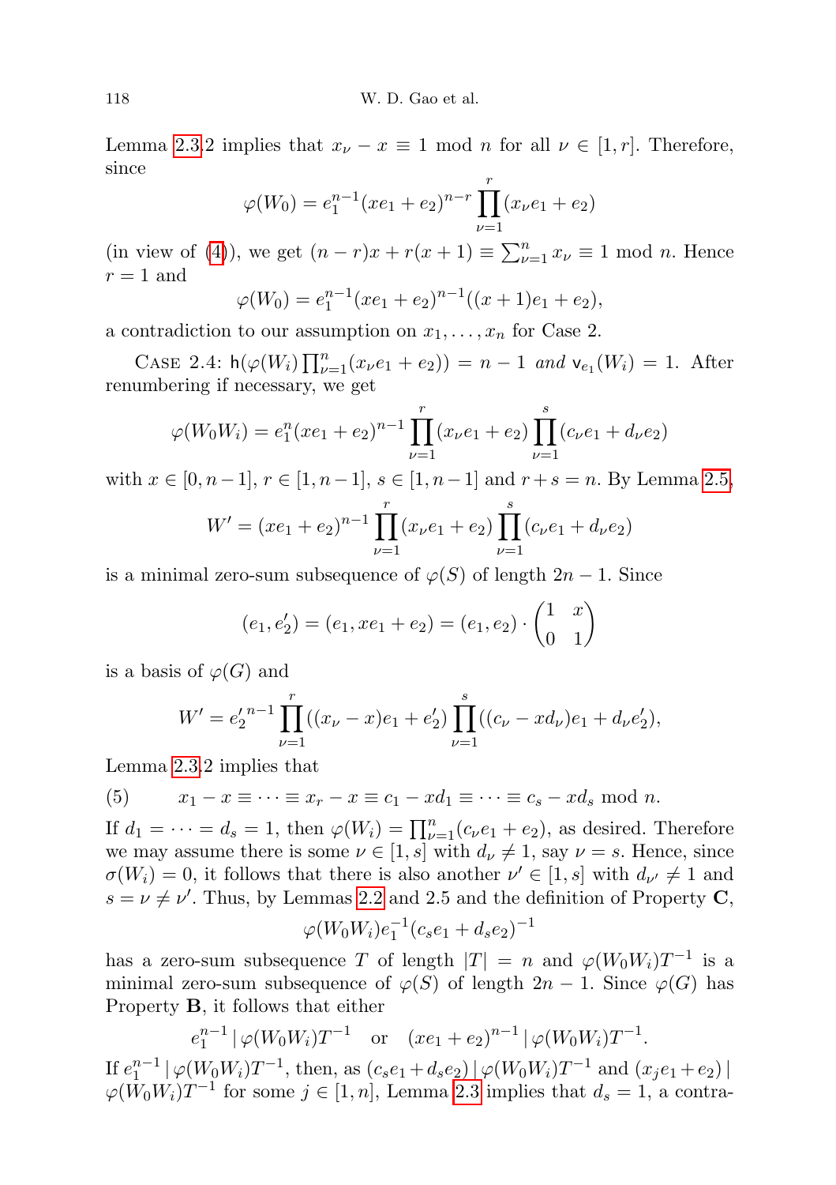Lemma 2.3.2 implies that $x_\nu - x \equiv 1 \mod n$ for all $\nu \in [1,r]$. Therefore, since

$$\varphi(W_0) = e_1^{n-1}(xe_1+e_2)^{n-r}\prod_{\nu=1}^{r}(x_\nu e_1 + e_2)$$

(in view of (4)), we get $(n-r)x + r(x+1) \equiv \sum_{\nu=1}^{n} x_\nu \equiv 1 \mod n$. Hence $r = 1$ and

$$\varphi(W_0) = e_1^{n-1}(xe_1+e_2)^{n-1}((x+1)e_1+e_2),$$

a contradiction to our assumption on $x_1,\dots,x_n$ for Case 2.

Case 2.4: $\mathsf{h}(\varphi(W_i)\prod_{\nu=1}^{n}(x_\nu e_1+e_2)) = n-1$ *and* $\mathsf{v}_{e_1}(W_i) = 1$. After renumbering if necessary, we get

$$\varphi(W_0 W_i) = e_1^{n}(xe_1+e_2)^{n-1}\prod_{\nu=1}^{r}(x_\nu e_1+e_2)\prod_{\nu=1}^{s}(c_\nu e_1 + d_\nu e_2)$$

with $x \in [0,n-1]$, $r \in [1,n-1]$, $s \in [1,n-1]$ and $r+s = n$. By Lemma 2.5,

$$W' = (xe_1+e_2)^{n-1}\prod_{\nu=1}^{r}(x_\nu e_1+e_2)\prod_{\nu=1}^{s}(c_\nu e_1 + d_\nu e_2)$$

is a minimal zero-sum subsequence of $\varphi(S)$ of length $2n-1$. Since

$$(e_1, e_2') = (e_1, xe_1+e_2) = (e_1,e_2)\cdot\begin{pmatrix}1 & x\\ 0 & 1\end{pmatrix}$$

is a basis of $\varphi(G)$ and

$$W' = {e_2'}^{n-1}\prod_{\nu=1}^{r}((x_\nu - x)e_1 + e_2')\prod_{\nu=1}^{s}((c_\nu - xd_\nu)e_1 + d_\nu e_2'),$$

Lemma 2.3.2 implies that

$$x_1 - x \equiv \cdots \equiv x_r - x \equiv c_1 - xd_1 \equiv \cdots \equiv c_s - xd_s \mod n. \tag{5}$$

If $d_1 = \cdots = d_s = 1$, then $\varphi(W_i) = \prod_{\nu=1}^{n}(c_\nu e_1 + e_2)$, as desired. Therefore we may assume there is some $\nu \in [1,s]$ with $d_\nu \neq 1$, say $\nu = s$. Hence, since $\sigma(W_i) = 0$, it follows that there is also another $\nu' \in [1,s]$ with $d_{\nu'} \neq 1$ and $s = \nu \neq \nu'$. Thus, by Lemmas 2.2 and 2.5 and the definition of Property **C**,

$$\varphi(W_0W_i)e_1^{-1}(c_s e_1 + d_s e_2)^{-1}$$

has a zero-sum subsequence $T$ of length $|T| = n$ and $\varphi(W_0W_i)T^{-1}$ is a minimal zero-sum subsequence of $\varphi(S)$ of length $2n-1$. Since $\varphi(G)$ has Property **B**, it follows that either

$$e_1^{n-1} \,|\, \varphi(W_0W_i)T^{-1} \quad \text{or} \quad (xe_1+e_2)^{n-1} \,|\, \varphi(W_0W_i)T^{-1}.$$

If $e_1^{n-1} \,|\, \varphi(W_0W_i)T^{-1}$, then, as $(c_s e_1 + d_s e_2) \,|\, \varphi(W_0W_i)T^{-1}$ and $(x_j e_1 + e_2) \,|\, \varphi(W_0W_i)T^{-1}$ for some $j \in [1,n]$, Lemma 2.3 implies that $d_s = 1$, a contra-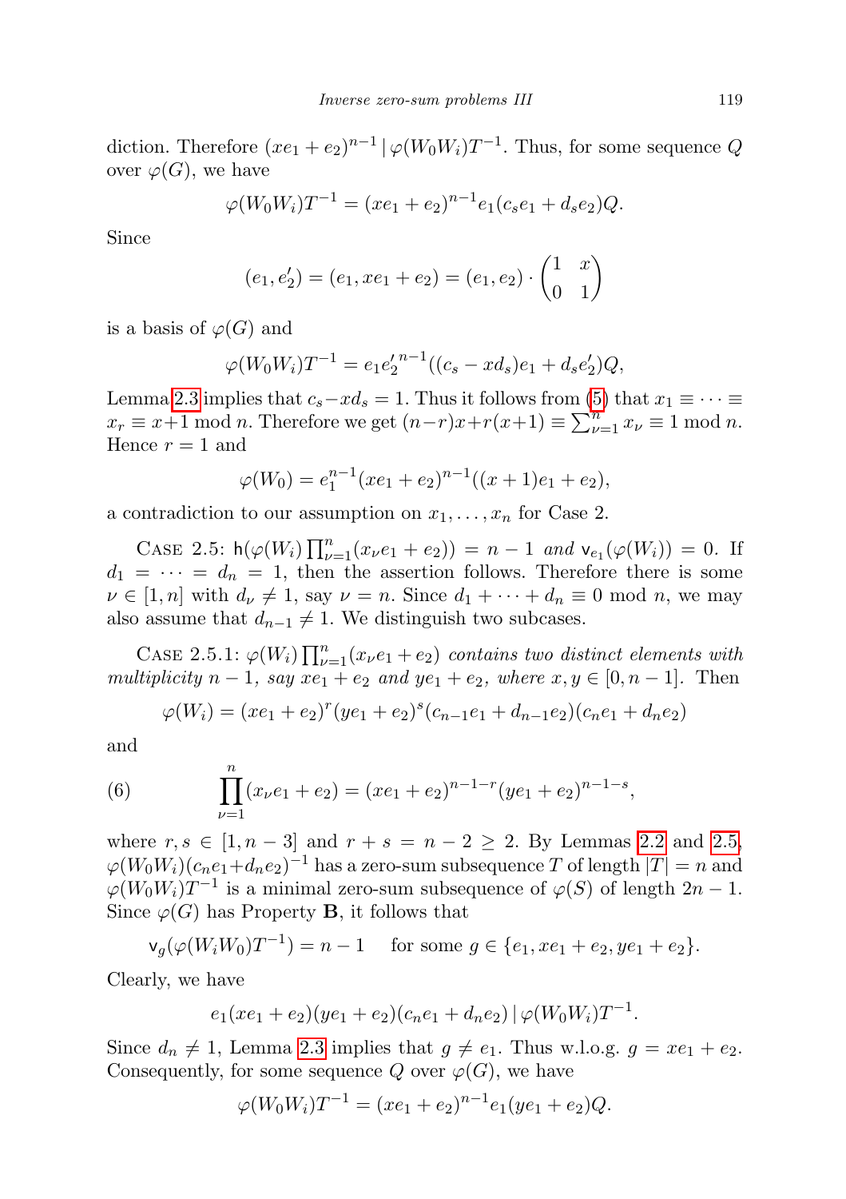diction. Therefore $(xe_1 + e_2)^{n-1} \,|\, \varphi(W_0W_i)T^{-1}$. Thus, for some sequence $Q$ over $\varphi(G)$, we have

$$\varphi(W_0W_i)T^{-1} = (xe_1 + e_2)^{n-1}e_1(c_se_1 + d_se_2)Q.$$

Since

$$(e_1, e_2') = (e_1, xe_1 + e_2) = (e_1, e_2) \cdot \begin{pmatrix} 1 & x \\ 0 & 1 \end{pmatrix}$$

is a basis of $\varphi(G)$ and

$$\varphi(W_0W_i)T^{-1} = e_1{e_2'}^{n-1}((c_s - xd_s)e_1 + d_se_2')Q,$$

Lemma 2.3 implies that $c_s - xd_s = 1$. Thus it follows from (5) that $x_1 \equiv \cdots \equiv x_r \equiv x+1 \bmod n$. Therefore we get $(n-r)x + r(x+1) \equiv \sum_{\nu=1}^{n} x_\nu \equiv 1 \bmod n$. Hence $r = 1$ and

$$\varphi(W_0) = e_1^{n-1}(xe_1 + e_2)^{n-1}((x+1)e_1 + e_2),$$

a contradiction to our assumption on $x_1, \ldots, x_n$ for Case 2.

Case 2.5: $\mathsf{h}(\varphi(W_i)\prod_{\nu=1}^{n}(x_\nu e_1 + e_2)) = n-1$ *and* $\mathsf{v}_{e_1}(\varphi(W_i)) = 0$. If $d_1 = \cdots = d_n = 1$, then the assertion follows. Therefore there is some $\nu \in [1, n]$ with $d_\nu \neq 1$, say $\nu = n$. Since $d_1 + \cdots + d_n \equiv 0 \bmod n$, we may also assume that $d_{n-1} \neq 1$. We distinguish two subcases.

Case 2.5.1: $\varphi(W_i)\prod_{\nu=1}^{n}(x_\nu e_1 + e_2)$ *contains two distinct elements with multiplicity* $n-1$, *say* $xe_1 + e_2$ *and* $ye_1 + e_2$, *where* $x, y \in [0, n-1]$. Then

$$\varphi(W_i) = (xe_1 + e_2)^r(ye_1 + e_2)^s(c_{n-1}e_1 + d_{n-1}e_2)(c_ne_1 + d_ne_2)$$

and

$$\prod_{\nu=1}^{n}(x_\nu e_1 + e_2) = (xe_1 + e_2)^{n-1-r}(ye_1 + e_2)^{n-1-s}, \tag{6}$$

where $r, s \in [1, n-3]$ and $r + s = n - 2 \geq 2$. By Lemmas 2.2 and 2.5, $\varphi(W_0W_i)(c_ne_1 + d_ne_2)^{-1}$ has a zero-sum subsequence $T$ of length $|T| = n$ and $\varphi(W_0W_i)T^{-1}$ is a minimal zero-sum subsequence of $\varphi(S)$ of length $2n-1$. Since $\varphi(G)$ has Property **B**, it follows that

$$\mathsf{v}_g(\varphi(W_iW_0)T^{-1}) = n - 1 \quad \text{for some } g \in \{e_1, xe_1 + e_2, ye_1 + e_2\}.$$

Clearly, we have

$$e_1(xe_1 + e_2)(ye_1 + e_2)(c_ne_1 + d_ne_2) \,|\, \varphi(W_0W_i)T^{-1}.$$

Since $d_n \neq 1$, Lemma 2.3 implies that $g \neq e_1$. Thus w.l.o.g. $g = xe_1 + e_2$. Consequently, for some sequence $Q$ over $\varphi(G)$, we have

$$\varphi(W_0W_i)T^{-1} = (xe_1 + e_2)^{n-1}e_1(ye_1 + e_2)Q.$$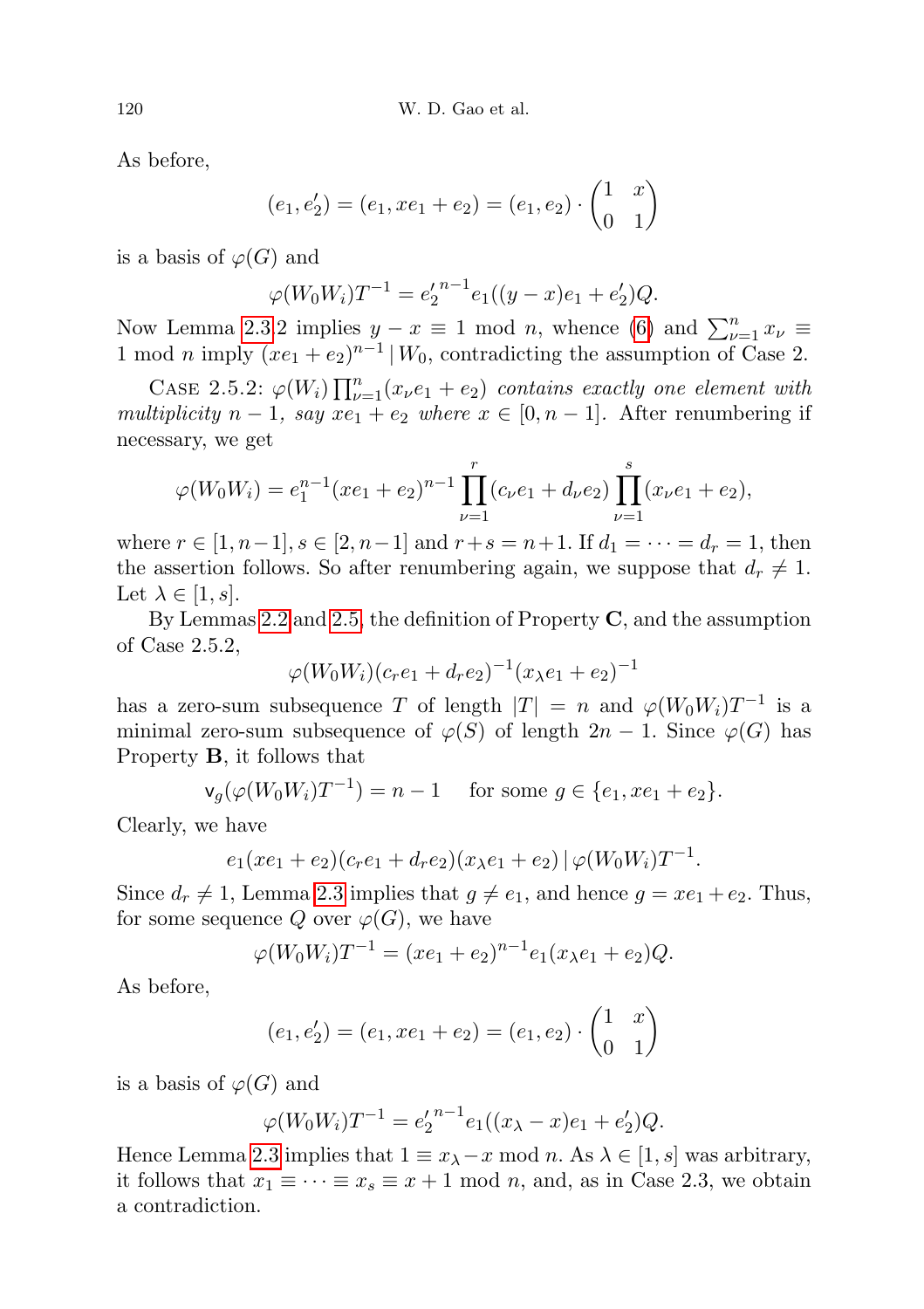As before,

$$(e_1, e_2') = (e_1, xe_1 + e_2) = (e_1, e_2) \cdot \begin{pmatrix} 1 & x \\ 0 & 1 \end{pmatrix}$$

is a basis of $\varphi(G)$ and

$$\varphi(W_0 W_i) T^{-1} = {e_2'}^{n-1} e_1 ((y-x)e_1 + e_2') Q.$$

Now Lemma 2.3.2 implies $y - x \equiv 1 \bmod n$, whence (6) and $\sum_{\nu=1}^{n} x_\nu \equiv 1 \bmod n$ imply $(xe_1 + e_2)^{n-1} \mid W_0$, contradicting the assumption of Case 2.

Case 2.5.2: *$\varphi(W_i) \prod_{\nu=1}^{n} (x_\nu e_1 + e_2)$ contains exactly one element with multiplicity $n-1$, say $xe_1 + e_2$ where $x \in [0, n-1]$.* After renumbering if necessary, we get

$$\varphi(W_0 W_i) = e_1^{n-1} (xe_1 + e_2)^{n-1} \prod_{\nu=1}^{r} (c_\nu e_1 + d_\nu e_2) \prod_{\nu=1}^{s} (x_\nu e_1 + e_2),$$

where $r \in [1, n-1]$, $s \in [2, n-1]$ and $r + s = n + 1$. If $d_1 = \cdots = d_r = 1$, then the assertion follows. So after renumbering again, we suppose that $d_r \neq 1$. Let $\lambda \in [1, s]$.

By Lemmas 2.2 and 2.5, the definition of Property **C**, and the assumption of Case 2.5.2,

$$\varphi(W_0 W_i)(c_r e_1 + d_r e_2)^{-1} (x_\lambda e_1 + e_2)^{-1}$$

has a zero-sum subsequence $T$ of length $|T| = n$ and $\varphi(W_0 W_i) T^{-1}$ is a minimal zero-sum subsequence of $\varphi(S)$ of length $2n - 1$. Since $\varphi(G)$ has Property **B**, it follows that

$$\mathsf{v}_g(\varphi(W_0 W_i) T^{-1}) = n - 1 \quad \text{ for some } g \in \{e_1, xe_1 + e_2\}.$$

Clearly, we have

$$e_1 (xe_1 + e_2)(c_r e_1 + d_r e_2)(x_\lambda e_1 + e_2) \mid \varphi(W_0 W_i) T^{-1}.$$

Since $d_r \neq 1$, Lemma 2.3 implies that $g \neq e_1$, and hence $g = xe_1 + e_2$. Thus, for some sequence $Q$ over $\varphi(G)$, we have

$$\varphi(W_0 W_i) T^{-1} = (xe_1 + e_2)^{n-1} e_1 (x_\lambda e_1 + e_2) Q.$$

As before,

$$(e_1, e_2') = (e_1, xe_1 + e_2) = (e_1, e_2) \cdot \begin{pmatrix} 1 & x \\ 0 & 1 \end{pmatrix}$$

is a basis of $\varphi(G)$ and

$$\varphi(W_0 W_i) T^{-1} = {e_2'}^{n-1} e_1 ((x_\lambda - x) e_1 + e_2') Q.$$

Hence Lemma 2.3 implies that $1 \equiv x_\lambda - x \bmod n$. As $\lambda \in [1, s]$ was arbitrary, it follows that $x_1 \equiv \cdots \equiv x_s \equiv x + 1 \bmod n$, and, as in Case 2.3, we obtain a contradiction.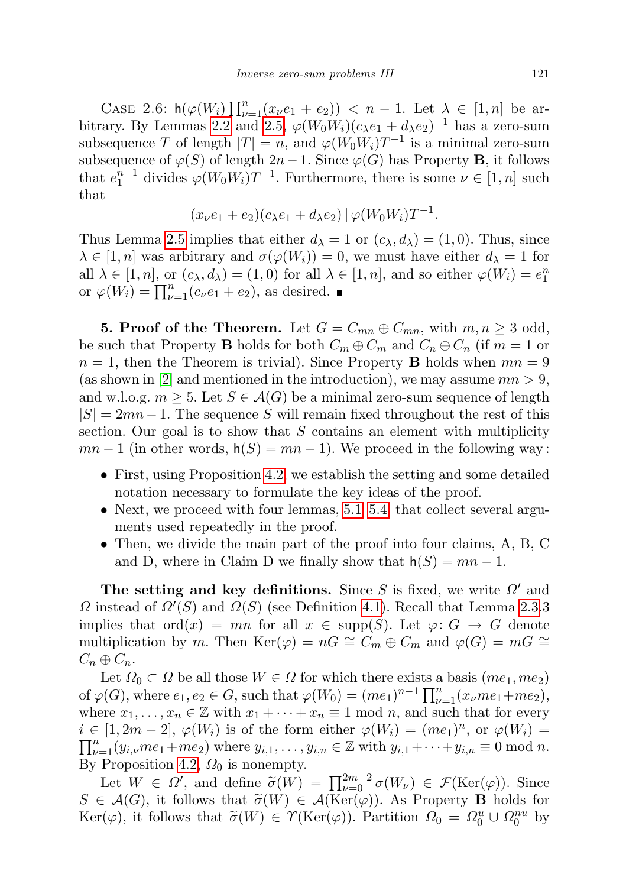Case 2.6: $\mathsf{h}(\varphi(W_i)\prod_{\nu=1}^{n}(x_\nu e_1+e_2)) < n-1$. Let $\lambda \in [1,n]$ be arbitrary. By Lemmas 2.2 and 2.5, $\varphi(W_0W_i)(c_\lambda e_1+d_\lambda e_2)^{-1}$ has a zero-sum subsequence $T$ of length $|T|=n$, and $\varphi(W_0W_i)T^{-1}$ is a minimal zero-sum subsequence of $\varphi(S)$ of length $2n-1$. Since $\varphi(G)$ has Property **B**, it follows that $e_1^{n-1}$ divides $\varphi(W_0W_i)T^{-1}$. Furthermore, there is some $\nu \in [1,n]$ such that

$$(x_\nu e_1+e_2)(c_\lambda e_1+d_\lambda e_2)\,|\,\varphi(W_0W_i)T^{-1}.$$

Thus Lemma 2.5 implies that either $d_\lambda=1$ or $(c_\lambda,d_\lambda)=(1,0)$. Thus, since $\lambda\in[1,n]$ was arbitrary and $\sigma(\varphi(W_i))=0$, we must have either $d_\lambda=1$ for all $\lambda\in[1,n]$, or $(c_\lambda,d_\lambda)=(1,0)$ for all $\lambda\in[1,n]$, and so either $\varphi(W_i)=e_1^n$ or $\varphi(W_i)=\prod_{\nu=1}^{n}(c_\nu e_1+e_2)$, as desired. ∎

**5. Proof of the Theorem.** Let $G=C_{mn}\oplus C_{mn}$, with $m,n\geq 3$ odd, be such that Property **B** holds for both $C_m\oplus C_m$ and $C_n\oplus C_n$ (if $m=1$ or $n=1$, then the Theorem is trivial). Since Property **B** holds when $mn=9$ (as shown in [2] and mentioned in the introduction), we may assume $mn>9$, and w.l.o.g. $m\geq 5$. Let $S\in\mathcal{A}(G)$ be a minimal zero-sum sequence of length $|S|=2mn-1$. The sequence $S$ will remain fixed throughout the rest of this section. Our goal is to show that $S$ contains an element with multiplicity $mn-1$ (in other words, $\mathsf{h}(S)=mn-1$). We proceed in the following way:

- First, using Proposition 4.2, we establish the setting and some detailed notation necessary to formulate the key ideas of the proof.
- Next, we proceed with four lemmas, 5.1–5.4, that collect several arguments used repeatedly in the proof.
- Then, we divide the main part of the proof into four claims, A, B, C and D, where in Claim D we finally show that $\mathsf{h}(S)=mn-1$.

**The setting and key definitions.** Since $S$ is fixed, we write $\Omega'$ and $\Omega$ instead of $\Omega'(S)$ and $\Omega(S)$ (see Definition 4.1). Recall that Lemma 2.3.3 implies that $\mathrm{ord}(x)=mn$ for all $x\in\mathrm{supp}(S)$. Let $\varphi\colon G\to G$ denote multiplication by $m$. Then $\mathrm{Ker}(\varphi)=nG\cong C_m\oplus C_m$ and $\varphi(G)=mG\cong C_n\oplus C_n$.

Let $\Omega_0\subset\Omega$ be all those $W\in\Omega$ for which there exists a basis $(me_1,me_2)$ of $\varphi(G)$, where $e_1,e_2\in G$, such that $\varphi(W_0)=(me_1)^{n-1}\prod_{\nu=1}^{n}(x_\nu me_1+me_2)$, where $x_1,\ldots,x_n\in\mathbb{Z}$ with $x_1+\cdots+x_n\equiv 1 \bmod n$, and such that for every $i\in[1,2m-2]$, $\varphi(W_i)$ is of the form either $\varphi(W_i)=(me_1)^n$, or $\varphi(W_i)=\prod_{\nu=1}^{n}(y_{i,\nu}me_1+me_2)$ where $y_{i,1},\ldots,y_{i,n}\in\mathbb{Z}$ with $y_{i,1}+\cdots+y_{i,n}\equiv 0 \bmod n$. By Proposition 4.2, $\Omega_0$ is nonempty.

Let $W\in\Omega'$, and define $\widetilde{\sigma}(W)=\prod_{\nu=0}^{2m-2}\sigma(W_\nu)\in\mathcal{F}(\mathrm{Ker}(\varphi))$. Since $S\in\mathcal{A}(G)$, it follows that $\widetilde{\sigma}(W)\in\mathcal{A}(\mathrm{Ker}(\varphi))$. As Property **B** holds for $\mathrm{Ker}(\varphi)$, it follows that $\widetilde{\sigma}(W)\in\Upsilon(\mathrm{Ker}(\varphi))$. Partition $\Omega_0=\Omega_0^u\cup\Omega_0^{nu}$ by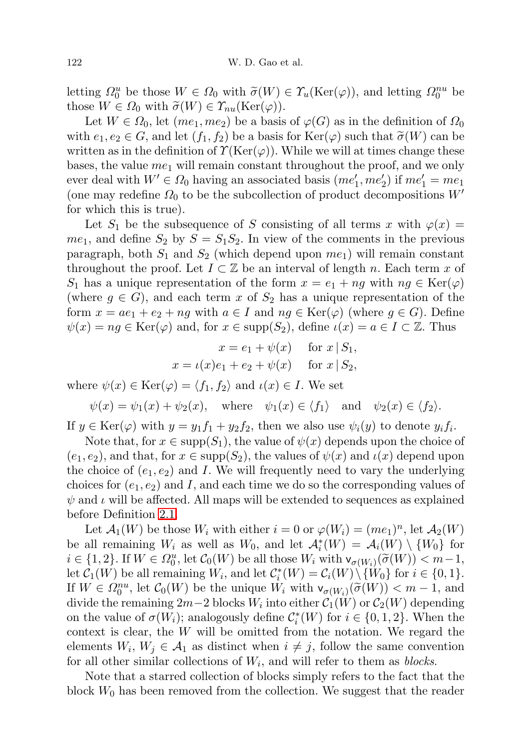letting $\Omega_0^u$ be those $W \in \Omega_0$ with $\widetilde{\sigma}(W) \in \Upsilon_u(\mathrm{Ker}(\varphi))$, and letting $\Omega_0^{nu}$ be those $W \in \Omega_0$ with $\widetilde{\sigma}(W) \in \Upsilon_{nu}(\mathrm{Ker}(\varphi))$.

Let $W \in \Omega_0$, let $(me_1, me_2)$ be a basis of $\varphi(G)$ as in the definition of $\Omega_0$ with $e_1, e_2 \in G$, and let $(f_1, f_2)$ be a basis for $\mathrm{Ker}(\varphi)$ such that $\widetilde{\sigma}(W)$ can be written as in the definition of $\Upsilon(\mathrm{Ker}(\varphi))$. While we will at times change these bases, the value $me_1$ will remain constant throughout the proof, and we only ever deal with $W' \in \Omega_0$ having an associated basis $(me_1', me_2')$ if $me_1' = me_1$ (one may redefine $\Omega_0$ to be the subcollection of product decompositions $W'$ for which this is true).

Let $S_1$ be the subsequence of $S$ consisting of all terms $x$ with $\varphi(x) = me_1$, and define $S_2$ by $S = S_1 S_2$. In view of the comments in the previous paragraph, both $S_1$ and $S_2$ (which depend upon $me_1$) will remain constant throughout the proof. Let $I \subset \mathbb{Z}$ be an interval of length $n$. Each term $x$ of $S_1$ has a unique representation of the form $x = e_1 + ng$ with $ng \in \mathrm{Ker}(\varphi)$ (where $g \in G$), and each term $x$ of $S_2$ has a unique representation of the form $x = ae_1 + e_2 + ng$ with $a \in I$ and $ng \in \mathrm{Ker}(\varphi)$ (where $g \in G$). Define $\psi(x) = ng \in \mathrm{Ker}(\varphi)$ and, for $x \in \mathrm{supp}(S_2)$, define $\iota(x) = a \in I \subset \mathbb{Z}$. Thus

$$x = e_1 + \psi(x) \quad \text{for } x \mid S_1,$$
$$x = \iota(x)e_1 + e_2 + \psi(x) \quad \text{for } x \mid S_2,$$

where $\psi(x) \in \mathrm{Ker}(\varphi) = \langle f_1, f_2 \rangle$ and $\iota(x) \in I$. We set

$$\psi(x) = \psi_1(x) + \psi_2(x), \quad \text{where} \quad \psi_1(x) \in \langle f_1 \rangle \quad \text{and} \quad \psi_2(x) \in \langle f_2 \rangle.$$

If $y \in \mathrm{Ker}(\varphi)$ with $y = y_1 f_1 + y_2 f_2$, then we also use $\psi_i(y)$ to denote $y_i f_i$.

Note that, for $x \in \mathrm{supp}(S_1)$, the value of $\psi(x)$ depends upon the choice of $(e_1, e_2)$, and that, for $x \in \mathrm{supp}(S_2)$, the values of $\psi(x)$ and $\iota(x)$ depend upon the choice of $(e_1, e_2)$ and $I$. We will frequently need to vary the underlying choices for $(e_1, e_2)$ and $I$, and each time we do so the corresponding values of $\psi$ and $\iota$ will be affected. All maps will be extended to sequences as explained before Definition 2.1.

Let $\mathcal{A}_1(W)$ be those $W_i$ with either $i = 0$ or $\varphi(W_i) = (me_1)^n$, let $\mathcal{A}_2(W)$ be all remaining $W_i$ as well as $W_0$, and let $\mathcal{A}_i^*(W) = \mathcal{A}_i(W) \setminus \{W_0\}$ for $i \in \{1, 2\}$. If $W \in \Omega_0^u$, let $\mathcal{C}_0(W)$ be all those $W_i$ with $\mathsf{v}_{\sigma(W_i)}(\widetilde{\sigma}(W)) < m-1$, let $\mathcal{C}_1(W)$ be all remaining $W_i$, and let $\mathcal{C}_i^*(W) = \mathcal{C}_i(W) \setminus \{W_0\}$ for $i \in \{0, 1\}$. If $W \in \Omega_0^{nu}$, let $\mathcal{C}_0(W)$ be the unique $W_i$ with $\mathsf{v}_{\sigma(W_i)}(\widetilde{\sigma}(W)) < m-1$, and divide the remaining $2m-2$ blocks $W_i$ into either $\mathcal{C}_1(W)$ or $\mathcal{C}_2(W)$ depending on the value of $\sigma(W_i)$; analogously define $\mathcal{C}_i^*(W)$ for $i \in \{0, 1, 2\}$. When the context is clear, the $W$ will be omitted from the notation. We regard the elements $W_i$, $W_j \in \mathcal{A}_1$ as distinct when $i \neq j$, follow the same convention for all other similar collections of $W_i$, and will refer to them as *blocks*.

Note that a starred collection of blocks simply refers to the fact that the block $W_0$ has been removed from the collection. We suggest that the reader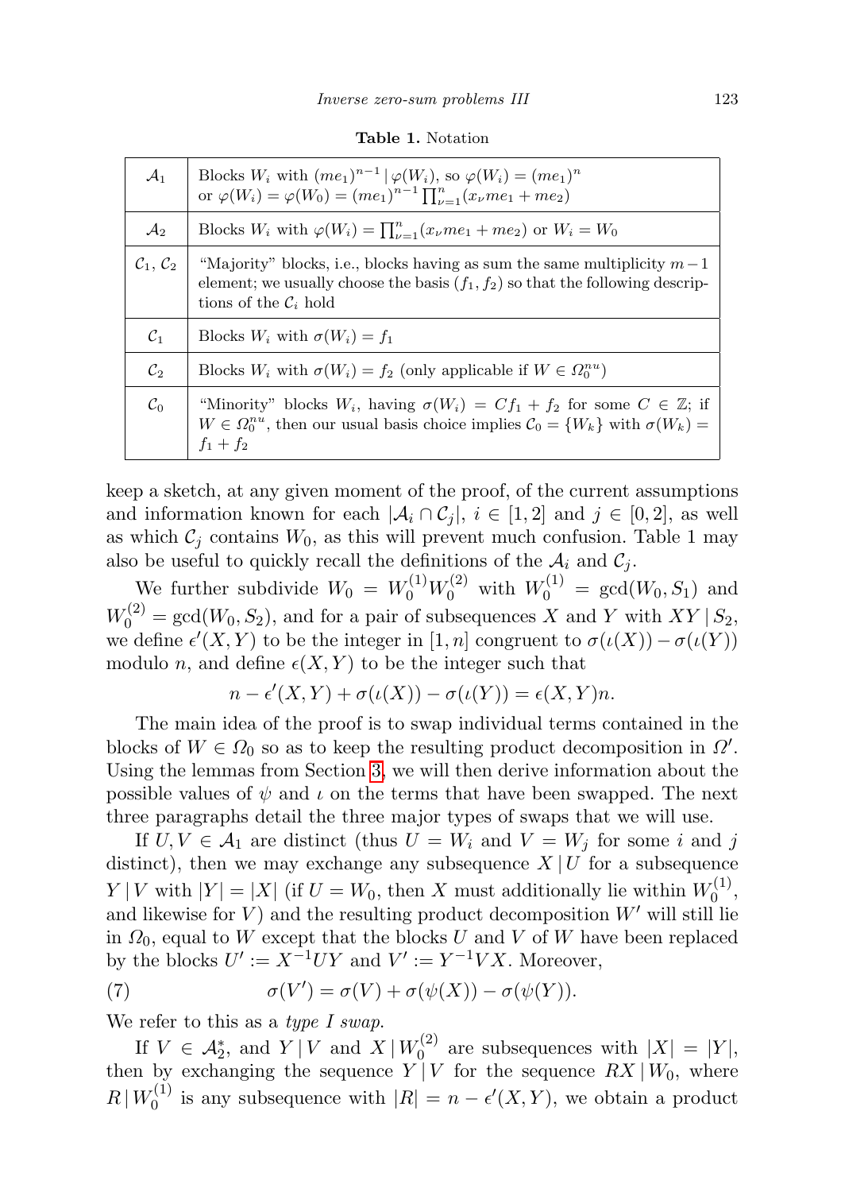**Table 1.** Notation

| | |
|---|---|
| $\mathcal{A}_1$ | Blocks $W_i$ with $(me_1)^{n-1} \mid \varphi(W_i)$, so $\varphi(W_i) = (me_1)^n$ or $\varphi(W_i) = \varphi(W_0) = (me_1)^{n-1} \prod_{\nu=1}^{n} (x_\nu me_1 + me_2)$ |
| $\mathcal{A}_2$ | Blocks $W_i$ with $\varphi(W_i) = \prod_{\nu=1}^{n} (x_\nu me_1 + me_2)$ or $W_i = W_0$ |
| $\mathcal{C}_1, \mathcal{C}_2$ | "Majority" blocks, i.e., blocks having as sum the same multiplicity $m-1$ element; we usually choose the basis $(f_1, f_2)$ so that the following descriptions of the $\mathcal{C}_i$ hold |
| $\mathcal{C}_1$ | Blocks $W_i$ with $\sigma(W_i) = f_1$ |
| $\mathcal{C}_2$ | Blocks $W_i$ with $\sigma(W_i) = f_2$ (only applicable if $W \in \Omega_0^{nu}$) |
| $\mathcal{C}_0$ | "Minority" blocks $W_i$, having $\sigma(W_i) = Cf_1 + f_2$ for some $C \in \mathbb{Z}$; if $W \in \Omega_0^{nu}$, then our usual basis choice implies $\mathcal{C}_0 = \{W_k\}$ with $\sigma(W_k) = f_1 + f_2$ |

keep a sketch, at any given moment of the proof, of the current assumptions and information known for each $|\mathcal{A}_i \cap \mathcal{C}_j|$, $i \in [1, 2]$ and $j \in [0, 2]$, as well as which $\mathcal{C}_j$ contains $W_0$, as this will prevent much confusion. Table 1 may also be useful to quickly recall the definitions of the $\mathcal{A}_i$ and $\mathcal{C}_j$.

We further subdivide $W_0 = W_0^{(1)} W_0^{(2)}$ with $W_0^{(1)} = \gcd(W_0, S_1)$ and $W_0^{(2)} = \gcd(W_0, S_2)$, and for a pair of subsequences $X$ and $Y$ with $XY \mid S_2$, we define $\epsilon'(X, Y)$ to be the integer in $[1, n]$ congruent to $\sigma(\iota(X)) - \sigma(\iota(Y))$ modulo $n$, and define $\epsilon(X, Y)$ to be the integer such that

$$n - \epsilon'(X, Y) + \sigma(\iota(X)) - \sigma(\iota(Y)) = \epsilon(X, Y)n.$$

The main idea of the proof is to swap individual terms contained in the blocks of $W \in \Omega_0$ so as to keep the resulting product decomposition in $\Omega'$. Using the lemmas from Section 3, we will then derive information about the possible values of $\psi$ and $\iota$ on the terms that have been swapped. The next three paragraphs detail the three major types of swaps that we will use.

If $U, V \in \mathcal{A}_1$ are distinct (thus $U = W_i$ and $V = W_j$ for some $i$ and $j$ distinct), then we may exchange any subsequence $X \mid U$ for a subsequence $Y \mid V$ with $|Y| = |X|$ (if $U = W_0$, then $X$ must additionally lie within $W_0^{(1)}$, and likewise for $V$) and the resulting product decomposition $W'$ will still lie in $\Omega_0$, equal to $W$ except that the blocks $U$ and $V$ of $W$ have been replaced by the blocks $U' := X^{-1}UY$ and $V' := Y^{-1}VX$. Moreover,

$$\sigma(V') = \sigma(V) + \sigma(\psi(X)) - \sigma(\psi(Y)). \tag{7}$$

We refer to this as a *type I swap*.

If $V \in \mathcal{A}_2^*$, and $Y \mid V$ and $X \mid W_0^{(2)}$ are subsequences with $|X| = |Y|$, then by exchanging the sequence $Y \mid V$ for the sequence $RX \mid W_0$, where $R \mid W_0^{(1)}$ is any subsequence with $|R| = n - \epsilon'(X, Y)$, we obtain a product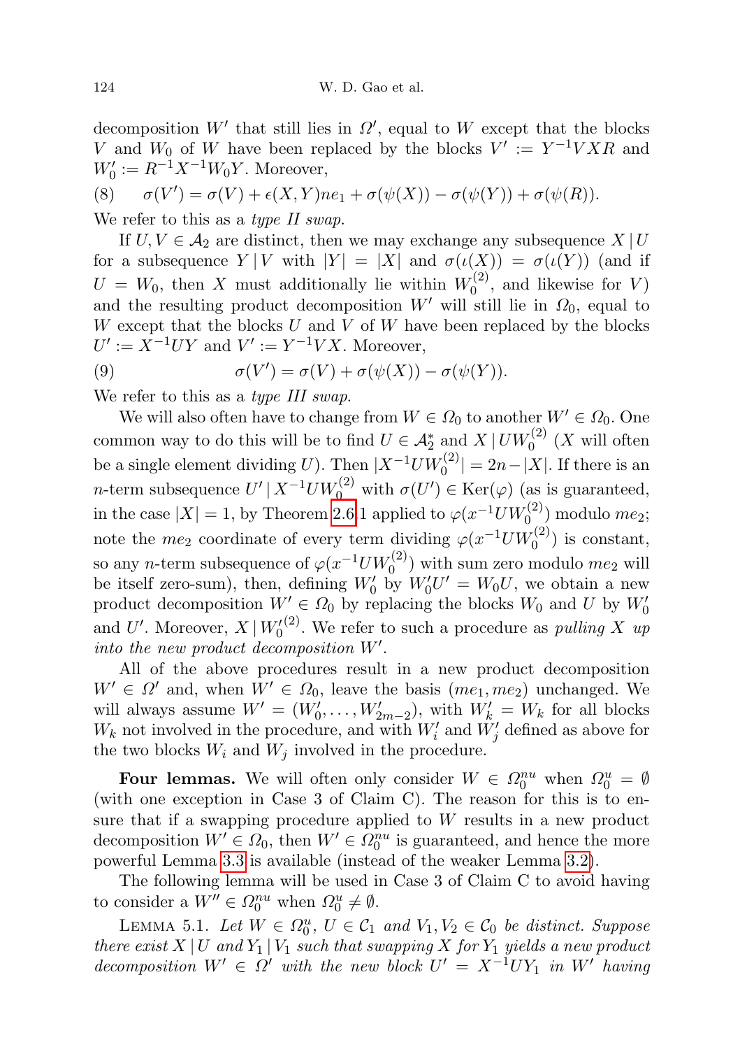decomposition $W'$ that still lies in $\Omega'$, equal to $W$ except that the blocks $V$ and $W_0$ of $W$ have been replaced by the blocks $V' := Y^{-1}VXR$ and $W_0' := R^{-1}X^{-1}W_0Y$. Moreover,

$$\sigma(V') = \sigma(V) + \epsilon(X,Y)ne_1 + \sigma(\psi(X)) - \sigma(\psi(Y)) + \sigma(\psi(R)). \tag{8}$$

We refer to this as a *type II swap*.

If $U, V \in \mathcal{A}_2$ are distinct, then we may exchange any subsequence $X \,|\, U$ for a subsequence $Y \,|\, V$ with $|Y| = |X|$ and $\sigma(\iota(X)) = \sigma(\iota(Y))$ (and if $U = W_0$, then $X$ must additionally lie within $W_0^{(2)}$, and likewise for $V$) and the resulting product decomposition $W'$ will still lie in $\Omega_0$, equal to $W$ except that the blocks $U$ and $V$ of $W$ have been replaced by the blocks $U' := X^{-1}UY$ and $V' := Y^{-1}VX$. Moreover,

$$\sigma(V') = \sigma(V) + \sigma(\psi(X)) - \sigma(\psi(Y)). \tag{9}$$

We refer to this as a *type III swap*.

We will also often have to change from $W \in \Omega_0$ to another $W' \in \Omega_0$. One common way to do this will be to find $U \in \mathcal{A}_2^*$ and $X \,|\, UW_0^{(2)}$ ($X$ will often be a single element dividing $U$). Then $|X^{-1}UW_0^{(2)}| = 2n - |X|$. If there is an $n$-term subsequence $U' \,|\, X^{-1}UW_0^{(2)}$ with $\sigma(U') \in \mathrm{Ker}(\varphi)$ (as is guaranteed, in the case $|X| = 1$, by Theorem 2.6.1 applied to $\varphi(x^{-1}UW_0^{(2)})$ modulo $me_2$; note the $me_2$ coordinate of every term dividing $\varphi(x^{-1}UW_0^{(2)})$ is constant, so any $n$-term subsequence of $\varphi(x^{-1}UW_0^{(2)})$ with sum zero modulo $me_2$ will be itself zero-sum), then, defining $W_0'$ by $W_0'U' = W_0U$, we obtain a new product decomposition $W' \in \Omega_0$ by replacing the blocks $W_0$ and $U$ by $W_0'$ and $U'$. Moreover, $X \,|\, W_0'^{(2)}$. We refer to such a procedure as *pulling $X$ up into the new product decomposition $W'$*.

All of the above procedures result in a new product decomposition $W' \in \Omega'$ and, when $W' \in \Omega_0$, leave the basis $(me_1, me_2)$ unchanged. We will always assume $W' = (W_0', \ldots, W_{2m-2}')$, with $W_k' = W_k$ for all blocks $W_k$ not involved in the procedure, and with $W_i'$ and $W_j'$ defined as above for the two blocks $W_i$ and $W_j$ involved in the procedure.

**Four lemmas.** We will often only consider $W \in \Omega_0^{nu}$ when $\Omega_0^u = \emptyset$ (with one exception in Case 3 of Claim C). The reason for this is to ensure that if a swapping procedure applied to $W$ results in a new product decomposition $W' \in \Omega_0$, then $W' \in \Omega_0^{nu}$ is guaranteed, and hence the more powerful Lemma 3.3 is available (instead of the weaker Lemma 3.2).

The following lemma will be used in Case 3 of Claim C to avoid having to consider a $W'' \in \Omega_0^{nu}$ when $\Omega_0^u \neq \emptyset$.

LEMMA 5.1. *Let $W \in \Omega_0^u$, $U \in \mathcal{C}_1$ and $V_1, V_2 \in \mathcal{C}_0$ be distinct. Suppose there exist $X \,|\, U$ and $Y_1 \,|\, V_1$ such that swapping $X$ for $Y_1$ yields a new product decomposition $W' \in \Omega'$ with the new block $U' = X^{-1}UY_1$ in $W'$ having*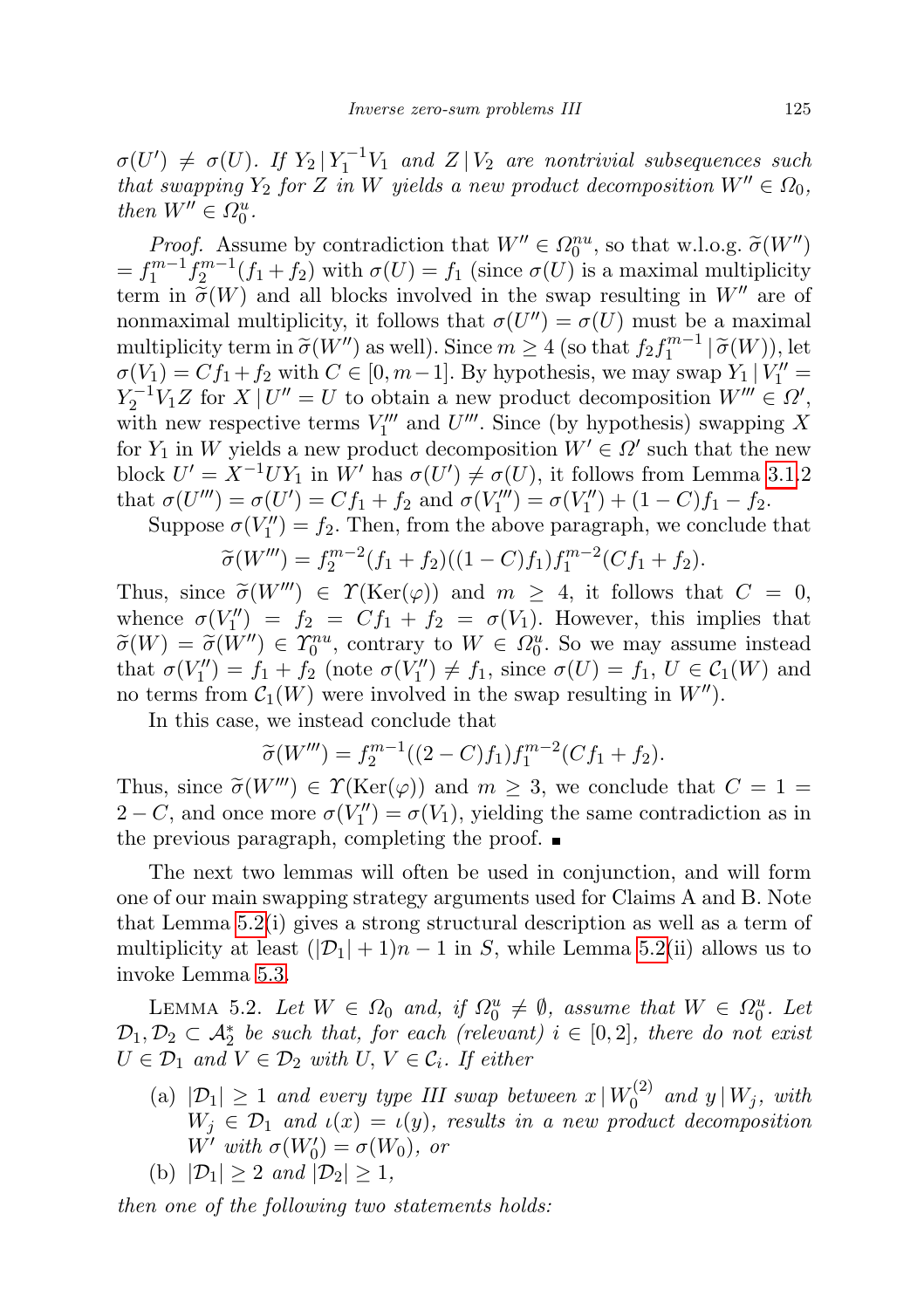$\sigma(U') \neq \sigma(U)$. *If* $Y_2 \,|\, Y_1^{-1}V_1$ *and* $Z \,|\, V_2$ *are nontrivial subsequences such that swapping* $Y_2$ *for* $Z$ *in* $W$ *yields a new product decomposition* $W'' \in \Omega_0$, *then* $W'' \in \Omega_0^u$.

*Proof.* Assume by contradiction that $W'' \in \Omega_0^{nu}$, so that w.l.o.g. $\widetilde{\sigma}(W'') = f_1^{m-1}f_2^{m-1}(f_1+f_2)$ with $\sigma(U) = f_1$ (since $\sigma(U)$ is a maximal multiplicity term in $\widetilde{\sigma}(W)$ and all blocks involved in the swap resulting in $W''$ are of nonmaximal multiplicity, it follows that $\sigma(U'') = \sigma(U)$ must be a maximal multiplicity term in $\widetilde{\sigma}(W'')$ as well). Since $m \geq 4$ (so that $f_2 f_1^{m-1} \,|\, \widetilde{\sigma}(W)$), let $\sigma(V_1) = Cf_1 + f_2$ with $C \in [0, m-1]$. By hypothesis, we may swap $Y_1 \,|\, V_1'' = Y_2^{-1}V_1 Z$ for $X \,|\, U'' = U$ to obtain a new product decomposition $W''' \in \Omega'$, with new respective terms $V_1'''$ and $U'''$. Since (by hypothesis) swapping $X$ for $Y_1$ in $W$ yields a new product decomposition $W' \in \Omega'$ such that the new block $U' = X^{-1}UY_1$ in $W'$ has $\sigma(U') \neq \sigma(U)$, it follows from Lemma 3.1.2 that $\sigma(U''') = \sigma(U') = Cf_1 + f_2$ and $\sigma(V_1''') = \sigma(V_1'') + (1-C)f_1 - f_2$.

Suppose $\sigma(V_1'') = f_2$. Then, from the above paragraph, we conclude that

$$\widetilde{\sigma}(W''') = f_2^{m-2}(f_1+f_2)((1-C)f_1)f_1^{m-2}(Cf_1+f_2).$$

Thus, since $\widetilde{\sigma}(W''') \in \Upsilon(\mathrm{Ker}(\varphi))$ and $m \geq 4$, it follows that $C = 0$, whence $\sigma(V_1'') = f_2 = Cf_1 + f_2 = \sigma(V_1)$. However, this implies that $\widetilde{\sigma}(W) = \widetilde{\sigma}(W'') \in \Upsilon_0^{nu}$, contrary to $W \in \Omega_0^u$. So we may assume instead that $\sigma(V_1'') = f_1 + f_2$ (note $\sigma(V_1'') \neq f_1$, since $\sigma(U) = f_1$, $U \in \mathcal{C}_1(W)$ and no terms from $\mathcal{C}_1(W)$ were involved in the swap resulting in $W''$).

In this case, we instead conclude that

$$\widetilde{\sigma}(W''') = f_2^{m-1}((2-C)f_1)f_1^{m-2}(Cf_1+f_2).$$

Thus, since $\widetilde{\sigma}(W''') \in \Upsilon(\mathrm{Ker}(\varphi))$ and $m \geq 3$, we conclude that $C = 1 = 2 - C$, and once more $\sigma(V_1'') = \sigma(V_1)$, yielding the same contradiction as in the previous paragraph, completing the proof. ∎

The next two lemmas will often be used in conjunction, and will form one of our main swapping strategy arguments used for Claims A and B. Note that Lemma 5.2(i) gives a strong structural description as well as a term of multiplicity at least $(|\mathcal{D}_1| + 1)n - 1$ in $S$, while Lemma 5.2(ii) allows us to invoke Lemma 5.3.

Lemma 5.2. *Let* $W \in \Omega_0$ *and, if* $\Omega_0^u \neq \emptyset$, *assume that* $W \in \Omega_0^u$. *Let* $\mathcal{D}_1, \mathcal{D}_2 \subset \mathcal{A}_2^*$ *be such that, for each (relevant)* $i \in [0,2]$, *there do not exist* $U \in \mathcal{D}_1$ *and* $V \in \mathcal{D}_2$ *with* $U, V \in \mathcal{C}_i$. *If either*

- (a) $|\mathcal{D}_1| \geq 1$ *and every type III swap between* $x \,|\, W_0^{(2)}$ *and* $y \,|\, W_j$, *with* $W_j \in \mathcal{D}_1$ *and* $\iota(x) = \iota(y)$, *results in a new product decomposition* $W'$ *with* $\sigma(W_0') = \sigma(W_0)$, *or*
- (b) $|\mathcal{D}_1| \geq 2$ *and* $|\mathcal{D}_2| \geq 1$,

*then one of the following two statements holds:*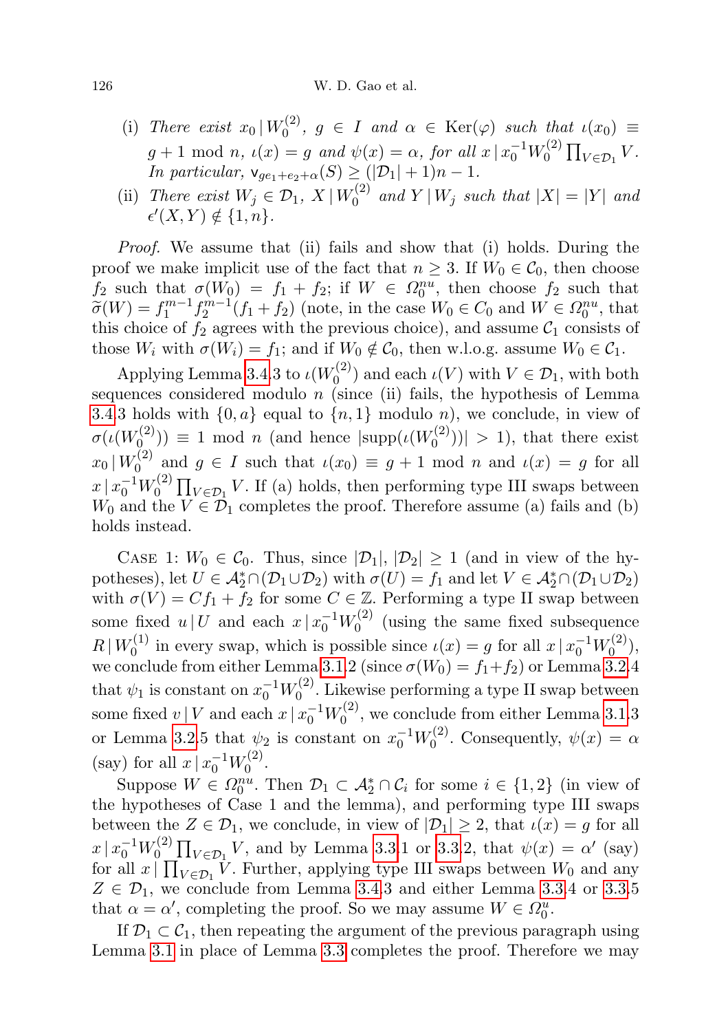(i) *There exist* $x_0 \mid W_0^{(2)}$, $g \in I$ *and* $\alpha \in \mathrm{Ker}(\varphi)$ *such that* $\iota(x_0) \equiv g+1 \bmod n$, $\iota(x) = g$ *and* $\psi(x) = \alpha$, *for all* $x \mid x_0^{-1} W_0^{(2)} \prod_{V \in \mathcal{D}_1} V$. *In particular,* $\mathsf{v}_{ge_1+e_2+\alpha}(S) \geq (|\mathcal{D}_1|+1)n - 1$.

(ii) *There exist* $W_j \in \mathcal{D}_1$, $X \mid W_0^{(2)}$ *and* $Y \mid W_j$ *such that* $|X| = |Y|$ *and* $\epsilon'(X, Y) \notin \{1, n\}$.

*Proof.* We assume that (ii) fails and show that (i) holds. During the proof we make implicit use of the fact that $n \geq 3$. If $W_0 \in \mathcal{C}_0$, then choose $f_2$ such that $\sigma(W_0) = f_1 + f_2$; if $W \in \Omega_0^{nu}$, then choose $f_2$ such that $\widetilde{\sigma}(W) = f_1^{m-1} f_2^{m-1}(f_1 + f_2)$ (note, in the case $W_0 \in C_0$ and $W \in \Omega_0^{nu}$, that this choice of $f_2$ agrees with the previous choice), and assume $\mathcal{C}_1$ consists of those $W_i$ with $\sigma(W_i) = f_1$; and if $W_0 \notin \mathcal{C}_0$, then w.l.o.g. assume $W_0 \in \mathcal{C}_1$.

Applying Lemma 3.4.3 to $\iota(W_0^{(2)})$ and each $\iota(V)$ with $V \in \mathcal{D}_1$, with both sequences considered modulo $n$ (since (ii) fails, the hypothesis of Lemma 3.4.3 holds with $\{0, a\}$ equal to $\{n, 1\}$ modulo $n$), we conclude, in view of $\sigma(\iota(W_0^{(2)})) \equiv 1 \bmod n$ (and hence $|\mathrm{supp}(\iota(W_0^{(2)}))| > 1$), that there exist $x_0 \mid W_0^{(2)}$ and $g \in I$ such that $\iota(x_0) \equiv g+1 \bmod n$ and $\iota(x) = g$ for all $x \mid x_0^{-1} W_0^{(2)} \prod_{V \in \mathcal{D}_1} V$. If (a) holds, then performing type III swaps between $W_0$ and the $V \in \mathcal{D}_1$ completes the proof. Therefore assume (a) fails and (b) holds instead.

Case 1: $W_0 \in \mathcal{C}_0$. Thus, since $|\mathcal{D}_1|, |\mathcal{D}_2| \geq 1$ (and in view of the hypotheses), let $U \in \mathcal{A}_2^* \cap (\mathcal{D}_1 \cup \mathcal{D}_2)$ with $\sigma(U) = f_1$ and let $V \in \mathcal{A}_2^* \cap (\mathcal{D}_1 \cup \mathcal{D}_2)$ with $\sigma(V) = Cf_1 + f_2$ for some $C \in \mathbb{Z}$. Performing a type II swap between some fixed $u \mid U$ and each $x \mid x_0^{-1} W_0^{(2)}$ (using the same fixed subsequence $R \mid W_0^{(1)}$ in every swap, which is possible since $\iota(x) = g$ for all $x \mid x_0^{-1} W_0^{(2)}$), we conclude from either Lemma 3.1.2 (since $\sigma(W_0) = f_1 + f_2$) or Lemma 3.2.4 that $\psi_1$ is constant on $x_0^{-1} W_0^{(2)}$. Likewise performing a type II swap between some fixed $v \mid V$ and each $x \mid x_0^{-1} W_0^{(2)}$, we conclude from either Lemma 3.1.3 or Lemma 3.2.5 that $\psi_2$ is constant on $x_0^{-1} W_0^{(2)}$. Consequently, $\psi(x) = \alpha$ (say) for all $x \mid x_0^{-1} W_0^{(2)}$.

Suppose $W \in \Omega_0^{nu}$. Then $\mathcal{D}_1 \subset \mathcal{A}_2^* \cap \mathcal{C}_i$ for some $i \in \{1, 2\}$ (in view of the hypotheses of Case 1 and the lemma), and performing type III swaps between the $Z \in \mathcal{D}_1$, we conclude, in view of $|\mathcal{D}_1| \geq 2$, that $\iota(x) = g$ for all $x \mid x_0^{-1} W_0^{(2)} \prod_{V \in \mathcal{D}_1} V$, and by Lemma 3.3.1 or 3.3.2, that $\psi(x) = \alpha'$ (say) for all $x \mid \prod_{V \in \mathcal{D}_1} V$. Further, applying type III swaps between $W_0$ and any $Z \in \mathcal{D}_1$, we conclude from Lemma 3.4.3 and either Lemma 3.3.4 or 3.3.5 that $\alpha = \alpha'$, completing the proof. So we may assume $W \in \Omega_0^u$.

If $\mathcal{D}_1 \subset \mathcal{C}_1$, then repeating the argument of the previous paragraph using Lemma 3.1 in place of Lemma 3.3 completes the proof. Therefore we may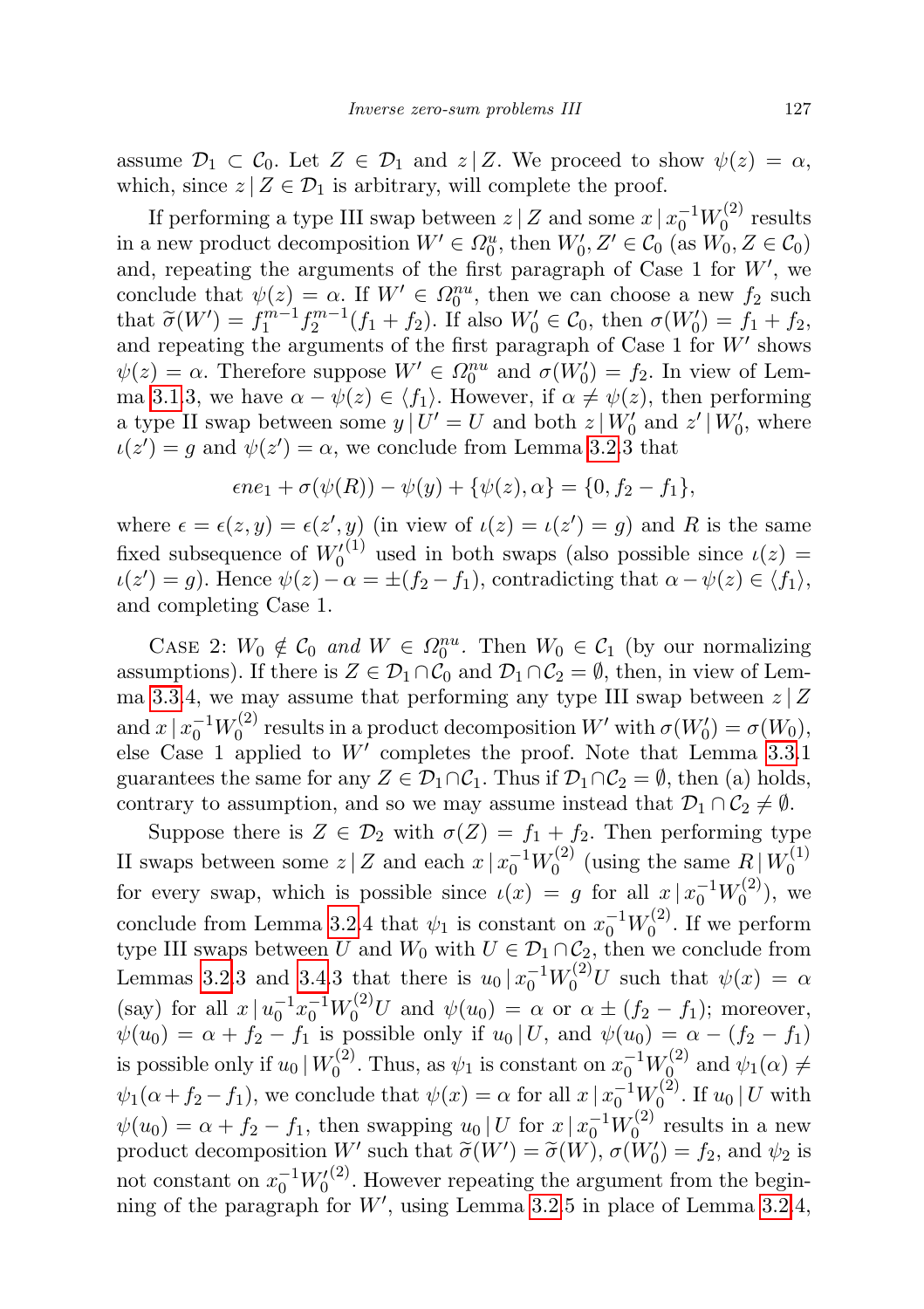assume $\mathcal{D}_1 \subset \mathcal{C}_0$. Let $Z \in \mathcal{D}_1$ and $z \mid Z$. We proceed to show $\psi(z) = \alpha$, which, since $z \mid Z \in \mathcal{D}_1$ is arbitrary, will complete the proof.

If performing a type III swap between $z \mid Z$ and some $x \mid x_0^{-1}W_0^{(2)}$ results in a new product decomposition $W' \in \Omega_0^u$, then $W_0', Z' \in \mathcal{C}_0$ (as $W_0, Z \in \mathcal{C}_0$) and, repeating the arguments of the first paragraph of Case 1 for $W'$, we conclude that $\psi(z) = \alpha$. If $W' \in \Omega_0^{nu}$, then we can choose a new $f_2$ such that $\widetilde{\sigma}(W') = f_1^{m-1}f_2^{m-1}(f_1+f_2)$. If also $W_0' \in \mathcal{C}_0$, then $\sigma(W_0') = f_1 + f_2$, and repeating the arguments of the first paragraph of Case 1 for $W'$ shows $\psi(z) = \alpha$. Therefore suppose $W' \in \Omega_0^{nu}$ and $\sigma(W_0') = f_2$. In view of Lemma 3.1.3, we have $\alpha - \psi(z) \in \langle f_1 \rangle$. However, if $\alpha \neq \psi(z)$, then performing a type II swap between some $y \mid U' = U$ and both $z \mid W_0'$ and $z' \mid W_0'$, where $\iota(z') = g$ and $\psi(z') = \alpha$, we conclude from Lemma 3.2.3 that

$$\epsilon n e_1 + \sigma(\psi(R)) - \psi(y) + \{\psi(z), \alpha\} = \{0, f_2 - f_1\},$$

where $\epsilon = \epsilon(z, y) = \epsilon(z', y)$ (in view of $\iota(z) = \iota(z') = g$) and $R$ is the same fixed subsequence of ${W_0'}^{(1)}$ used in both swaps (also possible since $\iota(z) = \iota(z') = g$). Hence $\psi(z) - \alpha = \pm(f_2 - f_1)$, contradicting that $\alpha - \psi(z) \in \langle f_1 \rangle$, and completing Case 1.

Case 2: *$W_0 \notin \mathcal{C}_0$ and $W \in \Omega_0^{nu}$.* Then $W_0 \in \mathcal{C}_1$ (by our normalizing assumptions). If there is $Z \in \mathcal{D}_1 \cap \mathcal{C}_0$ and $\mathcal{D}_1 \cap \mathcal{C}_2 = \emptyset$, then, in view of Lemma 3.3.4, we may assume that performing any type III swap between $z \mid Z$ and $x \mid x_0^{-1}W_0^{(2)}$ results in a product decomposition $W'$ with $\sigma(W_0') = \sigma(W_0)$, else Case 1 applied to $W'$ completes the proof. Note that Lemma 3.3.1 guarantees the same for any $Z \in \mathcal{D}_1 \cap \mathcal{C}_1$. Thus if $\mathcal{D}_1 \cap \mathcal{C}_2 = \emptyset$, then (a) holds, contrary to assumption, and so we may assume instead that $\mathcal{D}_1 \cap \mathcal{C}_2 \neq \emptyset$.

Suppose there is $Z \in \mathcal{D}_2$ with $\sigma(Z) = f_1 + f_2$. Then performing type II swaps between some $z \mid Z$ and each $x \mid x_0^{-1}W_0^{(2)}$ (using the same $R \mid W_0^{(1)}$ for every swap, which is possible since $\iota(x) = g$ for all $x \mid x_0^{-1}W_0^{(2)}$), we conclude from Lemma 3.2.4 that $\psi_1$ is constant on $x_0^{-1}W_0^{(2)}$. If we perform type III swaps between $U$ and $W_0$ with $U \in \mathcal{D}_1 \cap \mathcal{C}_2$, then we conclude from Lemmas 3.2.3 and 3.4.3 that there is $u_0 \mid x_0^{-1}W_0^{(2)}U$ such that $\psi(x) = \alpha$ (say) for all $x \mid u_0^{-1}x_0^{-1}W_0^{(2)}U$ and $\psi(u_0) = \alpha$ or $\alpha \pm (f_2 - f_1)$; moreover, $\psi(u_0) = \alpha + f_2 - f_1$ is possible only if $u_0 \mid U$, and $\psi(u_0) = \alpha - (f_2 - f_1)$ is possible only if $u_0 \mid W_0^{(2)}$. Thus, as $\psi_1$ is constant on $x_0^{-1}W_0^{(2)}$ and $\psi_1(\alpha) \neq \psi_1(\alpha + f_2 - f_1)$, we conclude that $\psi(x) = \alpha$ for all $x \mid x_0^{-1}W_0^{(2)}$. If $u_0 \mid U$ with $\psi(u_0) = \alpha + f_2 - f_1$, then swapping $u_0 \mid U$ for $x \mid x_0^{-1}W_0^{(2)}$ results in a new product decomposition $W'$ such that $\widetilde{\sigma}(W') = \widetilde{\sigma}(W)$, $\sigma(W_0') = f_2$, and $\psi_2$ is not constant on $x_0^{-1}{W_0'}^{(2)}$. However repeating the argument from the beginning of the paragraph for $W'$, using Lemma 3.2.5 in place of Lemma 3.2.4,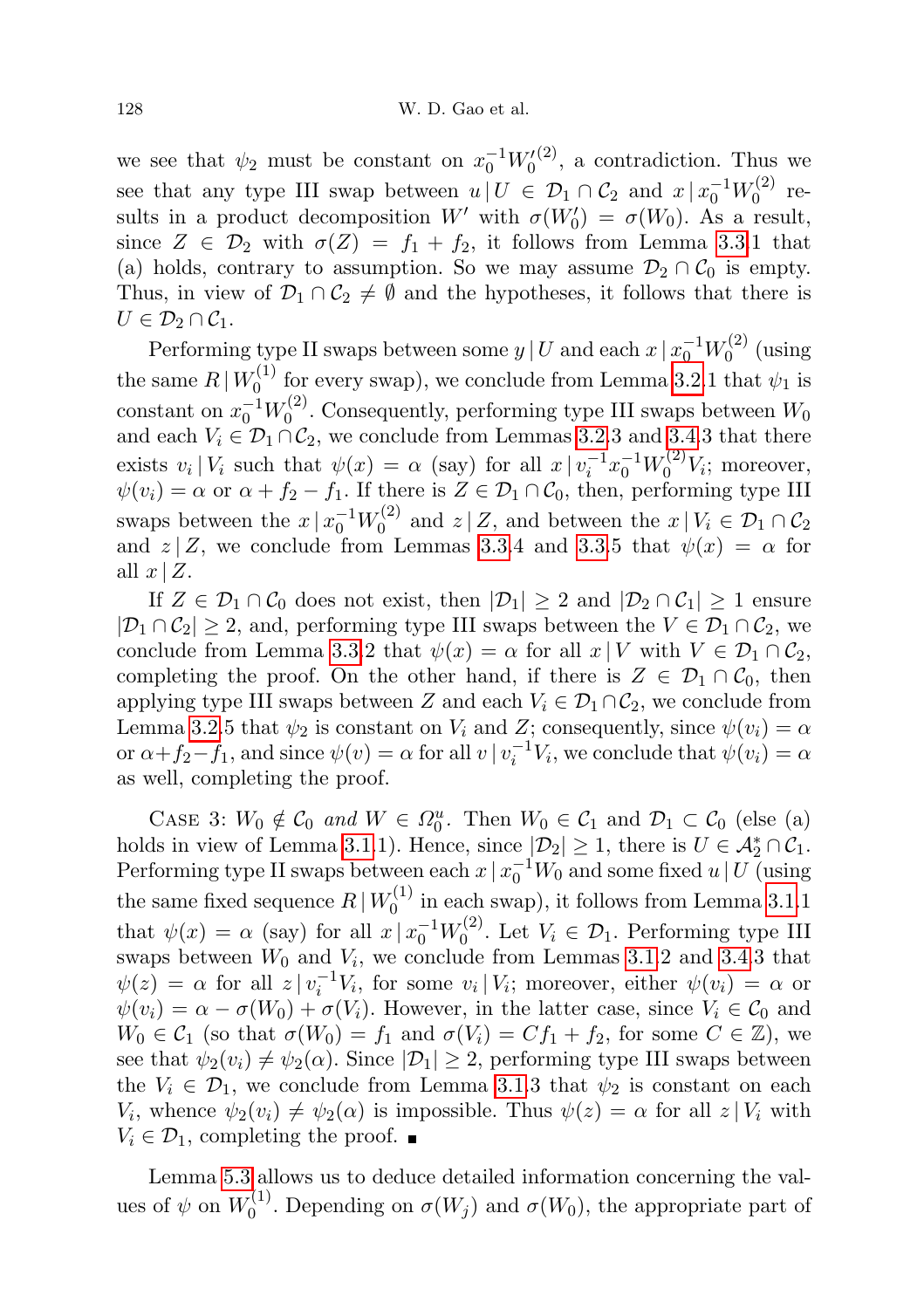we see that $\psi_2$ must be constant on $x_0^{-1}W_0'^{(2)}$, a contradiction. Thus we see that any type III swap between $u \,|\, U \in \mathcal{D}_1 \cap \mathcal{C}_2$ and $x \,|\, x_0^{-1}W_0^{(2)}$ results in a product decomposition $W'$ with $\sigma(W_0') = \sigma(W_0)$. As a result, since $Z \in \mathcal{D}_2$ with $\sigma(Z) = f_1 + f_2$, it follows from Lemma 3.3.1 that (a) holds, contrary to assumption. So we may assume $\mathcal{D}_2 \cap \mathcal{C}_0$ is empty. Thus, in view of $\mathcal{D}_1 \cap \mathcal{C}_2 \neq \emptyset$ and the hypotheses, it follows that there is $U \in \mathcal{D}_2 \cap \mathcal{C}_1$.

Performing type II swaps between some $y \,|\, U$ and each $x \,|\, x_0^{-1}W_0^{(2)}$ (using the same $R \,|\, W_0^{(1)}$ for every swap), we conclude from Lemma 3.2.1 that $\psi_1$ is constant on $x_0^{-1}W_0^{(2)}$. Consequently, performing type III swaps between $W_0$ and each $V_i \in \mathcal{D}_1 \cap \mathcal{C}_2$, we conclude from Lemmas 3.2.3 and 3.4.3 that there exists $v_i \,|\, V_i$ such that $\psi(x) = \alpha$ (say) for all $x \,|\, v_i^{-1}x_0^{-1}W_0^{(2)}V_i$; moreover, $\psi(v_i) = \alpha$ or $\alpha + f_2 - f_1$. If there is $Z \in \mathcal{D}_1 \cap \mathcal{C}_0$, then, performing type III swaps between the $x \,|\, x_0^{-1}W_0^{(2)}$ and $z \,|\, Z$, and between the $x \,|\, V_i \in \mathcal{D}_1 \cap \mathcal{C}_2$ and $z \,|\, Z$, we conclude from Lemmas 3.3.4 and 3.3.5 that $\psi(x) = \alpha$ for all $x \,|\, Z$.

If $Z \in \mathcal{D}_1 \cap \mathcal{C}_0$ does not exist, then $|\mathcal{D}_1| \geq 2$ and $|\mathcal{D}_2 \cap \mathcal{C}_1| \geq 1$ ensure $|\mathcal{D}_1 \cap \mathcal{C}_2| \geq 2$, and, performing type III swaps between the $V \in \mathcal{D}_1 \cap \mathcal{C}_2$, we conclude from Lemma 3.3.2 that $\psi(x) = \alpha$ for all $x \,|\, V$ with $V \in \mathcal{D}_1 \cap \mathcal{C}_2$, completing the proof. On the other hand, if there is $Z \in \mathcal{D}_1 \cap \mathcal{C}_0$, then applying type III swaps between $Z$ and each $V_i \in \mathcal{D}_1 \cap \mathcal{C}_2$, we conclude from Lemma 3.2.5 that $\psi_2$ is constant on $V_i$ and $Z$; consequently, since $\psi(v_i) = \alpha$ or $\alpha + f_2 - f_1$, and since $\psi(v) = \alpha$ for all $v \,|\, v_i^{-1}V_i$, we conclude that $\psi(v_i) = \alpha$ as well, completing the proof.

Case 3: *$W_0 \notin \mathcal{C}_0$ and $W \in \Omega_0^u$.* Then $W_0 \in \mathcal{C}_1$ and $\mathcal{D}_1 \subset \mathcal{C}_0$ (else (a) holds in view of Lemma 3.1.1). Hence, since $|\mathcal{D}_2| \geq 1$, there is $U \in \mathcal{A}_2^* \cap \mathcal{C}_1$. Performing type II swaps between each $x \,|\, x_0^{-1}W_0$ and some fixed $u \,|\, U$ (using the same fixed sequence $R \,|\, W_0^{(1)}$ in each swap), it follows from Lemma 3.1.1 that $\psi(x) = \alpha$ (say) for all $x \,|\, x_0^{-1}W_0^{(2)}$. Let $V_i \in \mathcal{D}_1$. Performing type III swaps between $W_0$ and $V_i$, we conclude from Lemmas 3.1.2 and 3.4.3 that $\psi(z) = \alpha$ for all $z \,|\, v_i^{-1}V_i$, for some $v_i \,|\, V_i$; moreover, either $\psi(v_i) = \alpha$ or $\psi(v_i) = \alpha - \sigma(W_0) + \sigma(V_i)$. However, in the latter case, since $V_i \in \mathcal{C}_0$ and $W_0 \in \mathcal{C}_1$ (so that $\sigma(W_0) = f_1$ and $\sigma(V_i) = Cf_1 + f_2$, for some $C \in \mathbb{Z}$), we see that $\psi_2(v_i) \neq \psi_2(\alpha)$. Since $|\mathcal{D}_1| \geq 2$, performing type III swaps between the $V_i \in \mathcal{D}_1$, we conclude from Lemma 3.1.3 that $\psi_2$ is constant on each $V_i$, whence $\psi_2(v_i) \neq \psi_2(\alpha)$ is impossible. Thus $\psi(z) = \alpha$ for all $z \,|\, V_i$ with $V_i \in \mathcal{D}_1$, completing the proof. ∎

Lemma 5.3 allows us to deduce detailed information concerning the values of $\psi$ on $W_0^{(1)}$. Depending on $\sigma(W_j)$ and $\sigma(W_0)$, the appropriate part of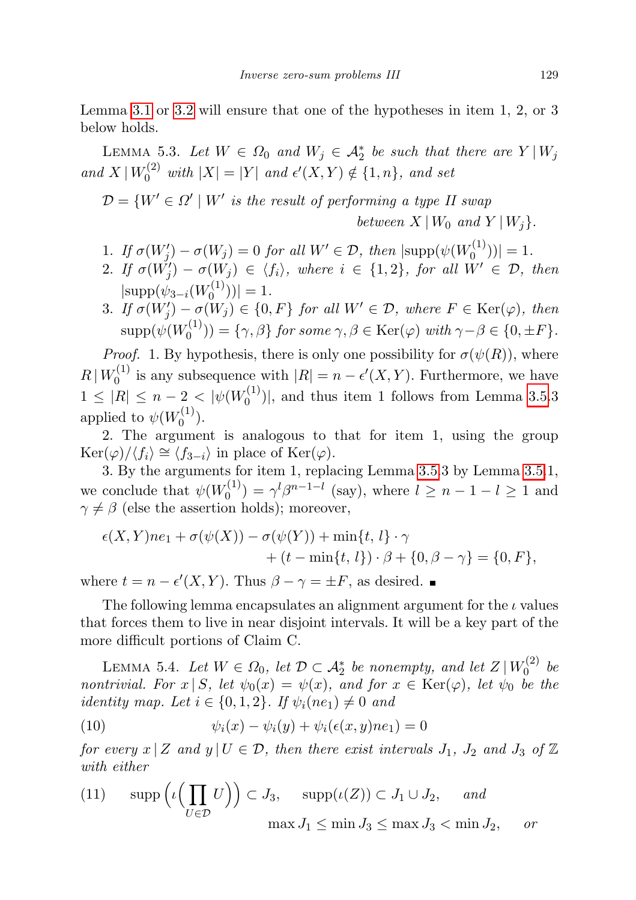Lemma 3.1 or 3.2 will ensure that one of the hypotheses in item 1, 2, or 3 below holds.

Lemma 5.3. *Let $W \in \Omega_0$ and $W_j \in \mathcal{A}_2^*$ be such that there are $Y \mid W_j$ and $X \mid W_0^{(2)}$ with $|X| = |Y|$ and $\epsilon'(X, Y) \notin \{1, n\}$, and set*

$$\mathcal{D} = \{W' \in \Omega' \mid W' \text{ is the result of performing a type II swap between } X \mid W_0 \text{ and } Y \mid W_j\}.$$

1. *If $\sigma(W_j') - \sigma(W_j) = 0$ for all $W' \in \mathcal{D}$, then $|\mathrm{supp}(\psi(W_0^{(1)}))| = 1$.*
2. *If $\sigma(W_j') - \sigma(W_j) \in \langle f_i \rangle$, where $i \in \{1, 2\}$, for all $W' \in \mathcal{D}$, then $|\mathrm{supp}(\psi_{3-i}(W_0^{(1)}))| = 1$.*
3. *If $\sigma(W_j') - \sigma(W_j) \in \{0, F\}$ for all $W' \in \mathcal{D}$, where $F \in \mathrm{Ker}(\varphi)$, then $\mathrm{supp}(\psi(W_0^{(1)})) = \{\gamma, \beta\}$ for some $\gamma, \beta \in \mathrm{Ker}(\varphi)$ with $\gamma - \beta \in \{0, \pm F\}$.*

*Proof.* 1. By hypothesis, there is only one possibility for $\sigma(\psi(R))$, where $R \mid W_0^{(1)}$ is any subsequence with $|R| = n - \epsilon'(X, Y)$. Furthermore, we have $1 \le |R| \le n - 2 < |\psi(W_0^{(1)})|$, and thus item 1 follows from Lemma 3.5.3 applied to $\psi(W_0^{(1)})$.

2. The argument is analogous to that for item 1, using the group $\mathrm{Ker}(\varphi)/\langle f_i \rangle \cong \langle f_{3-i} \rangle$ in place of $\mathrm{Ker}(\varphi)$.

3. By the arguments for item 1, replacing Lemma 3.5.3 by Lemma 3.5.1, we conclude that $\psi(W_0^{(1)}) = \gamma^l \beta^{n-1-l}$ (say), where $l \ge n - 1 - l \ge 1$ and $\gamma \ne \beta$ (else the assertion holds); moreover,

$$\epsilon(X, Y)ne_1 + \sigma(\psi(X)) - \sigma(\psi(Y)) + \min\{t, l\} \cdot \gamma + (t - \min\{t, l\}) \cdot \beta + \{0, \beta - \gamma\} = \{0, F\},$$

where $t = n - \epsilon'(X, Y)$. Thus $\beta - \gamma = \pm F$, as desired. ∎

The following lemma encapsulates an alignment argument for the $\iota$ values that forces them to live in near disjoint intervals. It will be a key part of the more difficult portions of Claim C.

Lemma 5.4. *Let $W \in \Omega_0$, let $\mathcal{D} \subset \mathcal{A}_2^*$ be nonempty, and let $Z \mid W_0^{(2)}$ be nontrivial. For $x \mid S$, let $\psi_0(x) = \psi(x)$, and for $x \in \mathrm{Ker}(\varphi)$, let $\psi_0$ be the identity map. Let $i \in \{0, 1, 2\}$. If $\psi_i(ne_1) \ne 0$ and*

$$\psi_i(x) - \psi_i(y) + \psi_i(\epsilon(x, y)ne_1) = 0 \tag{10}$$

*for every $x \mid Z$ and $y \mid U \in \mathcal{D}$, then there exist intervals $J_1$, $J_2$ and $J_3$ of $\mathbb{Z}$ with either*

$$\mathrm{supp}\Big(\iota\Big(\prod_{U \in \mathcal{D}} U\Big)\Big) \subset J_3, \quad \mathrm{supp}(\iota(Z)) \subset J_1 \cup J_2, \quad \text{and} \tag{11}$$
$$\max J_1 \le \min J_3 \le \max J_3 < \min J_2, \quad \text{or}$$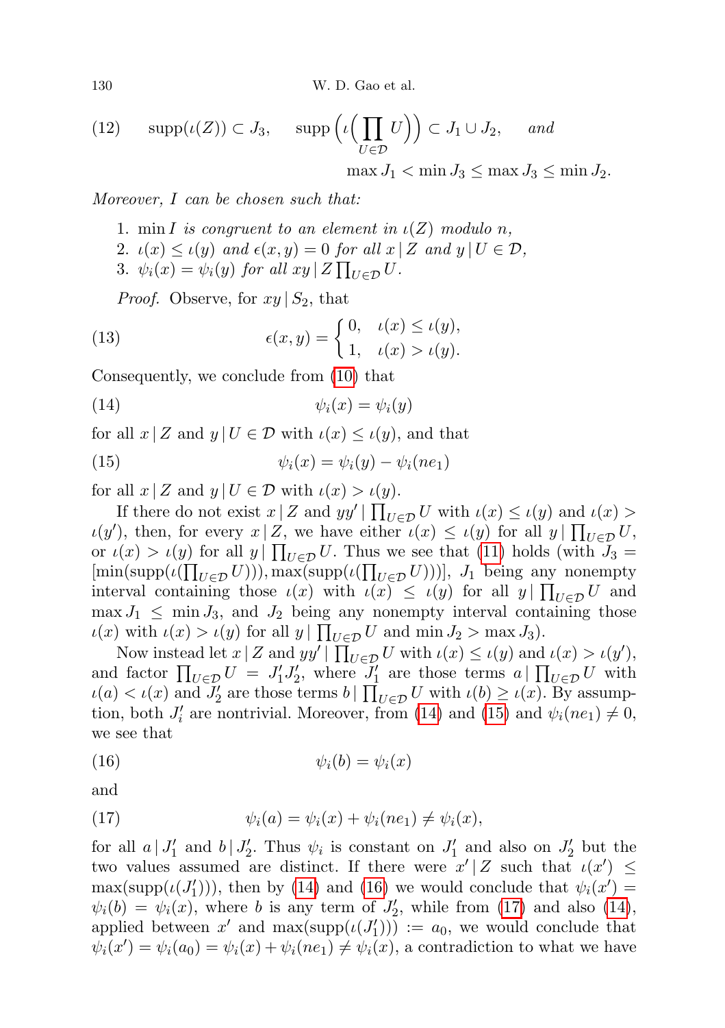$$\text{(12)} \qquad \operatorname{supp}(\iota(Z)) \subset J_3, \quad \operatorname{supp}\Big(\iota\Big(\prod_{U\in\mathcal{D}} U\Big)\Big) \subset J_1 \cup J_2, \quad \textit{and}$$

$$\max J_1 < \min J_3 \le \max J_3 \le \min J_2.$$

*Moreover, $I$ can be chosen such that:*

1. *$\min I$ is congruent to an element in $\iota(Z)$ modulo $n$,*
2. *$\iota(x) \le \iota(y)$ and $\epsilon(x,y) = 0$ for all $x \mid Z$ and $y \mid U \in \mathcal{D}$,*
3. *$\psi_i(x) = \psi_i(y)$ for all $xy \mid Z \prod_{U\in\mathcal{D}} U$.*

*Proof.* Observe, for $xy \mid S_2$, that

$$\text{(13)} \qquad \epsilon(x,y) = \begin{cases} 0, & \iota(x) \le \iota(y), \\ 1, & \iota(x) > \iota(y). \end{cases}$$

Consequently, we conclude from (10) that

$$\text{(14)} \qquad \psi_i(x) = \psi_i(y)$$

for all $x \mid Z$ and $y \mid U \in \mathcal{D}$ with $\iota(x) \le \iota(y)$, and that

$$\text{(15)} \qquad \psi_i(x) = \psi_i(y) - \psi_i(ne_1)$$

for all $x \mid Z$ and $y \mid U \in \mathcal{D}$ with $\iota(x) > \iota(y)$.

If there do not exist $x \mid Z$ and $yy' \mid \prod_{U\in\mathcal{D}} U$ with $\iota(x) \le \iota(y)$ and $\iota(x) > \iota(y')$, then, for every $x \mid Z$, we have either $\iota(x) \le \iota(y)$ for all $y \mid \prod_{U\in\mathcal{D}} U$, or $\iota(x) > \iota(y)$ for all $y \mid \prod_{U\in\mathcal{D}} U$. Thus we see that (11) holds (with $J_3 = [\min(\operatorname{supp}(\iota(\prod_{U\in\mathcal{D}} U))), \max(\operatorname{supp}(\iota(\prod_{U\in\mathcal{D}} U)))]$, $J_1$ being any nonempty interval containing those $\iota(x)$ with $\iota(x) \le \iota(y)$ for all $y \mid \prod_{U\in\mathcal{D}} U$ and $\max J_1 \le \min J_3$, and $J_2$ being any nonempty interval containing those $\iota(x)$ with $\iota(x) > \iota(y)$ for all $y \mid \prod_{U\in\mathcal{D}} U$ and $\min J_2 > \max J_3$).

Now instead let $x \mid Z$ and $yy' \mid \prod_{U\in\mathcal{D}} U$ with $\iota(x) \le \iota(y)$ and $\iota(x) > \iota(y')$, and factor $\prod_{U\in\mathcal{D}} U = J_1' J_2'$, where $J_1'$ are those terms $a \mid \prod_{U\in\mathcal{D}} U$ with $\iota(a) < \iota(x)$ and $J_2'$ are those terms $b \mid \prod_{U\in\mathcal{D}} U$ with $\iota(b) \ge \iota(x)$. By assumption, both $J_i'$ are nontrivial. Moreover, from (14) and (15) and $\psi_i(ne_1) \ne 0$, we see that

$$\text{(16)} \qquad \psi_i(b) = \psi_i(x)$$

and

$$\text{(17)} \qquad \psi_i(a) = \psi_i(x) + \psi_i(ne_1) \ne \psi_i(x),$$

for all $a \mid J_1'$ and $b \mid J_2'$. Thus $\psi_i$ is constant on $J_1'$ and also on $J_2'$ but the two values assumed are distinct. If there were $x' \mid Z$ such that $\iota(x') \le \max(\operatorname{supp}(\iota(J_1')))$, then by (14) and (16) we would conclude that $\psi_i(x') = \psi_i(b) = \psi_i(x)$, where $b$ is any term of $J_2'$, while from (17) and also (14), applied between $x'$ and $\max(\operatorname{supp}(\iota(J_1'))) := a_0$, we would conclude that $\psi_i(x') = \psi_i(a_0) = \psi_i(x) + \psi_i(ne_1) \ne \psi_i(x)$, a contradiction to what we have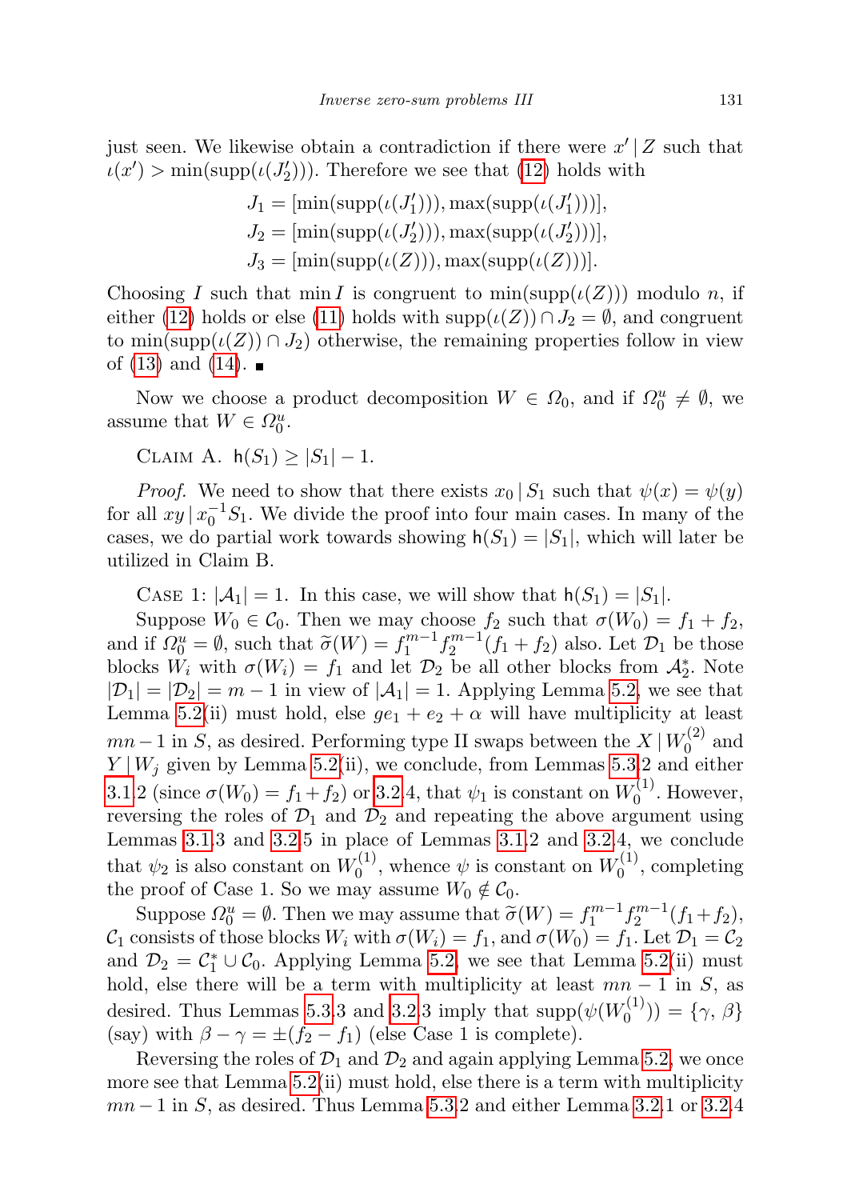just seen. We likewise obtain a contradiction if there were $x' \mid Z$ such that $\iota(x') > \min(\mathrm{supp}(\iota(J_2')))$. Therefore we see that (12) holds with

$$J_1 = [\min(\mathrm{supp}(\iota(J_1'))), \max(\mathrm{supp}(\iota(J_1')))],$$
$$J_2 = [\min(\mathrm{supp}(\iota(J_2'))), \max(\mathrm{supp}(\iota(J_2')))],$$
$$J_3 = [\min(\mathrm{supp}(\iota(Z))), \max(\mathrm{supp}(\iota(Z)))].$$

Choosing $I$ such that $\min I$ is congruent to $\min(\mathrm{supp}(\iota(Z)))$ modulo $n$, if either (12) holds or else (11) holds with $\mathrm{supp}(\iota(Z)) \cap J_2 = \emptyset$, and congruent to $\min(\mathrm{supp}(\iota(Z)) \cap J_2)$ otherwise, the remaining properties follow in view of (13) and (14). ■

Now we choose a product decomposition $W \in \Omega_0$, and if $\Omega_0^u \neq \emptyset$, we assume that $W \in \Omega_0^u$.

Claim A. $\mathsf{h}(S_1) \geq |S_1| - 1$.

*Proof.* We need to show that there exists $x_0 \mid S_1$ such that $\psi(x) = \psi(y)$ for all $xy \mid x_0^{-1} S_1$. We divide the proof into four main cases. In many of the cases, we do partial work towards showing $\mathsf{h}(S_1) = |S_1|$, which will later be utilized in Claim B.

Case 1: $|\mathcal{A}_1| = 1$. In this case, we will show that $\mathsf{h}(S_1) = |S_1|$.

Suppose $W_0 \in \mathcal{C}_0$. Then we may choose $f_2$ such that $\sigma(W_0) = f_1 + f_2$, and if $\Omega_0^u = \emptyset$, such that $\widetilde{\sigma}(W) = f_1^{m-1} f_2^{m-1}(f_1 + f_2)$ also. Let $\mathcal{D}_1$ be those blocks $W_i$ with $\sigma(W_i) = f_1$ and let $\mathcal{D}_2$ be all other blocks from $\mathcal{A}_2^*$. Note $|\mathcal{D}_1| = |\mathcal{D}_2| = m - 1$ in view of $|\mathcal{A}_1| = 1$. Applying Lemma 5.2, we see that Lemma 5.2(ii) must hold, else $ge_1 + e_2 + \alpha$ will have multiplicity at least $mn - 1$ in $S$, as desired. Performing type II swaps between the $X \mid W_0^{(2)}$ and $Y \mid W_j$ given by Lemma 5.2(ii), we conclude, from Lemmas 5.3.2 and either 3.1.2 (since $\sigma(W_0) = f_1 + f_2$) or 3.2.4, that $\psi_1$ is constant on $W_0^{(1)}$. However, reversing the roles of $\mathcal{D}_1$ and $\mathcal{D}_2$ and repeating the above argument using Lemmas 3.1.3 and 3.2.5 in place of Lemmas 3.1.2 and 3.2.4, we conclude that $\psi_2$ is also constant on $W_0^{(1)}$, whence $\psi$ is constant on $W_0^{(1)}$, completing the proof of Case 1. So we may assume $W_0 \notin \mathcal{C}_0$.

Suppose $\Omega_0^u = \emptyset$. Then we may assume that $\widetilde{\sigma}(W) = f_1^{m-1} f_2^{m-1}(f_1 + f_2)$, $\mathcal{C}_1$ consists of those blocks $W_i$ with $\sigma(W_i) = f_1$, and $\sigma(W_0) = f_1$. Let $\mathcal{D}_1 = \mathcal{C}_2$ and $\mathcal{D}_2 = \mathcal{C}_1^* \cup \mathcal{C}_0$. Applying Lemma 5.2, we see that Lemma 5.2(ii) must hold, else there will be a term with multiplicity at least $mn - 1$ in $S$, as desired. Thus Lemmas 5.3.3 and 3.2.3 imply that $\mathrm{supp}(\psi(W_0^{(1)})) = \{\gamma, \beta\}$ (say) with $\beta - \gamma = \pm(f_2 - f_1)$ (else Case 1 is complete).

Reversing the roles of $\mathcal{D}_1$ and $\mathcal{D}_2$ and again applying Lemma 5.2, we once more see that Lemma 5.2(ii) must hold, else there is a term with multiplicity $mn - 1$ in $S$, as desired. Thus Lemma 5.3.2 and either Lemma 3.2.1 or 3.2.4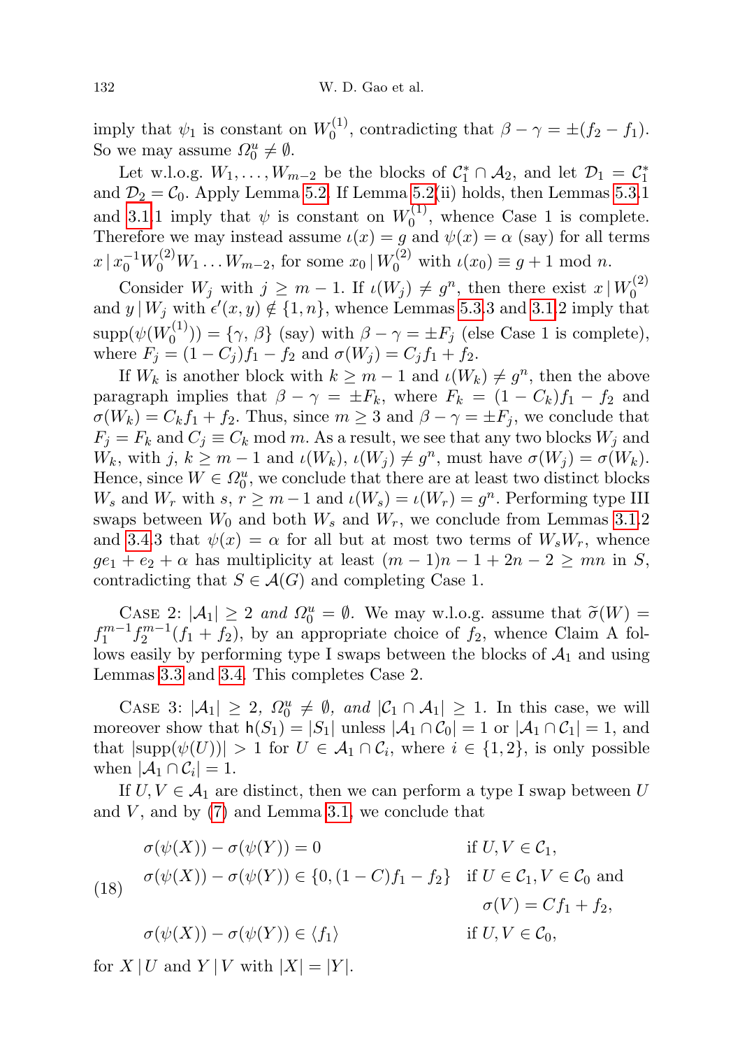imply that $\psi_1$ is constant on $W_0^{(1)}$, contradicting that $\beta - \gamma = \pm(f_2 - f_1)$. So we may assume $\Omega_0^u \neq \emptyset$.

Let w.l.o.g. $W_1, \ldots, W_{m-2}$ be the blocks of $\mathcal{C}_1^* \cap \mathcal{A}_2$, and let $\mathcal{D}_1 = \mathcal{C}_1^*$ and $\mathcal{D}_2 = \mathcal{C}_0$. Apply Lemma 5.2. If Lemma 5.2(ii) holds, then Lemmas 5.3.1 and 3.1.1 imply that $\psi$ is constant on $W_0^{(1)}$, whence Case 1 is complete. Therefore we may instead assume $\iota(x) = g$ and $\psi(x) = \alpha$ (say) for all terms $x \,|\, x_0^{-1} W_0^{(2)} W_1 \ldots W_{m-2}$, for some $x_0 \,|\, W_0^{(2)}$ with $\iota(x_0) \equiv g + 1 \bmod n$.

Consider $W_j$ with $j \geq m-1$. If $\iota(W_j) \neq g^n$, then there exist $x \,|\, W_0^{(2)}$ and $y \,|\, W_j$ with $\epsilon'(x, y) \notin \{1, n\}$, whence Lemmas 5.3.3 and 3.1.2 imply that $\mathrm{supp}(\psi(W_0^{(1)})) = \{\gamma, \beta\}$ (say) with $\beta - \gamma = \pm F_j$ (else Case 1 is complete), where $F_j = (1 - C_j) f_1 - f_2$ and $\sigma(W_j) = C_j f_1 + f_2$.

If $W_k$ is another block with $k \geq m-1$ and $\iota(W_k) \neq g^n$, then the above paragraph implies that $\beta - \gamma = \pm F_k$, where $F_k = (1 - C_k) f_1 - f_2$ and $\sigma(W_k) = C_k f_1 + f_2$. Thus, since $m \geq 3$ and $\beta - \gamma = \pm F_j$, we conclude that $F_j = F_k$ and $C_j \equiv C_k \bmod m$. As a result, we see that any two blocks $W_j$ and $W_k$, with $j, k \geq m-1$ and $\iota(W_k), \iota(W_j) \neq g^n$, must have $\sigma(W_j) = \sigma(W_k)$. Hence, since $W \in \Omega_0^u$, we conclude that there are at least two distinct blocks $W_s$ and $W_r$ with $s, r \geq m-1$ and $\iota(W_s) = \iota(W_r) = g^n$. Performing type III swaps between $W_0$ and both $W_s$ and $W_r$, we conclude from Lemmas 3.1.2 and 3.4.3 that $\psi(x) = \alpha$ for all but at most two terms of $W_s W_r$, whence $g e_1 + e_2 + \alpha$ has multiplicity at least $(m-1)n - 1 + 2n - 2 \geq mn$ in $S$, contradicting that $S \in \mathcal{A}(G)$ and completing Case 1.

Case 2: *$|\mathcal{A}_1| \geq 2$ and $\Omega_0^u = \emptyset$.* We may w.l.o.g. assume that $\widetilde{\sigma}(W) = f_1^{m-1} f_2^{m-1} (f_1 + f_2)$, by an appropriate choice of $f_2$, whence Claim A follows easily by performing type I swaps between the blocks of $\mathcal{A}_1$ and using Lemmas 3.3 and 3.4. This completes Case 2.

Case 3: *$|\mathcal{A}_1| \geq 2$, $\Omega_0^u \neq \emptyset$, and $|\mathcal{C}_1 \cap \mathcal{A}_1| \geq 1$.* In this case, we will moreover show that $\mathsf{h}(S_1) = |S_1|$ unless $|\mathcal{A}_1 \cap \mathcal{C}_0| = 1$ or $|\mathcal{A}_1 \cap \mathcal{C}_1| = 1$, and that $|\mathrm{supp}(\psi(U))| > 1$ for $U \in \mathcal{A}_1 \cap \mathcal{C}_i$, where $i \in \{1, 2\}$, is only possible when $|\mathcal{A}_1 \cap \mathcal{C}_i| = 1$.

If $U, V \in \mathcal{A}_1$ are distinct, then we can perform a type I swap between $U$ and $V$, and by (7) and Lemma 3.1, we conclude that

$$
\begin{aligned}
&\sigma(\psi(X)) - \sigma(\psi(Y)) = 0 && \text{if } U, V \in \mathcal{C}_1, \\
&\sigma(\psi(X)) - \sigma(\psi(Y)) \in \{0, (1 - C) f_1 - f_2\} && \text{if } U \in \mathcal{C}_1, V \in \mathcal{C}_0 \text{ and } \sigma(V) = C f_1 + f_2, \\
&\sigma(\psi(X)) - \sigma(\psi(Y)) \in \langle f_1 \rangle && \text{if } U, V \in \mathcal{C}_0,
\end{aligned}
\tag{18}
$$

for $X \,|\, U$ and $Y \,|\, V$ with $|X| = |Y|$.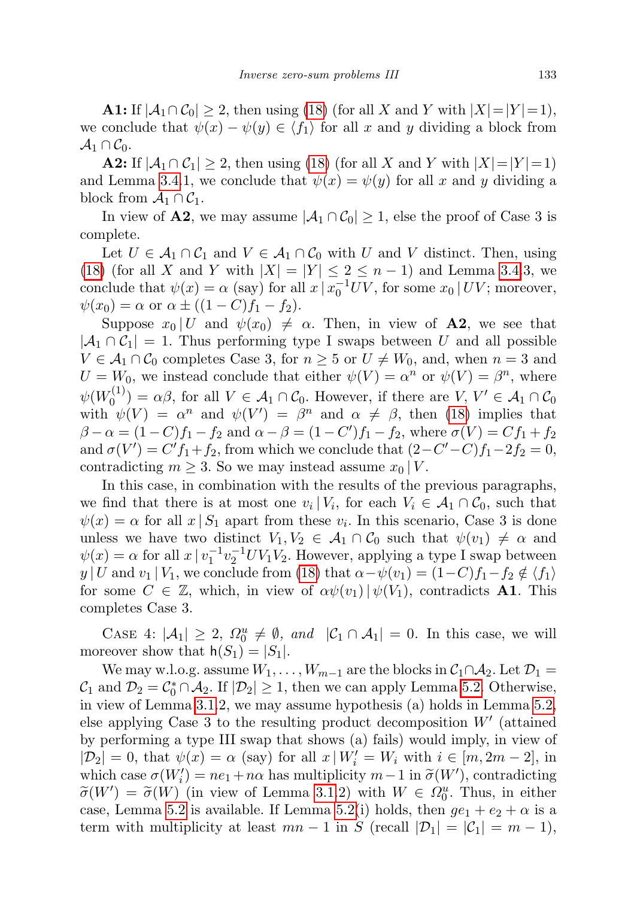**A1:** If $|\mathcal{A}_1 \cap \mathcal{C}_0| \geq 2$, then using (18) (for all $X$ and $Y$ with $|X|=|Y|=1$), we conclude that $\psi(x) - \psi(y) \in \langle f_1 \rangle$ for all $x$ and $y$ dividing a block from $\mathcal{A}_1 \cap \mathcal{C}_0$.

**A2:** If $|\mathcal{A}_1 \cap \mathcal{C}_1| \geq 2$, then using (18) (for all $X$ and $Y$ with $|X|=|Y|=1$) and Lemma 3.4.1, we conclude that $\psi(x) = \psi(y)$ for all $x$ and $y$ dividing a block from $\mathcal{A}_1 \cap \mathcal{C}_1$.

In view of **A2**, we may assume $|\mathcal{A}_1 \cap \mathcal{C}_0| \geq 1$, else the proof of Case 3 is complete.

Let $U \in \mathcal{A}_1 \cap \mathcal{C}_1$ and $V \in \mathcal{A}_1 \cap \mathcal{C}_0$ with $U$ and $V$ distinct. Then, using (18) (for all $X$ and $Y$ with $|X| = |Y| \leq 2 \leq n-1$) and Lemma 3.4.3, we conclude that $\psi(x) = \alpha$ (say) for all $x \,|\, x_0^{-1}UV$, for some $x_0 \,|\, UV$; moreover, $\psi(x_0) = \alpha$ or $\alpha \pm ((1-C)f_1 - f_2)$.

Suppose $x_0 \,|\, U$ and $\psi(x_0) \neq \alpha$. Then, in view of **A2**, we see that $|\mathcal{A}_1 \cap \mathcal{C}_1| = 1$. Thus performing type I swaps between $U$ and all possible $V \in \mathcal{A}_1 \cap \mathcal{C}_0$ completes Case 3, for $n \geq 5$ or $U \neq W_0$, and, when $n = 3$ and $U = W_0$, we instead conclude that either $\psi(V) = \alpha^n$ or $\psi(V) = \beta^n$, where $\psi(W_0^{(1)}) = \alpha\beta$, for all $V \in \mathcal{A}_1 \cap \mathcal{C}_0$. However, if there are $V, V' \in \mathcal{A}_1 \cap \mathcal{C}_0$ with $\psi(V) = \alpha^n$ and $\psi(V') = \beta^n$ and $\alpha \neq \beta$, then (18) implies that $\beta - \alpha = (1-C)f_1 - f_2$ and $\alpha - \beta = (1-C')f_1 - f_2$, where $\sigma(V) = Cf_1 + f_2$ and $\sigma(V') = C'f_1 + f_2$, from which we conclude that $(2-C'-C)f_1 - 2f_2 = 0$, contradicting $m \geq 3$. So we may instead assume $x_0 \,|\, V$.

In this case, in combination with the results of the previous paragraphs, we find that there is at most one $v_i \,|\, V_i$, for each $V_i \in \mathcal{A}_1 \cap \mathcal{C}_0$, such that $\psi(x) = \alpha$ for all $x \,|\, S_1$ apart from these $v_i$. In this scenario, Case 3 is done unless we have two distinct $V_1, V_2 \in \mathcal{A}_1 \cap \mathcal{C}_0$ such that $\psi(v_1) \neq \alpha$ and $\psi(x) = \alpha$ for all $x \,|\, v_1^{-1}v_2^{-1}UV_1V_2$. However, applying a type I swap between $y \,|\, U$ and $v_1 \,|\, V_1$, we conclude from (18) that $\alpha - \psi(v_1) = (1-C)f_1 - f_2 \notin \langle f_1 \rangle$ for some $C \in \mathbb{Z}$, which, in view of $\alpha\psi(v_1) \,|\, \psi(V_1)$, contradicts **A1**. This completes Case 3.

Case 4: *$|\mathcal{A}_1| \geq 2$, $\Omega_0^u \neq \emptyset$, and $|\mathcal{C}_1 \cap \mathcal{A}_1| = 0$.* In this case, we will moreover show that $\mathsf{h}(S_1) = |S_1|$.

We may w.l.o.g. assume $W_1, \ldots, W_{m-1}$ are the blocks in $\mathcal{C}_1 \cap \mathcal{A}_2$. Let $\mathcal{D}_1 = \mathcal{C}_1$ and $\mathcal{D}_2 = \mathcal{C}_0^* \cap \mathcal{A}_2$. If $|\mathcal{D}_2| \geq 1$, then we can apply Lemma 5.2. Otherwise, in view of Lemma 3.1.2, we may assume hypothesis (a) holds in Lemma 5.2, else applying Case 3 to the resulting product decomposition $W'$ (attained by performing a type III swap that shows (a) fails) would imply, in view of $|\mathcal{D}_2| = 0$, that $\psi(x) = \alpha$ (say) for all $x \,|\, W_i' = W_i$ with $i \in [m, 2m-2]$, in which case $\sigma(W_i') = ne_1 + n\alpha$ has multiplicity $m-1$ in $\widetilde{\sigma}(W')$, contradicting $\widetilde{\sigma}(W') = \widetilde{\sigma}(W)$ (in view of Lemma 3.1.2) with $W \in \Omega_0^u$. Thus, in either case, Lemma 5.2 is available. If Lemma 5.2(i) holds, then $ge_1 + e_2 + \alpha$ is a term with multiplicity at least $mn-1$ in $S$ (recall $|\mathcal{D}_1| = |\mathcal{C}_1| = m-1$),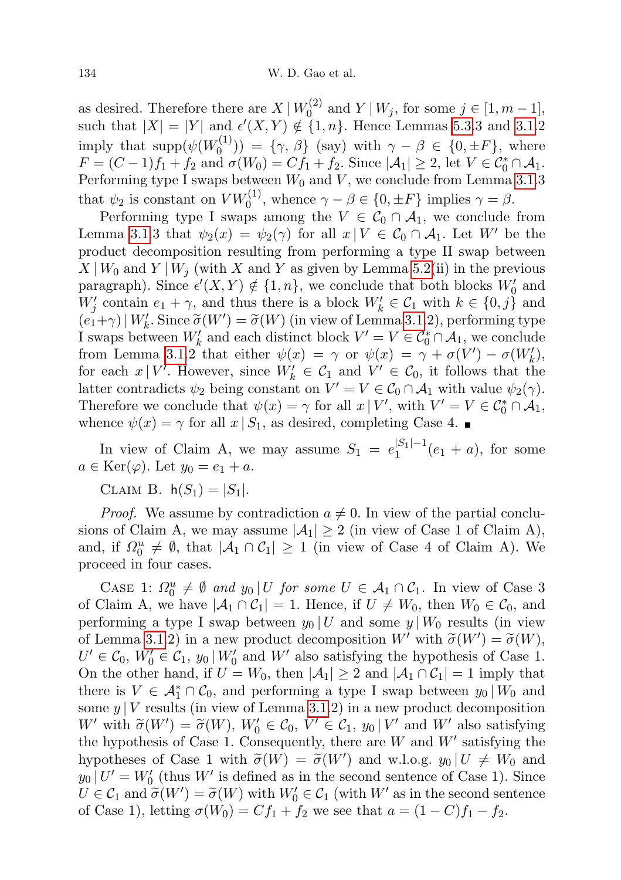as desired. Therefore there are $X \,|\, W_0^{(2)}$ and $Y \,|\, W_j$, for some $j \in [1, m-1]$, such that $|X| = |Y|$ and $\epsilon'(X, Y) \notin \{1, n\}$. Hence Lemmas 5.3.3 and 3.1.2 imply that $\mathrm{supp}(\psi(W_0^{(1)})) = \{\gamma, \beta\}$ (say) with $\gamma - \beta \in \{0, \pm F\}$, where $F = (C-1)f_1 + f_2$ and $\sigma(W_0) = Cf_1 + f_2$. Since $|\mathcal{A}_1| \geq 2$, let $V \in \mathcal{C}_0^* \cap \mathcal{A}_1$. Performing type I swaps between $W_0$ and $V$, we conclude from Lemma 3.1.3 that $\psi_2$ is constant on $VW_0^{(1)}$, whence $\gamma - \beta \in \{0, \pm F\}$ implies $\gamma = \beta$.

Performing type I swaps among the $V \in \mathcal{C}_0 \cap \mathcal{A}_1$, we conclude from Lemma 3.1.3 that $\psi_2(x) = \psi_2(\gamma)$ for all $x \,|\, V \in \mathcal{C}_0 \cap \mathcal{A}_1$. Let $W'$ be the product decomposition resulting from performing a type II swap between $X \,|\, W_0$ and $Y \,|\, W_j$ (with $X$ and $Y$ as given by Lemma 5.2(ii) in the previous paragraph). Since $\epsilon'(X, Y) \notin \{1, n\}$, we conclude that both blocks $W_0'$ and $W_j'$ contain $e_1 + \gamma$, and thus there is a block $W_k' \in \mathcal{C}_1$ with $k \in \{0, j\}$ and $(e_1+\gamma) \,|\, W_k'$. Since $\widetilde{\sigma}(W') = \widetilde{\sigma}(W)$ (in view of Lemma 3.1.2), performing type I swaps between $W_k'$ and each distinct block $V' = V \in \mathcal{C}_0^* \cap \mathcal{A}_1$, we conclude from Lemma 3.1.2 that either $\psi(x) = \gamma$ or $\psi(x) = \gamma + \sigma(V') - \sigma(W_k')$, for each $x \,|\, V'$. However, since $W_k' \in \mathcal{C}_1$ and $V' \in \mathcal{C}_0$, it follows that the latter contradicts $\psi_2$ being constant on $V' = V \in \mathcal{C}_0 \cap \mathcal{A}_1$ with value $\psi_2(\gamma)$. Therefore we conclude that $\psi(x) = \gamma$ for all $x \,|\, V'$, with $V' = V \in \mathcal{C}_0^* \cap \mathcal{A}_1$, whence $\psi(x) = \gamma$ for all $x \,|\, S_1$, as desired, completing Case 4. ∎

In view of Claim A, we may assume $S_1 = e_1^{|S_1|-1}(e_1 + a)$, for some $a \in \mathrm{Ker}(\varphi)$. Let $y_0 = e_1 + a$.

Claim B. $\mathsf{h}(S_1) = |S_1|$.

*Proof.* We assume by contradiction $a \neq 0$. In view of the partial conclusions of Claim A, we may assume $|\mathcal{A}_1| \geq 2$ (in view of Case 1 of Claim A), and, if $\Omega_0^u \neq \emptyset$, that $|\mathcal{A}_1 \cap \mathcal{C}_1| \geq 1$ (in view of Case 4 of Claim A). We proceed in four cases.

Case 1: *$\Omega_0^u \neq \emptyset$ and $y_0 \,|\, U$ for some $U \in \mathcal{A}_1 \cap \mathcal{C}_1$.* In view of Case 3 of Claim A, we have $|\mathcal{A}_1 \cap \mathcal{C}_1| = 1$. Hence, if $U \neq W_0$, then $W_0 \in \mathcal{C}_0$, and performing a type I swap between $y_0 \,|\, U$ and some $y \,|\, W_0$ results (in view of Lemma 3.1.2) in a new product decomposition $W'$ with $\widetilde{\sigma}(W') = \widetilde{\sigma}(W)$, $U' \in \mathcal{C}_0$, $W_0' \in \mathcal{C}_1$, $y_0 \,|\, W_0'$ and $W'$ also satisfying the hypothesis of Case 1. On the other hand, if $U = W_0$, then $|\mathcal{A}_1| \geq 2$ and $|\mathcal{A}_1 \cap \mathcal{C}_1| = 1$ imply that there is $V \in \mathcal{A}_1^* \cap \mathcal{C}_0$, and performing a type I swap between $y_0 \,|\, W_0$ and some $y \,|\, V$ results (in view of Lemma 3.1.2) in a new product decomposition $W'$ with $\widetilde{\sigma}(W') = \widetilde{\sigma}(W)$, $W_0' \in \mathcal{C}_0$, $V' \in \mathcal{C}_1$, $y_0 \,|\, V'$ and $W'$ also satisfying the hypothesis of Case 1. Consequently, there are $W$ and $W'$ satisfying the hypotheses of Case 1 with $\widetilde{\sigma}(W) = \widetilde{\sigma}(W')$ and w.l.o.g. $y_0 \,|\, U \neq W_0$ and $y_0 \,|\, U' = W_0'$ (thus $W'$ is defined as in the second sentence of Case 1). Since $U \in \mathcal{C}_1$ and $\widetilde{\sigma}(W') = \widetilde{\sigma}(W)$ with $W_0' \in \mathcal{C}_1$ (with $W'$ as in the second sentence of Case 1), letting $\sigma(W_0) = Cf_1 + f_2$ we see that $a = (1-C)f_1 - f_2$.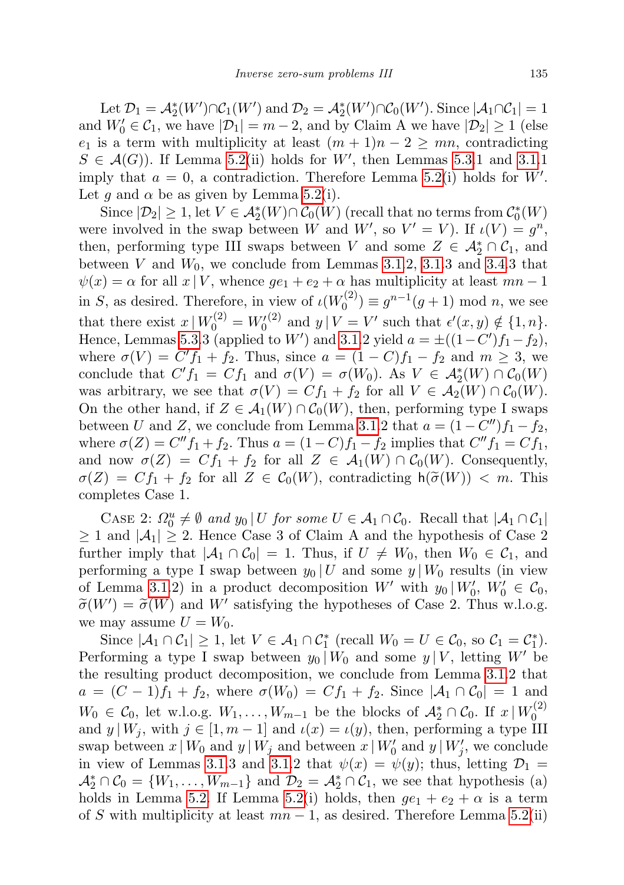Let $\mathcal{D}_1 = \mathcal{A}_2^*(W') \cap \mathcal{C}_1(W')$ and $\mathcal{D}_2 = \mathcal{A}_2^*(W') \cap \mathcal{C}_0(W')$. Since $|\mathcal{A}_1 \cap \mathcal{C}_1| = 1$ and $W_0' \in \mathcal{C}_1$, we have $|\mathcal{D}_1| = m-2$, and by Claim A we have $|\mathcal{D}_2| \geq 1$ (else $e_1$ is a term with multiplicity at least $(m+1)n - 2 \geq mn$, contradicting $S \in \mathcal{A}(G)$). If Lemma 5.2(ii) holds for $W'$, then Lemmas 5.3.1 and 3.1.1 imply that $a = 0$, a contradiction. Therefore Lemma 5.2(i) holds for $W'$. Let $g$ and $\alpha$ be as given by Lemma 5.2(i).

Since $|\mathcal{D}_2| \geq 1$, let $V \in \mathcal{A}_2^*(W) \cap \mathcal{C}_0(W)$ (recall that no terms from $\mathcal{C}_0^*(W)$ were involved in the swap between $W$ and $W'$, so $V' = V$). If $\iota(V) = g^n$, then, performing type III swaps between $V$ and some $Z \in \mathcal{A}_2^* \cap \mathcal{C}_1$, and between $V$ and $W_0$, we conclude from Lemmas 3.1.2, 3.1.3 and 3.4.3 that $\psi(x) = \alpha$ for all $x \,|\, V$, whence $ge_1 + e_2 + \alpha$ has multiplicity at least $mn-1$ in $S$, as desired. Therefore, in view of $\iota(W_0^{(2)}) \equiv g^{n-1}(g+1) \bmod n$, we see that there exist $x \,|\, W_0^{(2)} = W_0'^{(2)}$ and $y \,|\, V = V'$ such that $\epsilon'(x,y) \notin \{1, n\}$. Hence, Lemmas 5.3.3 (applied to $W'$) and 3.1.2 yield $a = \pm((1-C')f_1 - f_2)$, where $\sigma(V) = C'f_1 + f_2$. Thus, since $a = (1-C)f_1 - f_2$ and $m \geq 3$, we conclude that $C'f_1 = Cf_1$ and $\sigma(V) = \sigma(W_0)$. As $V \in \mathcal{A}_2^*(W) \cap \mathcal{C}_0(W)$ was arbitrary, we see that $\sigma(V) = Cf_1 + f_2$ for all $V \in \mathcal{A}_2(W) \cap \mathcal{C}_0(W)$. On the other hand, if $Z \in \mathcal{A}_1(W) \cap \mathcal{C}_0(W)$, then, performing type I swaps between $U$ and $Z$, we conclude from Lemma 3.1.2 that $a = (1-C'')f_1 - f_2$, where $\sigma(Z) = C''f_1 + f_2$. Thus $a = (1-C)f_1 - f_2$ implies that $C''f_1 = Cf_1$, and now $\sigma(Z) = Cf_1 + f_2$ for all $Z \in \mathcal{A}_1(W) \cap \mathcal{C}_0(W)$. Consequently, $\sigma(Z) = Cf_1 + f_2$ for all $Z \in \mathcal{C}_0(W)$, contradicting $\mathsf{h}(\widetilde{\sigma}(W)) < m$. This completes Case 1.

Case 2: *$\Omega_0^u \neq \emptyset$ and $y_0 \,|\, U$ for some $U \in \mathcal{A}_1 \cap \mathcal{C}_0$.* Recall that $|\mathcal{A}_1 \cap \mathcal{C}_1| \geq 1$ and $|\mathcal{A}_1| \geq 2$. Hence Case 3 of Claim A and the hypothesis of Case 2 further imply that $|\mathcal{A}_1 \cap \mathcal{C}_0| = 1$. Thus, if $U \neq W_0$, then $W_0 \in \mathcal{C}_1$, and performing a type I swap between $y_0 \,|\, U$ and some $y \,|\, W_0$ results (in view of Lemma 3.1.2) in a product decomposition $W'$ with $y_0 \,|\, W_0'$, $W_0' \in \mathcal{C}_0$, $\widetilde{\sigma}(W') = \widetilde{\sigma}(W)$ and $W'$ satisfying the hypotheses of Case 2. Thus w.l.o.g. we may assume $U = W_0$.

Since $|\mathcal{A}_1 \cap \mathcal{C}_1| \geq 1$, let $V \in \mathcal{A}_1 \cap \mathcal{C}_1^*$ (recall $W_0 = U \in \mathcal{C}_0$, so $\mathcal{C}_1 = \mathcal{C}_1^*$). Performing a type I swap between $y_0 \,|\, W_0$ and some $y \,|\, V$, letting $W'$ be the resulting product decomposition, we conclude from Lemma 3.1.2 that $a = (C-1)f_1 + f_2$, where $\sigma(W_0) = Cf_1 + f_2$. Since $|\mathcal{A}_1 \cap \mathcal{C}_0| = 1$ and $W_0 \in \mathcal{C}_0$, let w.l.o.g. $W_1, \ldots, W_{m-1}$ be the blocks of $\mathcal{A}_2^* \cap \mathcal{C}_0$. If $x \,|\, W_0^{(2)}$ and $y \,|\, W_j$, with $j \in [1, m-1]$ and $\iota(x) = \iota(y)$, then, performing a type III swap between $x \,|\, W_0$ and $y \,|\, W_j$ and between $x \,|\, W_0'$ and $y \,|\, W_j'$, we conclude in view of Lemmas 3.1.3 and 3.1.2 that $\psi(x) = \psi(y)$; thus, letting $\mathcal{D}_1 = \mathcal{A}_2^* \cap \mathcal{C}_0 = \{W_1, \ldots, W_{m-1}\}$ and $\mathcal{D}_2 = \mathcal{A}_2^* \cap \mathcal{C}_1$, we see that hypothesis (a) holds in Lemma 5.2. If Lemma 5.2(i) holds, then $ge_1 + e_2 + \alpha$ is a term of $S$ with multiplicity at least $mn - 1$, as desired. Therefore Lemma 5.2(ii)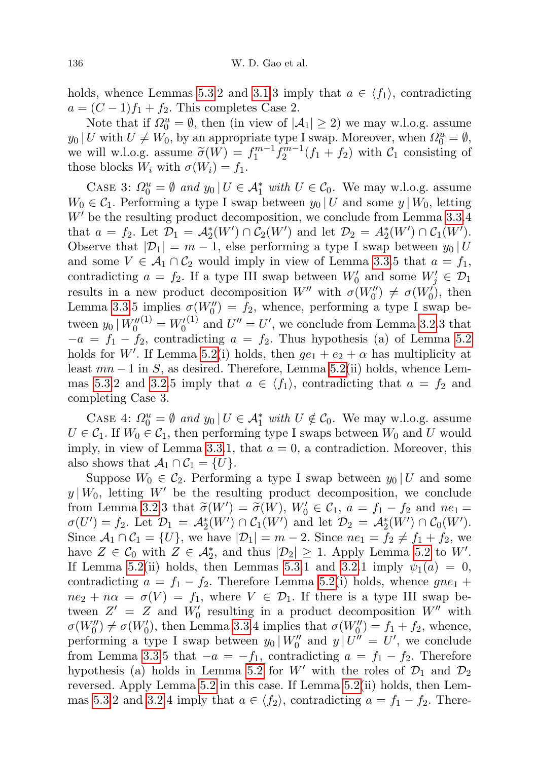holds, whence Lemmas 5.3.2 and 3.1.3 imply that $a \in \langle f_1 \rangle$, contradicting $a = (C-1)f_1 + f_2$. This completes Case 2.

Note that if $\Omega_0^u = \emptyset$, then (in view of $|\mathcal{A}_1| \geq 2$) we may w.l.o.g. assume $y_0 \,|\, U$ with $U \neq W_0$, by an appropriate type I swap. Moreover, when $\Omega_0^u = \emptyset$, we will w.l.o.g. assume $\widetilde{\sigma}(W) = f_1^{m-1} f_2^{m-1}(f_1 + f_2)$ with $\mathcal{C}_1$ consisting of those blocks $W_i$ with $\sigma(W_i) = f_1$.

Case 3: *$\Omega_0^u = \emptyset$ and $y_0 \,|\, U \in \mathcal{A}_1^*$ with $U \in \mathcal{C}_0$.* We may w.l.o.g. assume $W_0 \in \mathcal{C}_1$. Performing a type I swap between $y_0 \,|\, U$ and some $y \,|\, W_0$, letting $W'$ be the resulting product decomposition, we conclude from Lemma 3.3.4 that $a = f_2$. Let $\mathcal{D}_1 = \mathcal{A}_2^*(W') \cap \mathcal{C}_2(W')$ and let $\mathcal{D}_2 = A_2^*(W') \cap \mathcal{C}_1(W')$. Observe that $|\mathcal{D}_1| = m-1$, else performing a type I swap between $y_0 \,|\, U$ and some $V \in \mathcal{A}_1 \cap \mathcal{C}_2$ would imply in view of Lemma 3.3.5 that $a = f_1$, contradicting $a = f_2$. If a type III swap between $W_0'$ and some $W_j' \in \mathcal{D}_1$ results in a new product decomposition $W''$ with $\sigma(W_0'') \neq \sigma(W_0')$, then Lemma 3.3.5 implies $\sigma(W_0'') = f_2$, whence, performing a type I swap between $y_0 \,|\, W_0''^{(1)} = W_0'^{(1)}$ and $U'' = U'$, we conclude from Lemma 3.2.3 that $-a = f_1 - f_2$, contradicting $a = f_2$. Thus hypothesis (a) of Lemma 5.2 holds for $W'$. If Lemma 5.2(i) holds, then $ge_1 + e_2 + \alpha$ has multiplicity at least $mn - 1$ in $S$, as desired. Therefore, Lemma 5.2(ii) holds, whence Lemmas 5.3.2 and 3.2.5 imply that $a \in \langle f_1 \rangle$, contradicting that $a = f_2$ and completing Case 3.

Case 4: *$\Omega_0^u = \emptyset$ and $y_0 \,|\, U \in \mathcal{A}_1^*$ with $U \notin \mathcal{C}_0$.* We may w.l.o.g. assume $U \in \mathcal{C}_1$. If $W_0 \in \mathcal{C}_1$, then performing type I swaps between $W_0$ and $U$ would imply, in view of Lemma 3.3.1, that $a = 0$, a contradiction. Moreover, this also shows that $\mathcal{A}_1 \cap \mathcal{C}_1 = \{U\}$.

Suppose $W_0 \in \mathcal{C}_2$. Performing a type I swap between $y_0 \,|\, U$ and some $y \,|\, W_0$, letting $W'$ be the resulting product decomposition, we conclude from Lemma 3.2.3 that $\widetilde{\sigma}(W') = \widetilde{\sigma}(W)$, $W_0' \in \mathcal{C}_1$, $a = f_1 - f_2$ and $ne_1 = \sigma(U') = f_2$. Let $\mathcal{D}_1 = \mathcal{A}_2^*(W') \cap \mathcal{C}_1(W')$ and let $\mathcal{D}_2 = \mathcal{A}_2^*(W') \cap \mathcal{C}_0(W')$. Since $\mathcal{A}_1 \cap \mathcal{C}_1 = \{U\}$, we have $|\mathcal{D}_1| = m - 2$. Since $ne_1 = f_2 \neq f_1 + f_2$, we have $Z \in \mathcal{C}_0$ with $Z \in \mathcal{A}_2^*$, and thus $|\mathcal{D}_2| \geq 1$. Apply Lemma 5.2 to $W'$. If Lemma 5.2(ii) holds, then Lemmas 5.3.1 and 3.2.1 imply $\psi_1(a) = 0$, contradicting $a = f_1 - f_2$. Therefore Lemma 5.2(i) holds, whence $gne_1 + ne_2 + n\alpha = \sigma(V) = f_1$, where $V \in \mathcal{D}_1$. If there is a type III swap between $Z' = Z$ and $W_0'$ resulting in a product decomposition $W''$ with $\sigma(W_0'') \neq \sigma(W_0')$, then Lemma 3.3.4 implies that $\sigma(W_0'') = f_1 + f_2$, whence, performing a type I swap between $y_0 \,|\, W_0''$ and $y \,|\, U'' = U'$, we conclude from Lemma 3.3.5 that $-a = -f_1$, contradicting $a = f_1 - f_2$. Therefore hypothesis (a) holds in Lemma 5.2 for $W'$ with the roles of $\mathcal{D}_1$ and $\mathcal{D}_2$ reversed. Apply Lemma 5.2 in this case. If Lemma 5.2(ii) holds, then Lemmas 5.3.2 and 3.2.4 imply that $a \in \langle f_2 \rangle$, contradicting $a = f_1 - f_2$. There-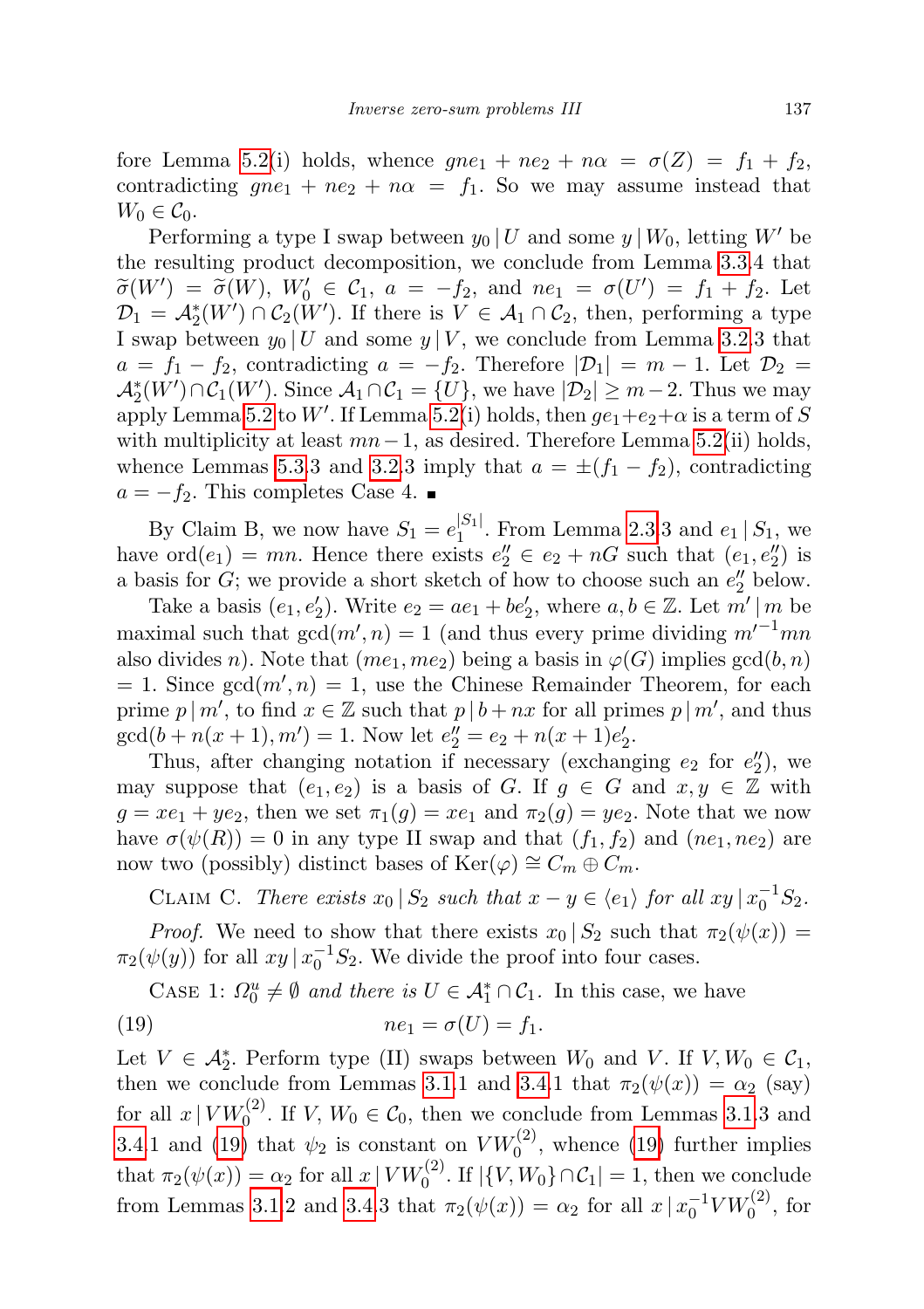fore Lemma 5.2(i) holds, whence $gne_1 + ne_2 + n\alpha = \sigma(Z) = f_1 + f_2$, contradicting $gne_1 + ne_2 + n\alpha = f_1$. So we may assume instead that $W_0 \in \mathcal{C}_0$.

Performing a type I swap between $y_0 \mid U$ and some $y \mid W_0$, letting $W'$ be the resulting product decomposition, we conclude from Lemma 3.3.4 that $\widetilde{\sigma}(W') = \widetilde{\sigma}(W)$, $W_0' \in \mathcal{C}_1$, $a = -f_2$, and $ne_1 = \sigma(U') = f_1 + f_2$. Let $\mathcal{D}_1 = \mathcal{A}_2^*(W') \cap \mathcal{C}_2(W')$. If there is $V \in \mathcal{A}_1 \cap \mathcal{C}_2$, then, performing a type I swap between $y_0 \mid U$ and some $y \mid V$, we conclude from Lemma 3.2.3 that $a = f_1 - f_2$, contradicting $a = -f_2$. Therefore $|\mathcal{D}_1| = m - 1$. Let $\mathcal{D}_2 = \mathcal{A}_2^*(W') \cap \mathcal{C}_1(W')$. Since $\mathcal{A}_1 \cap \mathcal{C}_1 = \{U\}$, we have $|\mathcal{D}_2| \geq m - 2$. Thus we may apply Lemma 5.2 to $W'$. If Lemma 5.2(i) holds, then $ge_1 + e_2 + \alpha$ is a term of $S$ with multiplicity at least $mn - 1$, as desired. Therefore Lemma 5.2(ii) holds, whence Lemmas 5.3.3 and 3.2.3 imply that $a = \pm(f_1 - f_2)$, contradicting $a = -f_2$. This completes Case 4. ∎

By Claim B, we now have $S_1 = e_1^{|S_1|}$. From Lemma 2.3.3 and $e_1 \mid S_1$, we have $\mathrm{ord}(e_1) = mn$. Hence there exists $e_2'' \in e_2 + nG$ such that $(e_1, e_2'')$ is a basis for $G$; we provide a short sketch of how to choose such an $e_2''$ below.

Take a basis $(e_1, e_2')$. Write $e_2 = ae_1 + be_2'$, where $a, b \in \mathbb{Z}$. Let $m' \mid m$ be maximal such that $\gcd(m', n) = 1$ (and thus every prime dividing $m'^{-1}mn$ also divides $n$). Note that $(me_1, me_2)$ being a basis in $\varphi(G)$ implies $\gcd(b, n) = 1$. Since $\gcd(m', n) = 1$, use the Chinese Remainder Theorem, for each prime $p \mid m'$, to find $x \in \mathbb{Z}$ such that $p \mid b + nx$ for all primes $p \mid m'$, and thus $\gcd(b + n(x+1), m') = 1$. Now let $e_2'' = e_2 + n(x+1)e_2'$.

Thus, after changing notation if necessary (exchanging $e_2$ for $e_2''$), we may suppose that $(e_1, e_2)$ is a basis of $G$. If $g \in G$ and $x, y \in \mathbb{Z}$ with $g = xe_1 + ye_2$, then we set $\pi_1(g) = xe_1$ and $\pi_2(g) = ye_2$. Note that we now have $\sigma(\psi(R)) = 0$ in any type II swap and that $(f_1, f_2)$ and $(ne_1, ne_2)$ are now two (possibly) distinct bases of $\mathrm{Ker}(\varphi) \cong C_m \oplus C_m$.

Claim C. *There exists $x_0 \mid S_2$ such that $x - y \in \langle e_1 \rangle$ for all $xy \mid x_0^{-1}S_2$.*

*Proof.* We need to show that there exists $x_0 \mid S_2$ such that $\pi_2(\psi(x)) = \pi_2(\psi(y))$ for all $xy \mid x_0^{-1}S_2$. We divide the proof into four cases.

Case 1: *$\Omega_0^u \neq \emptyset$ and there is $U \in \mathcal{A}_1^* \cap \mathcal{C}_1$.* In this case, we have

$$ne_1 = \sigma(U) = f_1. \tag{19}$$

Let $V \in \mathcal{A}_2^*$. Perform type (II) swaps between $W_0$ and $V$. If $V, W_0 \in \mathcal{C}_1$, then we conclude from Lemmas 3.1.1 and 3.4.1 that $\pi_2(\psi(x)) = \alpha_2$ (say) for all $x \mid VW_0^{(2)}$. If $V$, $W_0 \in \mathcal{C}_0$, then we conclude from Lemmas 3.1.3 and 3.4.1 and (19) that $\psi_2$ is constant on $VW_0^{(2)}$, whence (19) further implies that $\pi_2(\psi(x)) = \alpha_2$ for all $x \mid VW_0^{(2)}$. If $|\{V, W_0\} \cap \mathcal{C}_1| = 1$, then we conclude from Lemmas 3.1.2 and 3.4.3 that $\pi_2(\psi(x)) = \alpha_2$ for all $x \mid x_0^{-1}VW_0^{(2)}$, for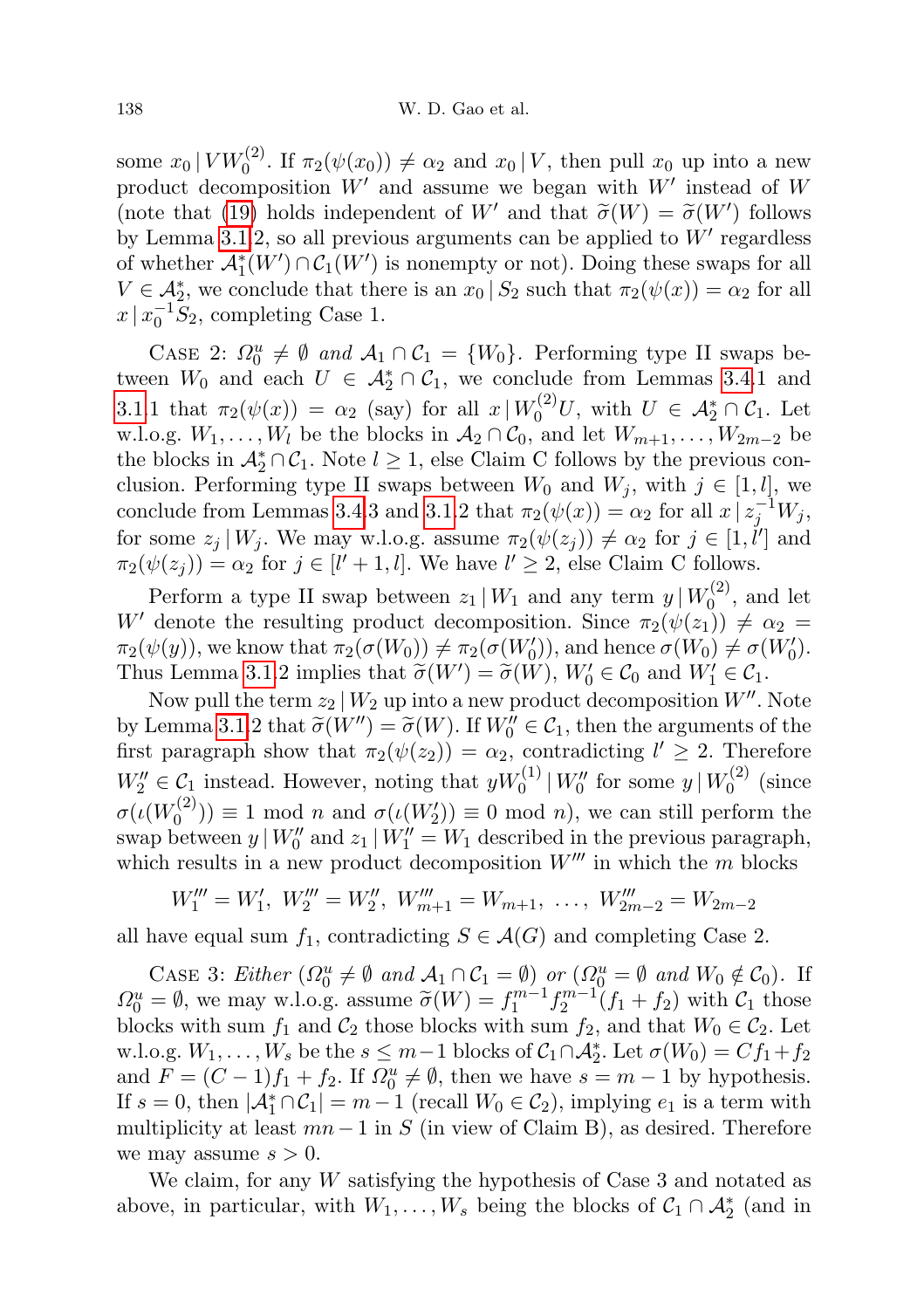some $x_0 \mid VW_0^{(2)}$. If $\pi_2(\psi(x_0)) \neq \alpha_2$ and $x_0 \mid V$, then pull $x_0$ up into a new product decomposition $W'$ and assume we began with $W'$ instead of $W$ (note that (19) holds independent of $W'$ and that $\widetilde{\sigma}(W) = \widetilde{\sigma}(W')$ follows by Lemma 3.1.2, so all previous arguments can be applied to $W'$ regardless of whether $\mathcal{A}_1^*(W') \cap \mathcal{C}_1(W')$ is nonempty or not). Doing these swaps for all $V \in \mathcal{A}_2^*$, we conclude that there is an $x_0 \mid S_2$ such that $\pi_2(\psi(x)) = \alpha_2$ for all $x \mid x_0^{-1} S_2$, completing Case 1.

Case 2: *$\Omega_0^u \neq \emptyset$ and $\mathcal{A}_1 \cap \mathcal{C}_1 = \{W_0\}$.* Performing type II swaps between $W_0$ and each $U \in \mathcal{A}_2^* \cap \mathcal{C}_1$, we conclude from Lemmas 3.4.1 and 3.1.1 that $\pi_2(\psi(x)) = \alpha_2$ (say) for all $x \mid W_0^{(2)} U$, with $U \in \mathcal{A}_2^* \cap \mathcal{C}_1$. Let w.l.o.g. $W_1, \ldots, W_l$ be the blocks in $\mathcal{A}_2 \cap \mathcal{C}_0$, and let $W_{m+1}, \ldots, W_{2m-2}$ be the blocks in $\mathcal{A}_2^* \cap \mathcal{C}_1$. Note $l \geq 1$, else Claim C follows by the previous conclusion. Performing type II swaps between $W_0$ and $W_j$, with $j \in [1, l]$, we conclude from Lemmas 3.4.3 and 3.1.2 that $\pi_2(\psi(x)) = \alpha_2$ for all $x \mid z_j^{-1} W_j$, for some $z_j \mid W_j$. We may w.l.o.g. assume $\pi_2(\psi(z_j)) \neq \alpha_2$ for $j \in [1, l']$ and $\pi_2(\psi(z_j)) = \alpha_2$ for $j \in [l'+1, l]$. We have $l' \geq 2$, else Claim C follows.

Perform a type II swap between $z_1 \mid W_1$ and any term $y \mid W_0^{(2)}$, and let $W'$ denote the resulting product decomposition. Since $\pi_2(\psi(z_1)) \neq \alpha_2 = \pi_2(\psi(y))$, we know that $\pi_2(\sigma(W_0)) \neq \pi_2(\sigma(W_0'))$, and hence $\sigma(W_0) \neq \sigma(W_0')$. Thus Lemma 3.1.2 implies that $\widetilde{\sigma}(W') = \widetilde{\sigma}(W)$, $W_0' \in \mathcal{C}_0$ and $W_1' \in \mathcal{C}_1$.

Now pull the term $z_2 \mid W_2$ up into a new product decomposition $W''$. Note by Lemma 3.1.2 that $\widetilde{\sigma}(W'') = \widetilde{\sigma}(W)$. If $W_0'' \in \mathcal{C}_1$, then the arguments of the first paragraph show that $\pi_2(\psi(z_2)) = \alpha_2$, contradicting $l' \geq 2$. Therefore $W_2'' \in \mathcal{C}_1$ instead. However, noting that $yW_0^{(1)} \mid W_0''$ for some $y \mid W_0^{(2)}$ (since $\sigma(\iota(W_0^{(2)})) \equiv 1 \mod n$ and $\sigma(\iota(W_2')) \equiv 0 \mod n$), we can still perform the swap between $y \mid W_0''$ and $z_1 \mid W_1'' = W_1$ described in the previous paragraph, which results in a new product decomposition $W'''$ in which the $m$ blocks

$$W_1''' = W_1',\ W_2''' = W_2'',\ W_{m+1}''' = W_{m+1},\ \ldots,\ W_{2m-2}''' = W_{2m-2}$$

all have equal sum $f_1$, contradicting $S \in \mathcal{A}(G)$ and completing Case 2.

Case 3: *Either ($\Omega_0^u \neq \emptyset$ and $\mathcal{A}_1 \cap \mathcal{C}_1 = \emptyset$) or ($\Omega_0^u = \emptyset$ and $W_0 \notin \mathcal{C}_0$).* If $\Omega_0^u = \emptyset$, we may w.l.o.g. assume $\widetilde{\sigma}(W) = f_1^{m-1} f_2^{m-1}(f_1 + f_2)$ with $\mathcal{C}_1$ those blocks with sum $f_1$ and $\mathcal{C}_2$ those blocks with sum $f_2$, and that $W_0 \in \mathcal{C}_2$. Let w.l.o.g. $W_1, \ldots, W_s$ be the $s \leq m-1$ blocks of $\mathcal{C}_1 \cap \mathcal{A}_2^*$. Let $\sigma(W_0) = Cf_1 + f_2$ and $F = (C-1)f_1 + f_2$. If $\Omega_0^u \neq \emptyset$, then we have $s = m-1$ by hypothesis. If $s = 0$, then $|\mathcal{A}_1^* \cap \mathcal{C}_1| = m-1$ (recall $W_0 \in \mathcal{C}_2$), implying $e_1$ is a term with multiplicity at least $mn - 1$ in $S$ (in view of Claim B), as desired. Therefore we may assume $s > 0$.

We claim, for any $W$ satisfying the hypothesis of Case 3 and notated as above, in particular, with $W_1, \ldots, W_s$ being the blocks of $\mathcal{C}_1 \cap \mathcal{A}_2^*$ (and in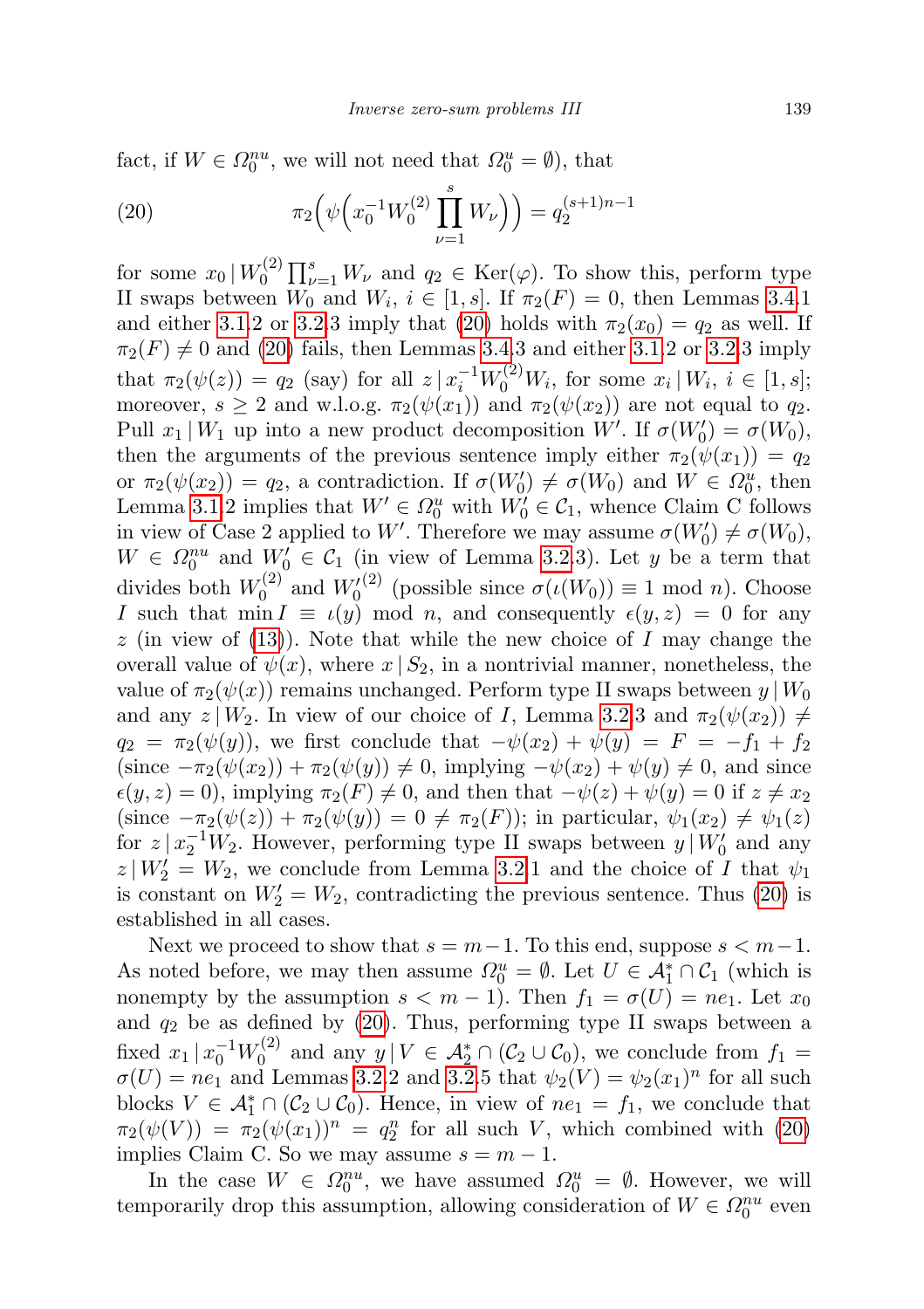fact, if $W \in \Omega_0^{nu}$, we will not need that $\Omega_0^u = \emptyset$), that

$$\pi_2\Big(\psi\Big(x_0^{-1}W_0^{(2)}\prod_{\nu=1}^{s}W_\nu\Big)\Big) = q_2^{(s+1)n-1} \tag{20}$$

for some $x_0 \,|\, W_0^{(2)}\prod_{\nu=1}^{s}W_\nu$ and $q_2 \in \mathrm{Ker}(\varphi)$. To show this, perform type II swaps between $W_0$ and $W_i$, $i \in [1,s]$. If $\pi_2(F) = 0$, then Lemmas 3.4.1 and either 3.1.2 or 3.2.3 imply that (20) holds with $\pi_2(x_0) = q_2$ as well. If $\pi_2(F) \neq 0$ and (20) fails, then Lemmas 3.4.3 and either 3.1.2 or 3.2.3 imply that $\pi_2(\psi(z)) = q_2$ (say) for all $z \,|\, x_i^{-1}W_0^{(2)}W_i$, for some $x_i \,|\, W_i$, $i \in [1,s]$; moreover, $s \geq 2$ and w.l.o.g. $\pi_2(\psi(x_1))$ and $\pi_2(\psi(x_2))$ are not equal to $q_2$. Pull $x_1 \,|\, W_1$ up into a new product decomposition $W'$. If $\sigma(W_0') = \sigma(W_0)$, then the arguments of the previous sentence imply either $\pi_2(\psi(x_1)) = q_2$ or $\pi_2(\psi(x_2)) = q_2$, a contradiction. If $\sigma(W_0') \neq \sigma(W_0)$ and $W \in \Omega_0^u$, then Lemma 3.1.2 implies that $W' \in \Omega_0^u$ with $W_0' \in \mathcal{C}_1$, whence Claim C follows in view of Case 2 applied to $W'$. Therefore we may assume $\sigma(W_0') \neq \sigma(W_0)$, $W \in \Omega_0^{nu}$ and $W_0' \in \mathcal{C}_1$ (in view of Lemma 3.2.3). Let $y$ be a term that divides both $W_0^{(2)}$ and $W_0'^{(2)}$ (possible since $\sigma(\iota(W_0)) \equiv 1 \mod n$). Choose $I$ such that $\min I \equiv \iota(y) \mod n$, and consequently $\epsilon(y,z) = 0$ for any $z$ (in view of (13)). Note that while the new choice of $I$ may change the overall value of $\psi(x)$, where $x \,|\, S_2$, in a nontrivial manner, nonetheless, the value of $\pi_2(\psi(x))$ remains unchanged. Perform type II swaps between $y \,|\, W_0$ and any $z \,|\, W_2$. In view of our choice of $I$, Lemma 3.2.3 and $\pi_2(\psi(x_2)) \neq q_2 = \pi_2(\psi(y))$, we first conclude that $-\psi(x_2) + \psi(y) = F = -f_1 + f_2$ (since $-\pi_2(\psi(x_2)) + \pi_2(\psi(y)) \neq 0$, implying $-\psi(x_2) + \psi(y) \neq 0$, and since $\epsilon(y,z) = 0$), implying $\pi_2(F) \neq 0$, and then that $-\psi(z) + \psi(y) = 0$ if $z \neq x_2$ (since $-\pi_2(\psi(z)) + \pi_2(\psi(y)) = 0 \neq \pi_2(F)$); in particular, $\psi_1(x_2) \neq \psi_1(z)$ for $z \,|\, x_2^{-1}W_2$. However, performing type II swaps between $y \,|\, W_0'$ and any $z \,|\, W_2' = W_2$, we conclude from Lemma 3.2.1 and the choice of $I$ that $\psi_1$ is constant on $W_2' = W_2$, contradicting the previous sentence. Thus (20) is established in all cases.

Next we proceed to show that $s = m-1$. To this end, suppose $s < m-1$. As noted before, we may then assume $\Omega_0^u = \emptyset$. Let $U \in \mathcal{A}_1^* \cap \mathcal{C}_1$ (which is nonempty by the assumption $s < m-1$). Then $f_1 = \sigma(U) = ne_1$. Let $x_0$ and $q_2$ be as defined by (20). Thus, performing type II swaps between a fixed $x_1 \,|\, x_0^{-1}W_0^{(2)}$ and any $y \,|\, V \in \mathcal{A}_2^* \cap (\mathcal{C}_2 \cup \mathcal{C}_0)$, we conclude from $f_1 = \sigma(U) = ne_1$ and Lemmas 3.2.2 and 3.2.5 that $\psi_2(V) = \psi_2(x_1)^n$ for all such blocks $V \in \mathcal{A}_1^* \cap (\mathcal{C}_2 \cup \mathcal{C}_0)$. Hence, in view of $ne_1 = f_1$, we conclude that $\pi_2(\psi(V)) = \pi_2(\psi(x_1))^n = q_2^n$ for all such $V$, which combined with (20) implies Claim C. So we may assume $s = m-1$.

In the case $W \in \Omega_0^{nu}$, we have assumed $\Omega_0^u = \emptyset$. However, we will temporarily drop this assumption, allowing consideration of $W \in \Omega_0^{nu}$ even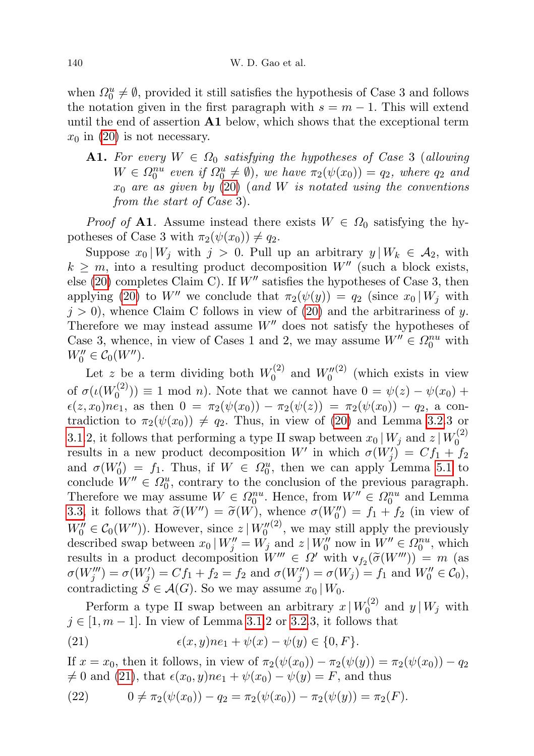when $\Omega_0^u \neq \emptyset$, provided it still satisfies the hypothesis of Case 3 and follows the notation given in the first paragraph with $s = m-1$. This will extend until the end of assertion **A1** below, which shows that the exceptional term $x_0$ in (20) is not necessary.

> **A1.** *For every $W \in \Omega_0$ satisfying the hypotheses of Case 3 (allowing $W \in \Omega_0^{nu}$ even if $\Omega_0^u \neq \emptyset$), we have $\pi_2(\psi(x_0)) = q_2$, where $q_2$ and $x_0$ are as given by (20) (and $W$ is notated using the conventions from the start of Case 3).*

*Proof of* **A1**. Assume instead there exists $W \in \Omega_0$ satisfying the hypotheses of Case 3 with $\pi_2(\psi(x_0)) \neq q_2$.

Suppose $x_0 \,|\, W_j$ with $j > 0$. Pull up an arbitrary $y \,|\, W_k \in \mathcal{A}_2$, with $k \geq m$, into a resulting product decomposition $W''$ (such a block exists, else (20) completes Claim C). If $W''$ satisfies the hypotheses of Case 3, then applying (20) to $W''$ we conclude that $\pi_2(\psi(y)) = q_2$ (since $x_0 \,|\, W_j$ with $j > 0$), whence Claim C follows in view of (20) and the arbitrariness of $y$. Therefore we may instead assume $W''$ does not satisfy the hypotheses of Case 3, whence, in view of Cases 1 and 2, we may assume $W'' \in \Omega_0^{nu}$ with $W_0'' \in \mathcal{C}_0(W'')$.

Let $z$ be a term dividing both $W_0^{(2)}$ and $W_0''^{(2)}$ (which exists in view of $\sigma(\iota(W_0^{(2)})) \equiv 1 \bmod n$). Note that we cannot have $0 = \psi(z) - \psi(x_0) + \epsilon(z, x_0)ne_1$, as then $0 = \pi_2(\psi(x_0)) - \pi_2(\psi(z)) = \pi_2(\psi(x_0)) - q_2$, a contradiction to $\pi_2(\psi(x_0)) \neq q_2$. Thus, in view of (20) and Lemma 3.2.3 or 3.1.2, it follows that performing a type II swap between $x_0 \,|\, W_j$ and $z \,|\, W_0^{(2)}$ results in a new product decomposition $W'$ in which $\sigma(W_j') = Cf_1 + f_2$ and $\sigma(W_0') = f_1$. Thus, if $W \in \Omega_0^u$, then we can apply Lemma 5.1 to conclude $W'' \in \Omega_0^u$, contrary to the conclusion of the previous paragraph. Therefore we may assume $W \in \Omega_0^{nu}$. Hence, from $W'' \in \Omega_0^{nu}$ and Lemma 3.3, it follows that $\widetilde{\sigma}(W'') = \widetilde{\sigma}(W)$, whence $\sigma(W_0'') = f_1 + f_2$ (in view of $W_0'' \in \mathcal{C}_0(W'')$). However, since $z \,|\, W_0''^{(2)}$, we may still apply the previously described swap between $x_0 \,|\, W_j'' = W_j$ and $z \,|\, W_0''$ now in $W'' \in \Omega_0^{nu}$, which results in a product decomposition $W''' \in \Omega'$ with $\mathsf{v}_{f_2}(\widetilde{\sigma}(W''')) = m$ (as $\sigma(W_j''') = \sigma(W_j') = Cf_1 + f_2 = f_2$ and $\sigma(W_j'') = \sigma(W_j) = f_1$ and $W_0'' \in \mathcal{C}_0$), contradicting $S \in \mathcal{A}(G)$. So we may assume $x_0 \,|\, W_0$.

Perform a type II swap between an arbitrary $x \,|\, W_0^{(2)}$ and $y \,|\, W_j$ with $j \in [1, m-1]$. In view of Lemma 3.1.2 or 3.2.3, it follows that

$$\epsilon(x, y)ne_1 + \psi(x) - \psi(y) \in \{0, F\}. \tag{21}$$

If $x = x_0$, then it follows, in view of $\pi_2(\psi(x_0)) - \pi_2(\psi(y)) = \pi_2(\psi(x_0)) - q_2 \neq 0$ and (21), that $\epsilon(x_0, y)ne_1 + \psi(x_0) - \psi(y) = F$, and thus

$$0 \neq \pi_2(\psi(x_0)) - q_2 = \pi_2(\psi(x_0)) - \pi_2(\psi(y)) = \pi_2(F). \tag{22}$$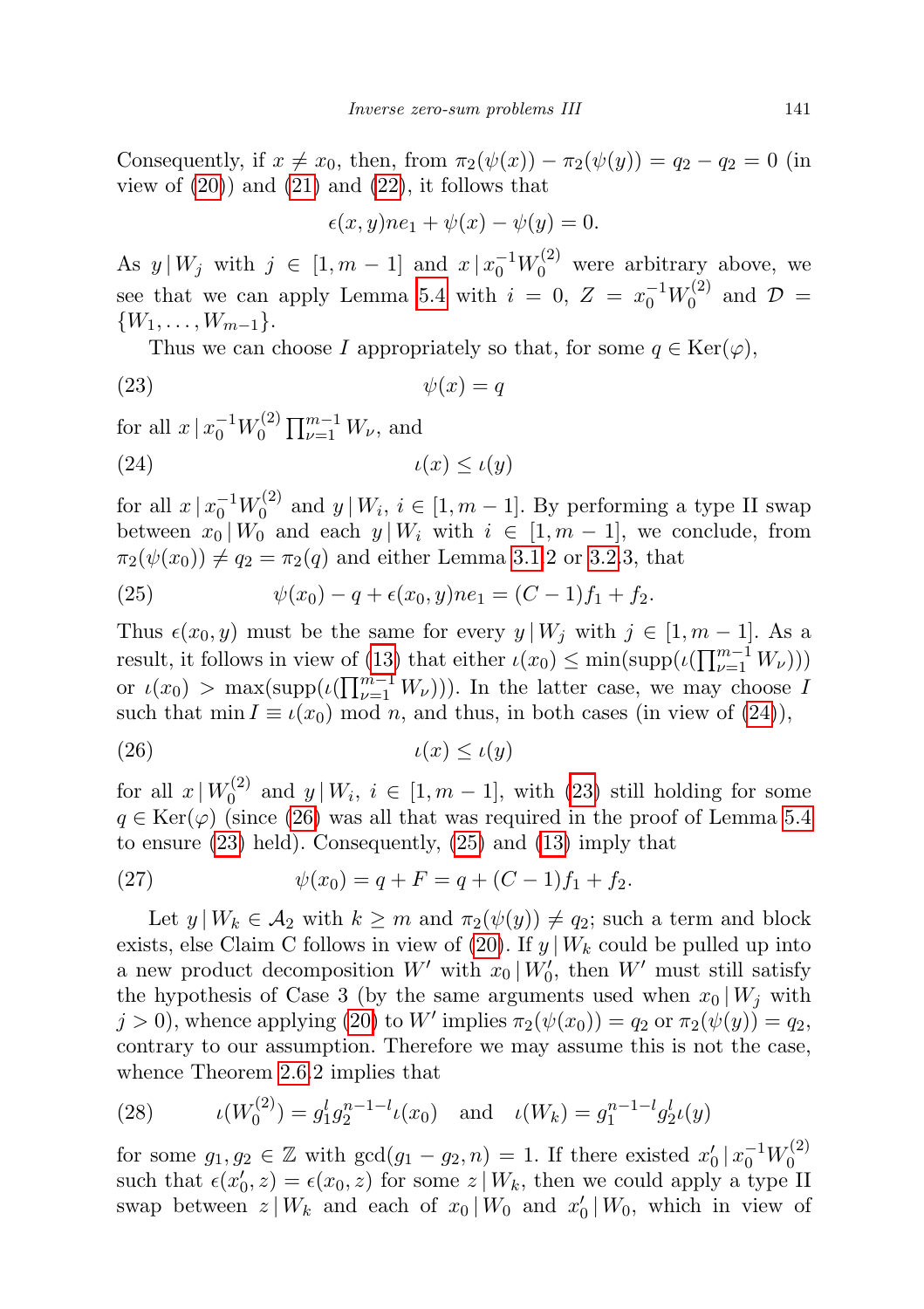Consequently, if $x \neq x_0$, then, from $\pi_2(\psi(x)) - \pi_2(\psi(y)) = q_2 - q_2 = 0$ (in view of (20)) and (21) and (22), it follows that

$$\epsilon(x,y)ne_1 + \psi(x) - \psi(y) = 0.$$

As $y \,|\, W_j$ with $j \in [1, m-1]$ and $x \,|\, x_0^{-1}W_0^{(2)}$ were arbitrary above, we see that we can apply Lemma 5.4 with $i = 0$, $Z = x_0^{-1}W_0^{(2)}$ and $\mathcal{D} = \{W_1, \ldots, W_{m-1}\}$.

Thus we can choose $I$ appropriately so that, for some $q \in \mathrm{Ker}(\varphi)$,

$$\psi(x) = q \tag{23}$$

for all $x \,|\, x_0^{-1}W_0^{(2)} \prod_{\nu=1}^{m-1} W_\nu$, and

$$\iota(x) \leq \iota(y) \tag{24}$$

for all $x \,|\, x_0^{-1}W_0^{(2)}$ and $y \,|\, W_i$, $i \in [1, m-1]$. By performing a type II swap between $x_0 \,|\, W_0$ and each $y \,|\, W_i$ with $i \in [1, m-1]$, we conclude, from $\pi_2(\psi(x_0)) \neq q_2 = \pi_2(q)$ and either Lemma 3.1.2 or 3.2.3, that

$$\psi(x_0) - q + \epsilon(x_0, y)ne_1 = (C-1)f_1 + f_2. \tag{25}$$

Thus $\epsilon(x_0, y)$ must be the same for every $y \,|\, W_j$ with $j \in [1, m-1]$. As a result, it follows in view of (13) that either $\iota(x_0) \leq \min(\mathrm{supp}(\iota(\prod_{\nu=1}^{m-1} W_\nu)))$ or $\iota(x_0) > \max(\mathrm{supp}(\iota(\prod_{\nu=1}^{m-1} W_\nu)))$. In the latter case, we may choose $I$ such that $\min I \equiv \iota(x_0) \bmod n$, and thus, in both cases (in view of (24)),

$$\iota(x) \leq \iota(y) \tag{26}$$

for all $x \,|\, W_0^{(2)}$ and $y \,|\, W_i$, $i \in [1, m-1]$, with (23) still holding for some $q \in \mathrm{Ker}(\varphi)$ (since (26) was all that was required in the proof of Lemma 5.4 to ensure (23) held). Consequently, (25) and (13) imply that

$$\psi(x_0) = q + F = q + (C-1)f_1 + f_2. \tag{27}$$

Let $y \,|\, W_k \in \mathcal{A}_2$ with $k \geq m$ and $\pi_2(\psi(y)) \neq q_2$; such a term and block exists, else Claim C follows in view of (20). If $y \,|\, W_k$ could be pulled up into a new product decomposition $W'$ with $x_0 \,|\, W_0'$, then $W'$ must still satisfy the hypothesis of Case 3 (by the same arguments used when $x_0 \,|\, W_j$ with $j > 0$), whence applying (20) to $W'$ implies $\pi_2(\psi(x_0)) = q_2$ or $\pi_2(\psi(y)) = q_2$, contrary to our assumption. Therefore we may assume this is not the case, whence Theorem 2.6.2 implies that

$$\iota(W_0^{(2)}) = g_1^l g_2^{n-1-l}\iota(x_0) \quad \text{and} \quad \iota(W_k) = g_1^{n-1-l} g_2^l \iota(y) \tag{28}$$

for some $g_1, g_2 \in \mathbb{Z}$ with $\gcd(g_1 - g_2, n) = 1$. If there existed $x_0' \,|\, x_0^{-1}W_0^{(2)}$ such that $\epsilon(x_0', z) = \epsilon(x_0, z)$ for some $z \,|\, W_k$, then we could apply a type II swap between $z \,|\, W_k$ and each of $x_0 \,|\, W_0$ and $x_0' \,|\, W_0$, which in view of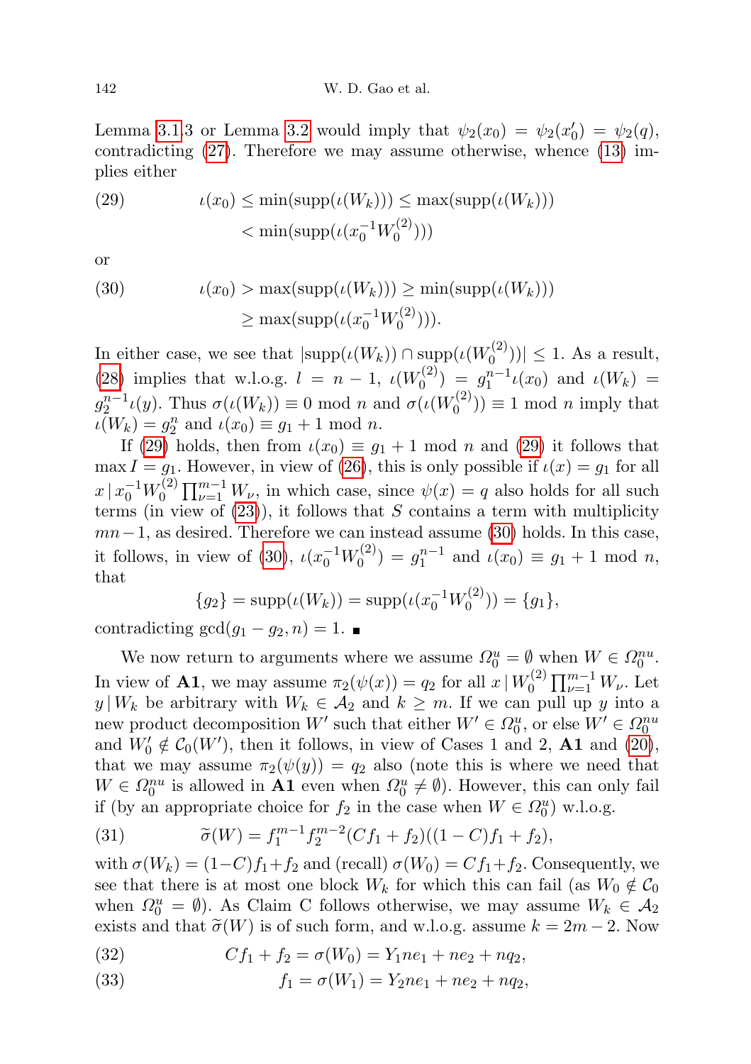Lemma 3.1.3 or Lemma 3.2 would imply that $\psi_2(x_0) = \psi_2(x_0') = \psi_2(q)$, contradicting (27). Therefore we may assume otherwise, whence (13) implies either

$$\iota(x_0) \le \min(\mathrm{supp}(\iota(W_k))) \le \max(\mathrm{supp}(\iota(W_k))) < \min(\mathrm{supp}(\iota(x_0^{-1}W_0^{(2)}))) \tag{29}$$

or

$$\iota(x_0) > \max(\mathrm{supp}(\iota(W_k))) \ge \min(\mathrm{supp}(\iota(W_k))) \ge \max(\mathrm{supp}(\iota(x_0^{-1}W_0^{(2)}))). \tag{30}$$

In either case, we see that $|\mathrm{supp}(\iota(W_k)) \cap \mathrm{supp}(\iota(W_0^{(2)}))| \le 1$. As a result, (28) implies that w.l.o.g. $l = n-1$, $\iota(W_0^{(2)}) = g_1^{n-1}\iota(x_0)$ and $\iota(W_k) = g_2^{n-1}\iota(y)$. Thus $\sigma(\iota(W_k)) \equiv 0 \mod n$ and $\sigma(\iota(W_0^{(2)})) \equiv 1 \mod n$ imply that $\iota(W_k) = g_2^n$ and $\iota(x_0) \equiv g_1 + 1 \mod n$.

If (29) holds, then from $\iota(x_0) \equiv g_1 + 1 \mod n$ and (29) it follows that $\max I = g_1$. However, in view of (26), this is only possible if $\iota(x) = g_1$ for all $x \mid x_0^{-1}W_0^{(2)}\prod_{\nu=1}^{m-1} W_\nu$, in which case, since $\psi(x) = q$ also holds for all such terms (in view of (23)), it follows that $S$ contains a term with multiplicity $mn-1$, as desired. Therefore we can instead assume (30) holds. In this case, it follows, in view of (30), $\iota(x_0^{-1}W_0^{(2)}) = g_1^{n-1}$ and $\iota(x_0) \equiv g_1 + 1 \mod n$, that

$$\{g_2\} = \mathrm{supp}(\iota(W_k)) = \mathrm{supp}(\iota(x_0^{-1}W_0^{(2)})) = \{g_1\},$$

contradicting $\gcd(g_1 - g_2, n) = 1$. ∎

We now return to arguments where we assume $\Omega_0^u = \emptyset$ when $W \in \Omega_0^{nu}$. In view of **A1**, we may assume $\pi_2(\psi(x)) = q_2$ for all $x \mid W_0^{(2)}\prod_{\nu=1}^{m-1} W_\nu$. Let $y \mid W_k$ be arbitrary with $W_k \in \mathcal{A}_2$ and $k \ge m$. If we can pull up $y$ into a new product decomposition $W'$ such that either $W' \in \Omega_0^u$, or else $W' \in \Omega_0^{nu}$ and $W_0' \notin \mathcal{C}_0(W')$, then it follows, in view of Cases 1 and 2, **A1** and (20), that we may assume $\pi_2(\psi(y)) = q_2$ also (note this is where we need that $W \in \Omega_0^{nu}$ is allowed in **A1** even when $\Omega_0^u \ne \emptyset$). However, this can only fail if (by an appropriate choice for $f_2$ in the case when $W \in \Omega_0^u$) w.l.o.g.

$$\widetilde{\sigma}(W) = f_1^{m-1} f_2^{m-2}(Cf_1 + f_2)((1-C)f_1 + f_2), \tag{31}$$

with $\sigma(W_k) = (1-C)f_1 + f_2$ and (recall) $\sigma(W_0) = Cf_1 + f_2$. Consequently, we see that there is at most one block $W_k$ for which this can fail (as $W_0 \notin \mathcal{C}_0$ when $\Omega_0^u = \emptyset$). As Claim C follows otherwise, we may assume $W_k \in \mathcal{A}_2$ exists and that $\widetilde{\sigma}(W)$ is of such form, and w.l.o.g. assume $k = 2m-2$. Now

$$Cf_1 + f_2 = \sigma(W_0) = Y_1 ne_1 + ne_2 + nq_2, \tag{32}$$

$$f_1 = \sigma(W_1) = Y_2 ne_1 + ne_2 + nq_2, \tag{33}$$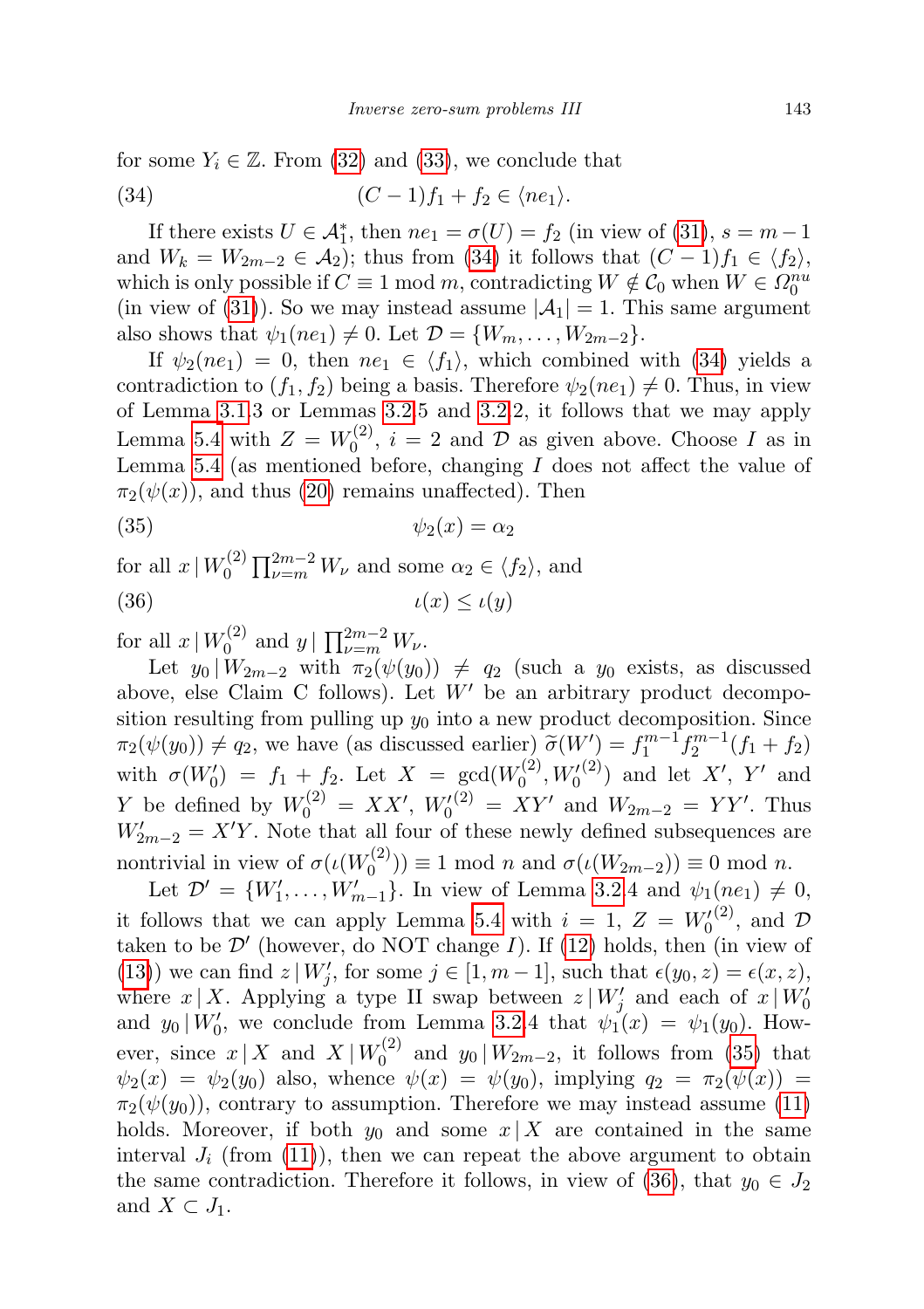for some $Y_i \in \mathbb{Z}$. From (32) and (33), we conclude that

$$(C-1)f_1 + f_2 \in \langle ne_1 \rangle. \tag{34}$$

If there exists $U \in \mathcal{A}_1^*$, then $ne_1 = \sigma(U) = f_2$ (in view of (31), $s = m-1$ and $W_k = W_{2m-2} \in \mathcal{A}_2$); thus from (34) it follows that $(C-1)f_1 \in \langle f_2 \rangle$, which is only possible if $C \equiv 1 \bmod m$, contradicting $W \notin \mathcal{C}_0$ when $W \in \Omega_0^{nu}$ (in view of (31)). So we may instead assume $|\mathcal{A}_1| = 1$. This same argument also shows that $\psi_1(ne_1) \neq 0$. Let $\mathcal{D} = \{W_m, \ldots, W_{2m-2}\}$.

If $\psi_2(ne_1) = 0$, then $ne_1 \in \langle f_1 \rangle$, which combined with (34) yields a contradiction to $(f_1, f_2)$ being a basis. Therefore $\psi_2(ne_1) \neq 0$. Thus, in view of Lemma 3.1.3 or Lemmas 3.2.5 and 3.2.2, it follows that we may apply Lemma 5.4 with $Z = W_0^{(2)}$, $i = 2$ and $\mathcal{D}$ as given above. Choose $I$ as in Lemma 5.4 (as mentioned before, changing $I$ does not affect the value of $\pi_2(\psi(x))$, and thus (20) remains unaffected). Then

$$\psi_2(x) = \alpha_2 \tag{35}$$

for all $x \,|\, W_0^{(2)} \prod_{\nu=m}^{2m-2} W_\nu$ and some $\alpha_2 \in \langle f_2 \rangle$, and

$$\iota(x) \leq \iota(y) \tag{36}$$

for all $x \,|\, W_0^{(2)}$ and $y \,|\, \prod_{\nu=m}^{2m-2} W_\nu$.

Let $y_0 \,|\, W_{2m-2}$ with $\pi_2(\psi(y_0)) \neq q_2$ (such a $y_0$ exists, as discussed above, else Claim C follows). Let $W'$ be an arbitrary product decomposition resulting from pulling up $y_0$ into a new product decomposition. Since $\pi_2(\psi(y_0)) \neq q_2$, we have (as discussed earlier) $\widetilde{\sigma}(W') = f_1^{m-1} f_2^{m-1}(f_1 + f_2)$ with $\sigma(W'_0) = f_1 + f_2$. Let $X = \gcd(W_0^{(2)}, W_0'^{(2)})$ and let $X'$, $Y'$ and $Y$ be defined by $W_0^{(2)} = XX'$, $W_0'^{(2)} = XY'$ and $W_{2m-2} = YY'$. Thus $W'_{2m-2} = X'Y$. Note that all four of these newly defined subsequences are nontrivial in view of $\sigma(\iota(W_0^{(2)})) \equiv 1 \bmod n$ and $\sigma(\iota(W_{2m-2})) \equiv 0 \bmod n$.

Let $\mathcal{D}' = \{W'_1, \ldots, W'_{m-1}\}$. In view of Lemma 3.2.4 and $\psi_1(ne_1) \neq 0$, it follows that we can apply Lemma 5.4 with $i = 1$, $Z = W_0'^{(2)}$, and $\mathcal{D}$ taken to be $\mathcal{D}'$ (however, do NOT change $I$). If (12) holds, then (in view of (13)) we can find $z \,|\, W'_j$, for some $j \in [1, m-1]$, such that $\epsilon(y_0, z) = \epsilon(x, z)$, where $x \,|\, X$. Applying a type II swap between $z \,|\, W'_j$ and each of $x \,|\, W'_0$ and $y_0 \,|\, W'_0$, we conclude from Lemma 3.2.4 that $\psi_1(x) = \psi_1(y_0)$. However, since $x \,|\, X$ and $X \,|\, W_0^{(2)}$ and $y_0 \,|\, W_{2m-2}$, it follows from (35) that $\psi_2(x) = \psi_2(y_0)$ also, whence $\psi(x) = \psi(y_0)$, implying $q_2 = \pi_2(\psi(x)) = \pi_2(\psi(y_0))$, contrary to assumption. Therefore we may instead assume (11) holds. Moreover, if both $y_0$ and some $x \,|\, X$ are contained in the same interval $J_i$ (from (11)), then we can repeat the above argument to obtain the same contradiction. Therefore it follows, in view of (36), that $y_0 \in J_2$ and $X \subset J_1$.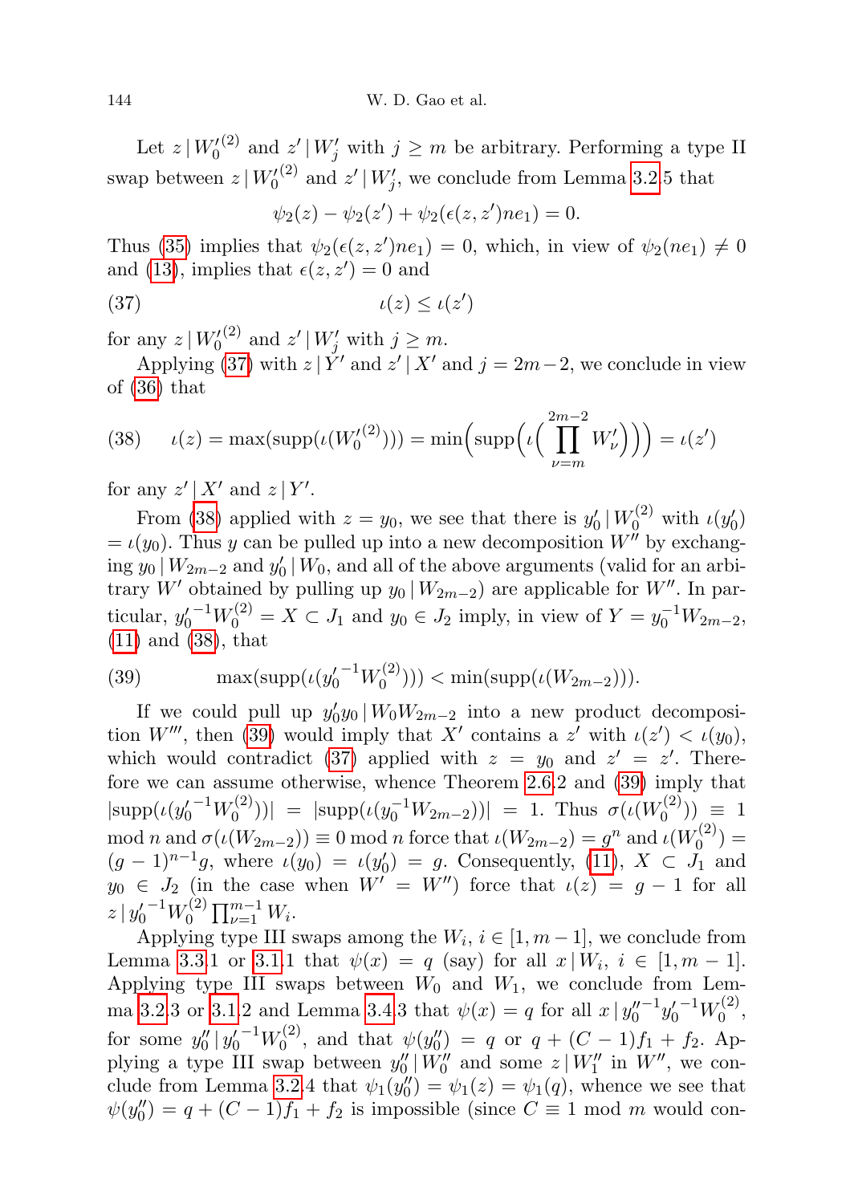Let $z \mid W_0'^{(2)}$ and $z' \mid W_j'$ with $j \geq m$ be arbitrary. Performing a type II swap between $z \mid W_0'^{(2)}$ and $z' \mid W_j'$, we conclude from Lemma 3.2.5 that

$$\psi_2(z) - \psi_2(z') + \psi_2(\epsilon(z, z')ne_1) = 0.$$

Thus (35) implies that $\psi_2(\epsilon(z, z')ne_1) = 0$, which, in view of $\psi_2(ne_1) \neq 0$ and (13), implies that $\epsilon(z, z') = 0$ and

$$\iota(z) \leq \iota(z') \tag{37}$$

for any $z \mid W_0'^{(2)}$ and $z' \mid W_j'$ with $j \geq m$.

Applying (37) with $z \mid Y'$ and $z' \mid X'$ and $j = 2m-2$, we conclude in view of (36) that

$$\iota(z) = \max(\mathrm{supp}(\iota(W_0'^{(2)}))) = \min\Big(\mathrm{supp}\Big(\iota\Big(\prod_{\nu=m}^{2m-2} W_\nu'\Big)\Big)\Big) = \iota(z') \tag{38}$$

for any $z' \mid X'$ and $z \mid Y'$.

From (38) applied with $z = y_0$, we see that there is $y_0' \mid W_0^{(2)}$ with $\iota(y_0') = \iota(y_0)$. Thus $y$ can be pulled up into a new decomposition $W''$ by exchanging $y_0 \mid W_{2m-2}$ and $y_0' \mid W_0$, and all of the above arguments (valid for an arbitrary $W'$ obtained by pulling up $y_0 \mid W_{2m-2}$) are applicable for $W''$. In particular, ${y_0'}^{-1}W_0^{(2)} = X \subset J_1$ and $y_0 \in J_2$ imply, in view of $Y = y_0^{-1}W_{2m-2}$, (11) and (38), that

$$\max(\mathrm{supp}(\iota({y_0'}^{-1}W_0^{(2)}))) < \min(\mathrm{supp}(\iota(W_{2m-2}))). \tag{39}$$

If we could pull up $y_0'y_0 \mid W_0W_{2m-2}$ into a new product decomposition $W'''$, then (39) would imply that $X'$ contains a $z'$ with $\iota(z') < \iota(y_0)$, which would contradict (37) applied with $z = y_0$ and $z' = z'$. Therefore we can assume otherwise, whence Theorem 2.6.2 and (39) imply that $|\mathrm{supp}(\iota({y_0'}^{-1}W_0^{(2)}))| = |\mathrm{supp}(\iota(y_0^{-1}W_{2m-2}))| = 1$. Thus $\sigma(\iota(W_0^{(2)})) \equiv 1 \mod n$ and $\sigma(\iota(W_{2m-2})) \equiv 0 \mod n$ force that $\iota(W_{2m-2}) = g^n$ and $\iota(W_0^{(2)}) = (g-1)^{n-1}g$, where $\iota(y_0) = \iota(y_0') = g$. Consequently, (11), $X \subset J_1$ and $y_0 \in J_2$ (in the case when $W' = W''$) force that $\iota(z) = g-1$ for all $z \mid {y_0'}^{-1}W_0^{(2)}\prod_{\nu=1}^{m-1} W_i$.

Applying type III swaps among the $W_i$, $i \in [1, m-1]$, we conclude from Lemma 3.3.1 or 3.1.1 that $\psi(x) = q$ (say) for all $x \mid W_i$, $i \in [1, m-1]$. Applying type III swaps between $W_0$ and $W_1$, we conclude from Lemma 3.2.3 or 3.1.2 and Lemma 3.4.3 that $\psi(x) = q$ for all $x \mid {y_0''}^{-1}{y_0'}^{-1}W_0^{(2)}$, for some $y_0'' \mid {y_0'}^{-1}W_0^{(2)}$, and that $\psi(y_0'') = q$ or $q + (C-1)f_1 + f_2$. Applying a type III swap between $y_0'' \mid W_0''$ and some $z \mid W_1''$ in $W''$, we conclude from Lemma 3.2.4 that $\psi_1(y_0'') = \psi_1(z) = \psi_1(q)$, whence we see that $\psi(y_0'') = q + (C-1)f_1 + f_2$ is impossible (since $C \equiv 1 \mod m$ would con-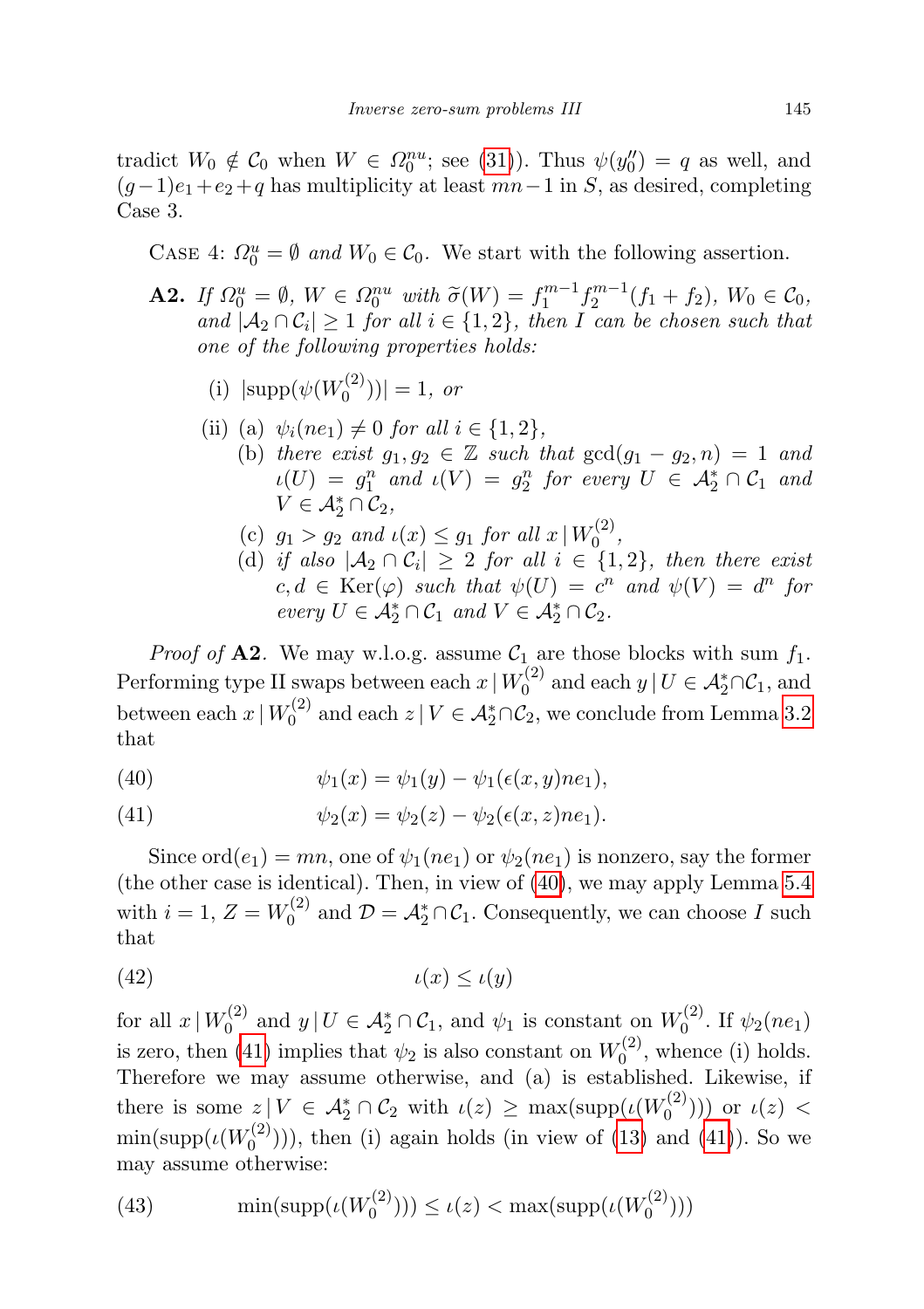tradict $W_0 \notin \mathcal{C}_0$ when $W \in \Omega_0^{nu}$; see (31)). Thus $\psi(y_0'') = q$ as well, and $(g-1)e_1 + e_2 + q$ has multiplicity at least $mn-1$ in $S$, as desired, completing Case 3.

Case 4: *$\Omega_0^u = \emptyset$ and $W_0 \in \mathcal{C}_0$.* We start with the following assertion.

**A2.** *If $\Omega_0^u = \emptyset$, $W \in \Omega_0^{nu}$ with $\widetilde{\sigma}(W) = f_1^{m-1} f_2^{m-1}(f_1 + f_2)$, $W_0 \in \mathcal{C}_0$, and $|\mathcal{A}_2 \cap \mathcal{C}_i| \geq 1$ for all $i \in \{1,2\}$, then $I$ can be chosen such that one of the following properties holds:*

- (i) $|\mathrm{supp}(\psi(W_0^{(2)}))| = 1$, *or*
- (ii) (a) $\psi_i(ne_1) \neq 0$ *for all* $i \in \{1,2\}$,
  - (b) *there exist* $g_1, g_2 \in \mathbb{Z}$ *such that* $\gcd(g_1 - g_2, n) = 1$ *and* $\iota(U) = g_1^n$ *and* $\iota(V) = g_2^n$ *for every* $U \in \mathcal{A}_2^* \cap \mathcal{C}_1$ *and* $V \in \mathcal{A}_2^* \cap \mathcal{C}_2$,
  - (c) $g_1 > g_2$ *and* $\iota(x) \leq g_1$ *for all* $x \mid W_0^{(2)}$,
  - (d) *if also* $|\mathcal{A}_2 \cap \mathcal{C}_i| \geq 2$ *for all* $i \in \{1,2\}$, *then there exist* $c, d \in \mathrm{Ker}(\varphi)$ *such that* $\psi(U) = c^n$ *and* $\psi(V) = d^n$ *for every* $U \in \mathcal{A}_2^* \cap \mathcal{C}_1$ *and* $V \in \mathcal{A}_2^* \cap \mathcal{C}_2$.

*Proof of* **A2**. We may w.l.o.g. assume $\mathcal{C}_1$ are those blocks with sum $f_1$. Performing type II swaps between each $x \mid W_0^{(2)}$ and each $y \mid U \in \mathcal{A}_2^* \cap \mathcal{C}_1$, and between each $x \mid W_0^{(2)}$ and each $z \mid V \in \mathcal{A}_2^* \cap \mathcal{C}_2$, we conclude from Lemma 3.2 that

$$\psi_1(x) = \psi_1(y) - \psi_1(\epsilon(x,y)ne_1), \tag{40}$$

$$\psi_2(x) = \psi_2(z) - \psi_2(\epsilon(x,z)ne_1). \tag{41}$$

Since $\mathrm{ord}(e_1) = mn$, one of $\psi_1(ne_1)$ or $\psi_2(ne_1)$ is nonzero, say the former (the other case is identical). Then, in view of (40), we may apply Lemma 5.4 with $i = 1$, $Z = W_0^{(2)}$ and $\mathcal{D} = \mathcal{A}_2^* \cap \mathcal{C}_1$. Consequently, we can choose $I$ such that

$$\iota(x) \leq \iota(y) \tag{42}$$

for all $x \mid W_0^{(2)}$ and $y \mid U \in \mathcal{A}_2^* \cap \mathcal{C}_1$, and $\psi_1$ is constant on $W_0^{(2)}$. If $\psi_2(ne_1)$ is zero, then (41) implies that $\psi_2$ is also constant on $W_0^{(2)}$, whence (i) holds. Therefore we may assume otherwise, and (a) is established. Likewise, if there is some $z \mid V \in \mathcal{A}_2^* \cap \mathcal{C}_2$ with $\iota(z) \geq \max(\mathrm{supp}(\iota(W_0^{(2)})))$ or $\iota(z) < \min(\mathrm{supp}(\iota(W_0^{(2)})))$, then (i) again holds (in view of (13) and (41)). So we may assume otherwise:

$$\min(\mathrm{supp}(\iota(W_0^{(2)}))) \leq \iota(z) < \max(\mathrm{supp}(\iota(W_0^{(2)}))) \tag{43}$$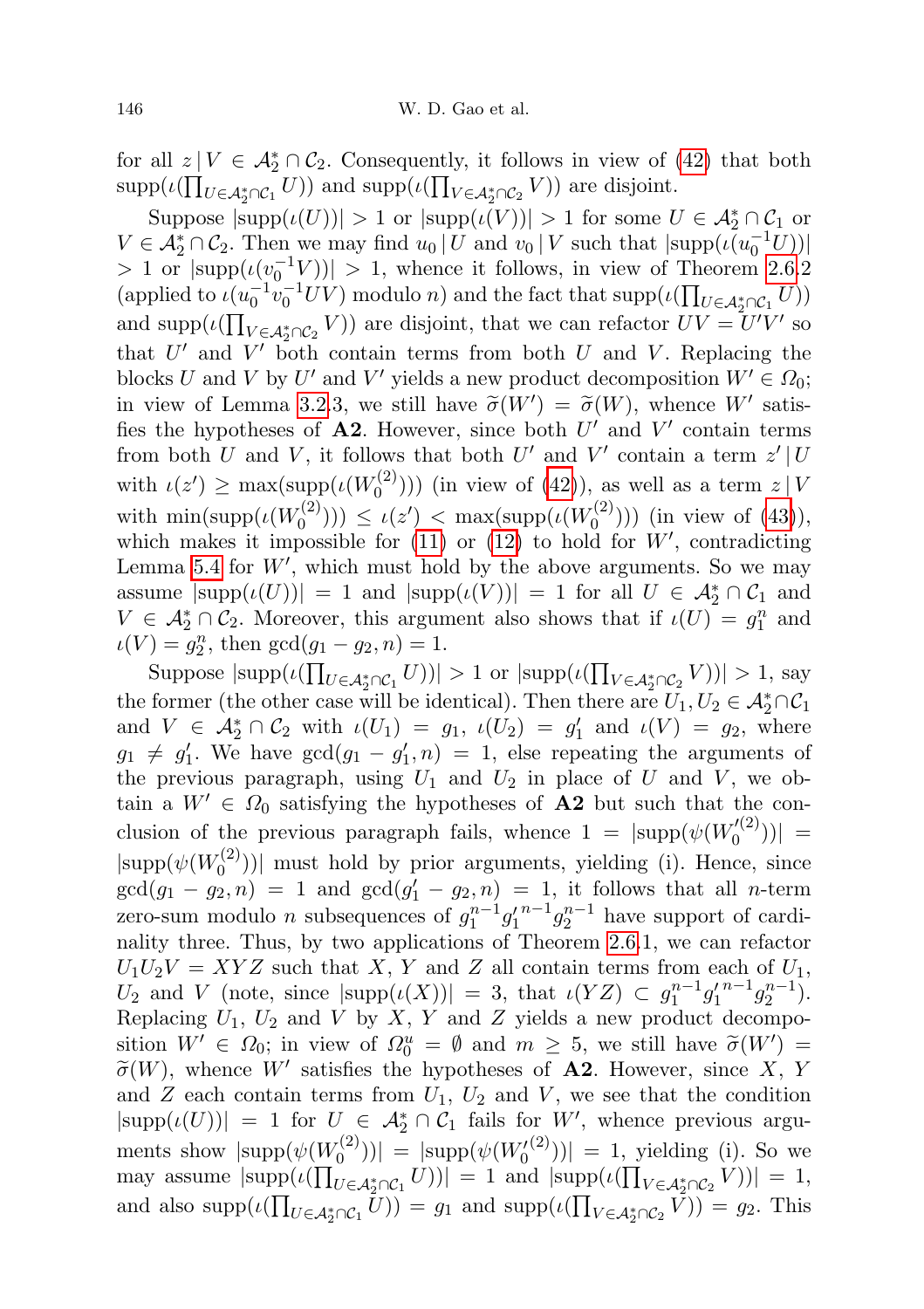for all $z \mid V \in \mathcal{A}_2^* \cap \mathcal{C}_2$. Consequently, it follows in view of (42) that both $\text{supp}(\iota(\prod_{U \in \mathcal{A}_2^* \cap \mathcal{C}_1} U))$ and $\text{supp}(\iota(\prod_{V \in \mathcal{A}_2^* \cap \mathcal{C}_2} V))$ are disjoint.

Suppose $|\text{supp}(\iota(U))| > 1$ or $|\text{supp}(\iota(V))| > 1$ for some $U \in \mathcal{A}_2^* \cap \mathcal{C}_1$ or $V \in \mathcal{A}_2^* \cap \mathcal{C}_2$. Then we may find $u_0 \mid U$ and $v_0 \mid V$ such that $|\text{supp}(\iota(u_0^{-1}U))| > 1$ or $|\text{supp}(\iota(v_0^{-1}V))| > 1$, whence it follows, in view of Theorem 2.6.2 (applied to $\iota(u_0^{-1}v_0^{-1}UV)$ modulo $n$) and the fact that $\text{supp}(\iota(\prod_{U \in \mathcal{A}_2^* \cap \mathcal{C}_1} U))$ and $\text{supp}(\iota(\prod_{V \in \mathcal{A}_2^* \cap \mathcal{C}_2} V))$ are disjoint, that we can refactor $UV = U'V'$ so that $U'$ and $V'$ both contain terms from both $U$ and $V$. Replacing the blocks $U$ and $V$ by $U'$ and $V'$ yields a new product decomposition $W' \in \Omega_0$; in view of Lemma 3.2.3, we still have $\widetilde{\sigma}(W') = \widetilde{\sigma}(W)$, whence $W'$ satisfies the hypotheses of **A2**. However, since both $U'$ and $V'$ contain terms from both $U$ and $V$, it follows that both $U'$ and $V'$ contain a term $z' \mid U$ with $\iota(z') \geq \max(\text{supp}(\iota(W_0^{(2)})))$ (in view of (42)), as well as a term $z \mid V$ with $\min(\text{supp}(\iota(W_0^{(2)}))) \leq \iota(z') < \max(\text{supp}(\iota(W_0^{(2)})))$ (in view of (43)), which makes it impossible for (11) or (12) to hold for $W'$, contradicting Lemma 5.4 for $W'$, which must hold by the above arguments. So we may assume $|\text{supp}(\iota(U))| = 1$ and $|\text{supp}(\iota(V))| = 1$ for all $U \in \mathcal{A}_2^* \cap \mathcal{C}_1$ and $V \in \mathcal{A}_2^* \cap \mathcal{C}_2$. Moreover, this argument also shows that if $\iota(U) = g_1^n$ and $\iota(V) = g_2^n$, then $\gcd(g_1 - g_2, n) = 1$.

Suppose $|\text{supp}(\iota(\prod_{U \in \mathcal{A}_2^* \cap \mathcal{C}_1} U))| > 1$ or $|\text{supp}(\iota(\prod_{V \in \mathcal{A}_2^* \cap \mathcal{C}_2} V))| > 1$, say the former (the other case will be identical). Then there are $U_1, U_2 \in \mathcal{A}_2^* \cap \mathcal{C}_1$ and $V \in \mathcal{A}_2^* \cap \mathcal{C}_2$ with $\iota(U_1) = g_1$, $\iota(U_2) = g_1'$ and $\iota(V) = g_2$, where $g_1 \neq g_1'$. We have $\gcd(g_1 - g_1', n) = 1$, else repeating the arguments of the previous paragraph, using $U_1$ and $U_2$ in place of $U$ and $V$, we obtain a $W' \in \Omega_0$ satisfying the hypotheses of **A2** but such that the conclusion of the previous paragraph fails, whence $1 = |\text{supp}(\psi(W_0'^{(2)}))| = |\text{supp}(\psi(W_0^{(2)}))|$ must hold by prior arguments, yielding (i). Hence, since $\gcd(g_1 - g_2, n) = 1$ and $\gcd(g_1' - g_2, n) = 1$, it follows that all $n$-term zero-sum modulo $n$ subsequences of $g_1^{n-1}{g_1'}^{n-1}g_2^{n-1}$ have support of cardinality three. Thus, by two applications of Theorem 2.6.1, we can refactor $U_1U_2V = XYZ$ such that $X$, $Y$ and $Z$ all contain terms from each of $U_1$, $U_2$ and $V$ (note, since $|\text{supp}(\iota(X))| = 3$, that $\iota(YZ) \subset g_1^{n-1}{g_1'}^{n-1}g_2^{n-1}$). Replacing $U_1$, $U_2$ and $V$ by $X$, $Y$ and $Z$ yields a new product decomposition $W' \in \Omega_0$; in view of $\Omega_0^u = \emptyset$ and $m \geq 5$, we still have $\widetilde{\sigma}(W') = \widetilde{\sigma}(W)$, whence $W'$ satisfies the hypotheses of **A2**. However, since $X$, $Y$ and $Z$ each contain terms from $U_1$, $U_2$ and $V$, we see that the condition $|\text{supp}(\iota(U))| = 1$ for $U \in \mathcal{A}_2^* \cap \mathcal{C}_1$ fails for $W'$, whence previous arguments show $|\text{supp}(\psi(W_0^{(2)}))| = |\text{supp}(\psi(W_0^{(2)}))| = 1$, yielding (i). So we may assume $|\text{supp}(\iota(\prod_{U \in \mathcal{A}_2^* \cap \mathcal{C}_1} U))| = 1$ and $|\text{supp}(\iota(\prod_{V \in \mathcal{A}_2^* \cap \mathcal{C}_2} V))| = 1$, and also $\text{supp}(\iota(\prod_{U \in \mathcal{A}_2^* \cap \mathcal{C}_1} U)) = g_1$ and $\text{supp}(\iota(\prod_{V \in \mathcal{A}_2^* \cap \mathcal{C}_2} V)) = g_2$. This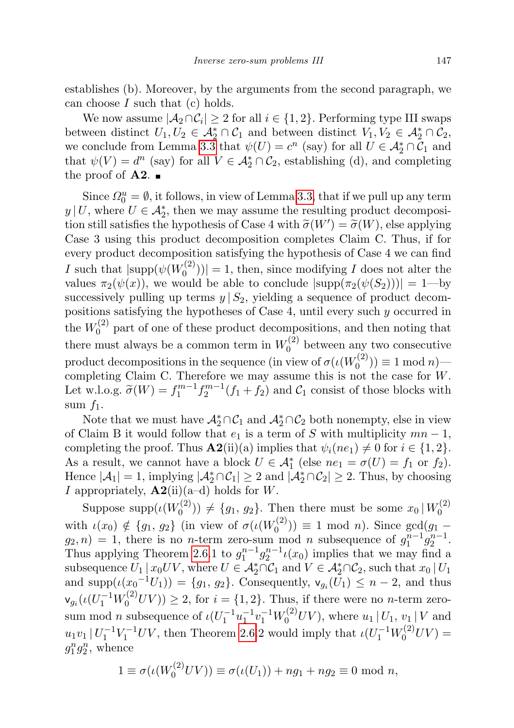establishes (b). Moreover, by the arguments from the second paragraph, we can choose $I$ such that (c) holds.

We now assume $|\mathcal{A}_2 \cap \mathcal{C}_i| \geq 2$ for all $i \in \{1, 2\}$. Performing type III swaps between distinct $U_1, U_2 \in \mathcal{A}_2^* \cap \mathcal{C}_1$ and between distinct $V_1, V_2 \in \mathcal{A}_2^* \cap \mathcal{C}_2$, we conclude from Lemma 3.3 that $\psi(U) = c^n$ (say) for all $U \in \mathcal{A}_2^* \cap \mathcal{C}_1$ and that $\psi(V) = d^n$ (say) for all $V \in \mathcal{A}_2^* \cap \mathcal{C}_2$, establishing (d), and completing the proof of **A2**. ∎

Since $\Omega_0^u = \emptyset$, it follows, in view of Lemma 3.3, that if we pull up any term $y \,|\, U$, where $U \in \mathcal{A}_2^*$, then we may assume the resulting product decomposition still satisfies the hypothesis of Case 4 with $\widetilde{\sigma}(W') = \widetilde{\sigma}(W)$, else applying Case 3 using this product decomposition completes Claim C. Thus, if for every product decomposition satisfying the hypothesis of Case 4 we can find $I$ such that $|\mathrm{supp}(\psi(W_0^{(2)}))| = 1$, then, since modifying $I$ does not alter the values $\pi_2(\psi(x))$, we would be able to conclude $|\mathrm{supp}(\pi_2(\psi(S_2)))| = 1$—by successively pulling up terms $y \,|\, S_2$, yielding a sequence of product decompositions satisfying the hypotheses of Case 4, until every such $y$ occurred in the $W_0^{(2)}$ part of one of these product decompositions, and then noting that there must always be a common term in $W_0^{(2)}$ between any two consecutive product decompositions in the sequence (in view of $\sigma(\iota(W_0^{(2)})) \equiv 1 \bmod n$)—completing Claim C. Therefore we may assume this is not the case for $W$. Let w.l.o.g. $\widetilde{\sigma}(W) = f_1^{m-1} f_2^{m-1}(f_1 + f_2)$ and $\mathcal{C}_1$ consist of those blocks with sum $f_1$.

Note that we must have $\mathcal{A}_2^* \cap \mathcal{C}_1$ and $\mathcal{A}_2^* \cap \mathcal{C}_2$ both nonempty, else in view of Claim B it would follow that $e_1$ is a term of $S$ with multiplicity $mn - 1$, completing the proof. Thus **A2**(ii)(a) implies that $\psi_i(ne_1) \neq 0$ for $i \in \{1, 2\}$. As a result, we cannot have a block $U \in \mathcal{A}_1^*$ (else $ne_1 = \sigma(U) = f_1$ or $f_2$). Hence $|\mathcal{A}_1| = 1$, implying $|\mathcal{A}_2^* \cap \mathcal{C}_1| \geq 2$ and $|\mathcal{A}_2^* \cap \mathcal{C}_2| \geq 2$. Thus, by choosing $I$ appropriately, **A2**(ii)(a–d) holds for $W$.

Suppose $\mathrm{supp}(\iota(W_0^{(2)})) \neq \{g_1, g_2\}$. Then there must be some $x_0 \,|\, W_0^{(2)}$ with $\iota(x_0) \notin \{g_1, g_2\}$ (in view of $\sigma(\iota(W_0^{(2)})) \equiv 1 \bmod n$). Since $\gcd(g_1 - g_2, n) = 1$, there is no $n$-term zero-sum mod $n$ subsequence of $g_1^{n-1} g_2^{n-1}$. Thus applying Theorem 2.6.1 to $g_1^{n-1} g_2^{n-1} \iota(x_0)$ implies that we may find a subsequence $U_1 \,|\, x_0 UV$, where $U \in \mathcal{A}_2^* \cap \mathcal{C}_1$ and $V \in \mathcal{A}_2^* \cap \mathcal{C}_2$, such that $x_0 \,|\, U_1$ and $\mathrm{supp}(\iota(x_0{}^{-1} U_1)) = \{g_1, g_2\}$. Consequently, $\mathsf{v}_{g_i}(U_1) \leq n - 2$, and thus $\mathsf{v}_{g_i}(\iota(U_1^{-1} W_0^{(2)} UV)) \geq 2$, for $i = \{1, 2\}$. Thus, if there were no $n$-term zero-sum mod $n$ subsequence of $\iota(U_1^{-1} u_1^{-1} v_1^{-1} W_0^{(2)} UV)$, where $u_1 \,|\, U_1$, $v_1 \,|\, V$ and $u_1 v_1 \,|\, U_1^{-1} V_1^{-1} UV$, then Theorem 2.6.2 would imply that $\iota(U_1^{-1} W_0^{(2)} UV) = g_1^n g_2^n$, whence

$$1 \equiv \sigma(\iota(W_0^{(2)} UV)) \equiv \sigma(\iota(U_1)) + ng_1 + ng_2 \equiv 0 \bmod n,$$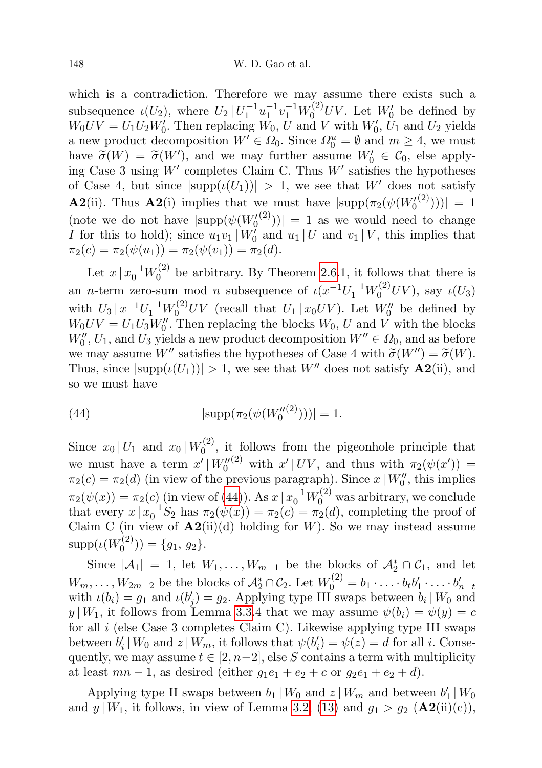which is a contradiction. Therefore we may assume there exists such a subsequence $\iota(U_2)$, where $U_2 \,|\, U_1^{-1}u_1^{-1}v_1^{-1}W_0^{(2)}UV$. Let $W_0'$ be defined by $W_0UV = U_1U_2W_0'$. Then replacing $W_0$, $U$ and $V$ with $W_0'$, $U_1$ and $U_2$ yields a new product decomposition $W' \in \Omega_0$. Since $\Omega_0^u = \emptyset$ and $m \geq 4$, we must have $\widetilde{\sigma}(W) = \widetilde{\sigma}(W')$, and we may further assume $W_0' \in \mathcal{C}_0$, else applying Case 3 using $W'$ completes Claim C. Thus $W'$ satisfies the hypotheses of Case 4, but since $|\mathrm{supp}(\iota(U_1))| > 1$, we see that $W'$ does not satisfy **A2**(ii). Thus **A2**(i) implies that we must have $|\mathrm{supp}(\pi_2(\psi(W_0'^{(2)})))| = 1$ (note we do not have $|\mathrm{supp}(\psi(W_0'^{(2)}))| = 1$ as we would need to change $I$ for this to hold); since $u_1v_1 \,|\, W_0'$ and $u_1 \,|\, U$ and $v_1 \,|\, V$, this implies that $\pi_2(c) = \pi_2(\psi(u_1)) = \pi_2(\psi(v_1)) = \pi_2(d)$.

Let $x \,|\, x_0^{-1}W_0^{(2)}$ be arbitrary. By Theorem 2.6.1, it follows that there is an $n$-term zero-sum mod $n$ subsequence of $\iota(x^{-1}U_1^{-1}W_0^{(2)}UV)$, say $\iota(U_3)$ with $U_3 \,|\, x^{-1}U_1^{-1}W_0^{(2)}UV$ (recall that $U_1 \,|\, x_0UV$). Let $W_0''$ be defined by $W_0UV = U_1U_3W_0''$. Then replacing the blocks $W_0$, $U$ and $V$ with the blocks $W_0''$, $U_1$, and $U_3$ yields a new product decomposition $W'' \in \Omega_0$, and as before we may assume $W''$ satisfies the hypotheses of Case 4 with $\widetilde{\sigma}(W'') = \widetilde{\sigma}(W)$. Thus, since $|\mathrm{supp}(\iota(U_1))| > 1$, we see that $W''$ does not satisfy **A2**(ii), and so we must have

$$|\mathrm{supp}(\pi_2(\psi(W_0''^{(2)})))| = 1. \tag{44}$$

Since $x_0 \,|\, U_1$ and $x_0 \,|\, W_0^{(2)}$, it follows from the pigeonhole principle that we must have a term $x' \,|\, W_0''^{(2)}$ with $x' \,|\, UV$, and thus with $\pi_2(\psi(x')) = \pi_2(c) = \pi_2(d)$ (in view of the previous paragraph). Since $x \,|\, W_0''$, this implies $\pi_2(\psi(x)) = \pi_2(c)$ (in view of (44)). As $x \,|\, x_0^{-1}W_0^{(2)}$ was arbitrary, we conclude that every $x \,|\, x_0^{-1}S_2$ has $\pi_2(\psi(x)) = \pi_2(c) = \pi_2(d)$, completing the proof of Claim C (in view of **A2**(ii)(d) holding for $W$). So we may instead assume $\mathrm{supp}(\iota(W_0^{(2)})) = \{g_1, g_2\}$.

Since $|\mathcal{A}_1| = 1$, let $W_1, \ldots, W_{m-1}$ be the blocks of $\mathcal{A}_2^* \cap \mathcal{C}_1$, and let $W_m, \ldots, W_{2m-2}$ be the blocks of $\mathcal{A}_2^* \cap \mathcal{C}_2$. Let $W_0^{(2)} = b_1 \cdot \ldots \cdot b_t b_1' \cdot \ldots \cdot b_{n-t}'$ with $\iota(b_i) = g_1$ and $\iota(b_j') = g_2$. Applying type III swaps between $b_i \,|\, W_0$ and $y \,|\, W_1$, it follows from Lemma 3.3.4 that we may assume $\psi(b_i) = \psi(y) = c$ for all $i$ (else Case 3 completes Claim C). Likewise applying type III swaps between $b_i' \,|\, W_0$ and $z \,|\, W_m$, it follows that $\psi(b_i') = \psi(z) = d$ for all $i$. Consequently, we may assume $t \in [2, n-2]$, else $S$ contains a term with multiplicity at least $mn - 1$, as desired (either $g_1e_1 + e_2 + c$ or $g_2e_1 + e_2 + d$).

Applying type II swaps between $b_1 \,|\, W_0$ and $z \,|\, W_m$ and between $b_1' \,|\, W_0$ and $y \,|\, W_1$, it follows, in view of Lemma 3.2, (13) and $g_1 > g_2$ (**A2**(ii)(c)),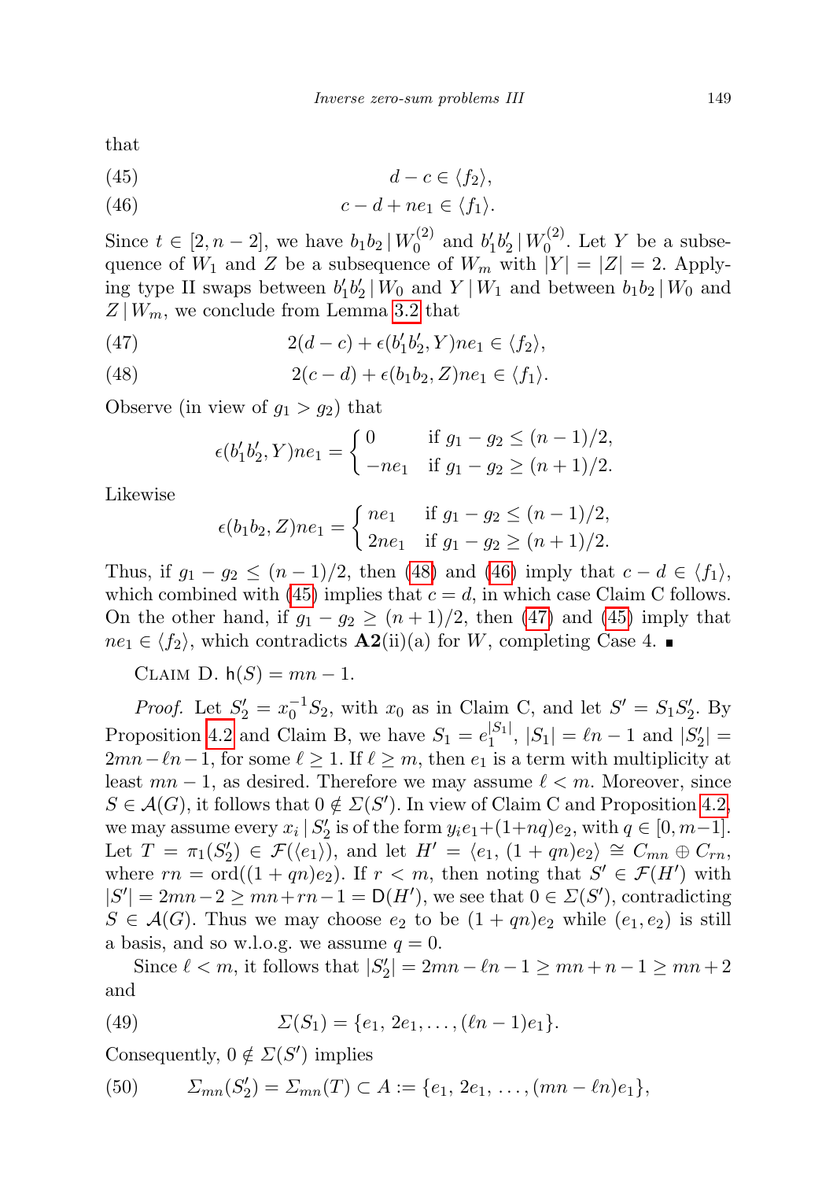that

$$d - c \in \langle f_2 \rangle, \tag{45}$$

$$c - d + ne_1 \in \langle f_1 \rangle. \tag{46}$$

Since $t \in [2, n-2]$, we have $b_1 b_2 \,|\, W_0^{(2)}$ and $b_1' b_2' \,|\, W_0^{(2)}$. Let $Y$ be a subsequence of $W_1$ and $Z$ be a subsequence of $W_m$ with $|Y| = |Z| = 2$. Applying type II swaps between $b_1' b_2' \,|\, W_0$ and $Y \,|\, W_1$ and between $b_1 b_2 \,|\, W_0$ and $Z \,|\, W_m$, we conclude from Lemma 3.2 that

$$2(d - c) + \epsilon(b_1' b_2', Y) ne_1 \in \langle f_2 \rangle, \tag{47}$$

$$2(c - d) + \epsilon(b_1 b_2, Z) ne_1 \in \langle f_1 \rangle. \tag{48}$$

Observe (in view of $g_1 > g_2$) that

$$\epsilon(b_1' b_2', Y) ne_1 = \begin{cases} 0 & \text{if } g_1 - g_2 \le (n-1)/2, \\ -ne_1 & \text{if } g_1 - g_2 \ge (n+1)/2. \end{cases}$$

Likewise

$$\epsilon(b_1 b_2, Z) ne_1 = \begin{cases} ne_1 & \text{if } g_1 - g_2 \le (n-1)/2, \\ 2ne_1 & \text{if } g_1 - g_2 \ge (n+1)/2. \end{cases}$$

Thus, if $g_1 - g_2 \le (n-1)/2$, then (48) and (46) imply that $c - d \in \langle f_1 \rangle$, which combined with (45) implies that $c = d$, in which case Claim C follows. On the other hand, if $g_1 - g_2 \ge (n+1)/2$, then (47) and (45) imply that $ne_1 \in \langle f_2 \rangle$, which contradicts **A2**(ii)(a) for $W$, completing Case 4. ∎

Claim D. $\mathsf{h}(S) = mn - 1$.

*Proof.* Let $S_2' = x_0^{-1} S_2$, with $x_0$ as in Claim C, and let $S' = S_1 S_2'$. By Proposition 4.2 and Claim B, we have $S_1 = e_1^{|S_1|}$, $|S_1| = \ell n - 1$ and $|S_2'| = 2mn - \ell n - 1$, for some $\ell \ge 1$. If $\ell \ge m$, then $e_1$ is a term with multiplicity at least $mn - 1$, as desired. Therefore we may assume $\ell < m$. Moreover, since $S \in \mathcal{A}(G)$, it follows that $0 \notin \Sigma(S')$. In view of Claim C and Proposition 4.2, we may assume every $x_i \,|\, S_2'$ is of the form $y_i e_1 + (1 + nq) e_2$, with $q \in [0, m-1]$. Let $T = \pi_1(S_2') \in \mathcal{F}(\langle e_1 \rangle)$, and let $H' = \langle e_1, (1 + qn) e_2 \rangle \cong C_{mn} \oplus C_{rn}$, where $rn = \mathrm{ord}((1 + qn) e_2)$. If $r < m$, then noting that $S' \in \mathcal{F}(H')$ with $|S'| = 2mn - 2 \ge mn + rn - 1 = \mathsf{D}(H')$, we see that $0 \in \Sigma(S')$, contradicting $S \in \mathcal{A}(G)$. Thus we may choose $e_2$ to be $(1 + qn) e_2$ while $(e_1, e_2)$ is still a basis, and so w.l.o.g. we assume $q = 0$.

Since $\ell < m$, it follows that $|S_2'| = 2mn - \ell n - 1 \ge mn + n - 1 \ge mn + 2$ and

$$\Sigma(S_1) = \{e_1, 2e_1, \ldots, (\ell n - 1) e_1\}. \tag{49}$$

Consequently, $0 \notin \Sigma(S')$ implies

$$\Sigma_{mn}(S_2') = \Sigma_{mn}(T) \subset A := \{e_1, 2e_1, \ldots, (mn - \ell n) e_1\}, \tag{50}$$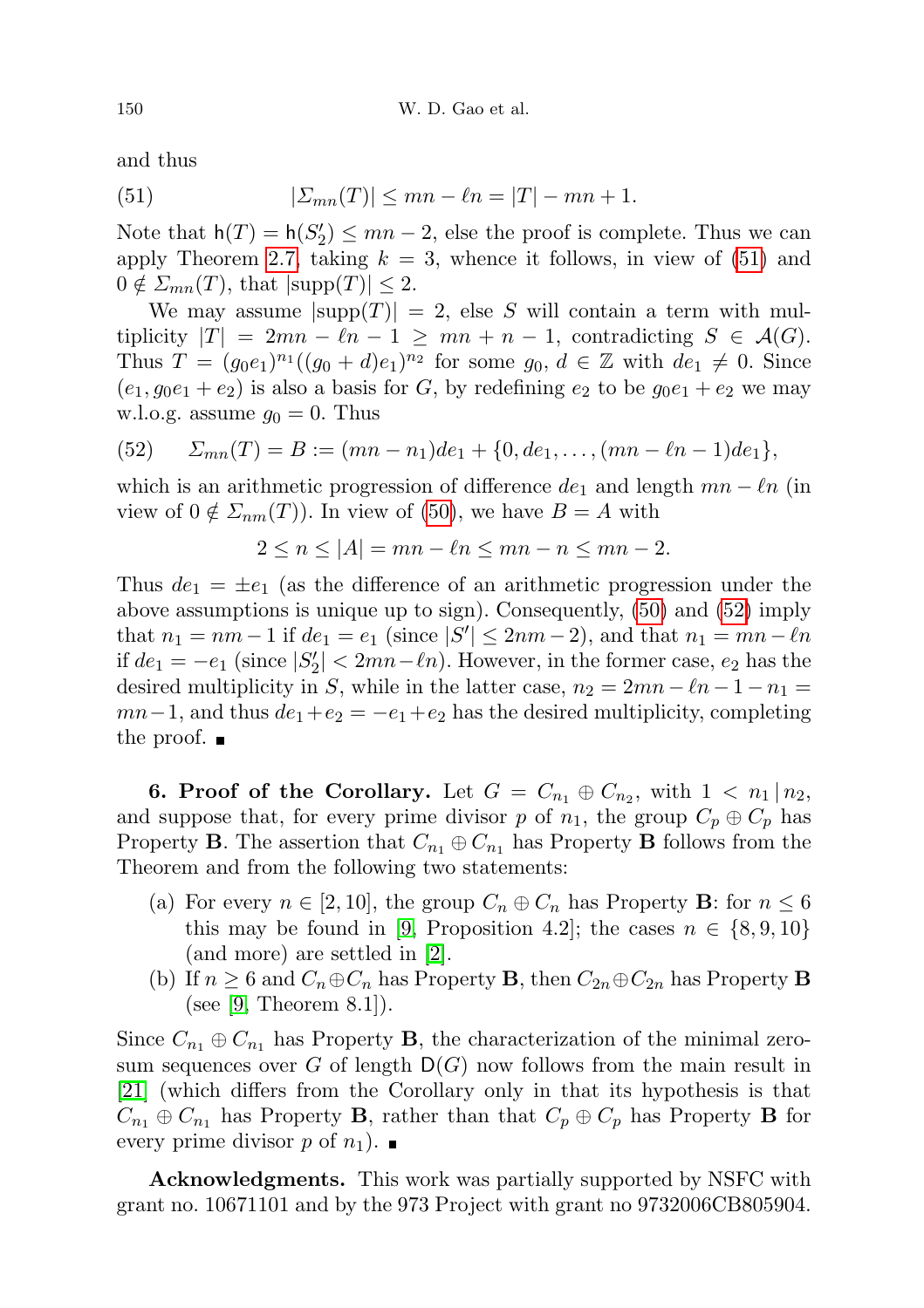and thus

$$|\Sigma_{mn}(T)| \leq mn - \ell n = |T| - mn + 1. \tag{51}$$

Note that $\mathsf{h}(T) = \mathsf{h}(S_2') \leq mn - 2$, else the proof is complete. Thus we can apply Theorem 2.7, taking $k = 3$, whence it follows, in view of (51) and $0 \notin \Sigma_{mn}(T)$, that $|\text{supp}(T)| \leq 2$.

We may assume $|\text{supp}(T)| = 2$, else $S$ will contain a term with multiplicity $|T| = 2mn - \ell n - 1 \geq mn + n - 1$, contradicting $S \in \mathcal{A}(G)$. Thus $T = (g_0 e_1)^{n_1}((g_0 + d)e_1)^{n_2}$ for some $g_0$, $d \in \mathbb{Z}$ with $de_1 \neq 0$. Since $(e_1, g_0 e_1 + e_2)$ is also a basis for $G$, by redefining $e_2$ to be $g_0 e_1 + e_2$ we may w.l.o.g. assume $g_0 = 0$. Thus

$$\Sigma_{mn}(T) = B := (mn - n_1)de_1 + \{0, de_1, \ldots, (mn - \ell n - 1)de_1\}, \tag{52}$$

which is an arithmetic progression of difference $de_1$ and length $mn - \ell n$ (in view of $0 \notin \Sigma_{nm}(T)$). In view of (50), we have $B = A$ with

$$2 \leq n \leq |A| = mn - \ell n \leq mn - n \leq mn - 2.$$

Thus $de_1 = \pm e_1$ (as the difference of an arithmetic progression under the above assumptions is unique up to sign). Consequently, (50) and (52) imply that $n_1 = nm - 1$ if $de_1 = e_1$ (since $|S'| \leq 2nm - 2$), and that $n_1 = mn - \ell n$ if $de_1 = -e_1$ (since $|S_2'| < 2mn - \ell n$). However, in the former case, $e_2$ has the desired multiplicity in $S$, while in the latter case, $n_2 = 2mn - \ell n - 1 - n_1 = mn - 1$, and thus $de_1 + e_2 = -e_1 + e_2$ has the desired multiplicity, completing the proof. ∎

**6. Proof of the Corollary.** Let $G = C_{n_1} \oplus C_{n_2}$, with $1 < n_1 \mid n_2$, and suppose that, for every prime divisor $p$ of $n_1$, the group $C_p \oplus C_p$ has Property **B**. The assertion that $C_{n_1} \oplus C_{n_1}$ has Property **B** follows from the Theorem and from the following two statements:

(a) For every $n \in [2, 10]$, the group $C_n \oplus C_n$ has Property **B**: for $n \leq 6$ this may be found in [9, Proposition 4.2]; the cases $n \in \{8, 9, 10\}$ (and more) are settled in [2].

(b) If $n \geq 6$ and $C_n \oplus C_n$ has Property **B**, then $C_{2n} \oplus C_{2n}$ has Property **B** (see [9, Theorem 8.1]).

Since $C_{n_1} \oplus C_{n_1}$ has Property **B**, the characterization of the minimal zero-sum sequences over $G$ of length $\mathsf{D}(G)$ now follows from the main result in [21] (which differs from the Corollary only in that its hypothesis is that $C_{n_1} \oplus C_{n_1}$ has Property **B**, rather than that $C_p \oplus C_p$ has Property **B** for every prime divisor $p$ of $n_1$). ∎

**Acknowledgments.** This work was partially supported by NSFC with grant no. 10671101 and by the 973 Project with grant no 9732006CB805904.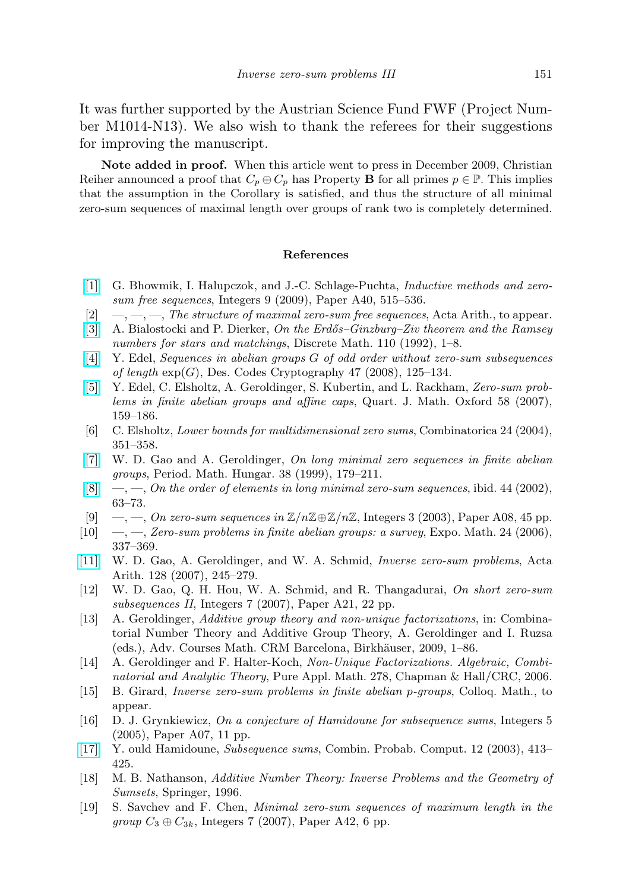It was further supported by the Austrian Science Fund FWF (Project Number M1014-N13). We also wish to thank the referees for their suggestions for improving the manuscript.

**Note added in proof.** When this article went to press in December 2009, Christian Reiher announced a proof that $C_p \oplus C_p$ has Property **B** for all primes $p \in \mathbb{P}$. This implies that the assumption in the Corollary is satisfied, and thus the structure of all minimal zero-sum sequences of maximal length over groups of rank two is completely determined.

## References

[1] G. Bhowmik, I. Halupczok, and J.-C. Schlage-Puchta, *Inductive methods and zero-sum free sequences*, Integers 9 (2009), Paper A40, 515–536.

[2] —, —, —, *The structure of maximal zero-sum free sequences*, Acta Arith., to appear.

[3] A. Bialostocki and P. Dierker, *On the Erdős–Ginzburg–Ziv theorem and the Ramsey numbers for stars and matchings*, Discrete Math. 110 (1992), 1–8.

[4] Y. Edel, *Sequences in abelian groups $G$ of odd order without zero-sum subsequences of length* $\exp(G)$, Des. Codes Cryptography 47 (2008), 125–134.

[5] Y. Edel, C. Elsholtz, A. Geroldinger, S. Kubertin, and L. Rackham, *Zero-sum problems in finite abelian groups and affine caps*, Quart. J. Math. Oxford 58 (2007), 159–186.

[6] C. Elsholtz, *Lower bounds for multidimensional zero sums*, Combinatorica 24 (2004), 351–358.

[7] W. D. Gao and A. Geroldinger, *On long minimal zero sequences in finite abelian groups*, Period. Math. Hungar. 38 (1999), 179–211.

[8] —, —, *On the order of elements in long minimal zero-sum sequences*, ibid. 44 (2002), 63–73.

[9] —, —, *On zero-sum sequences in $\mathbb{Z}/n\mathbb{Z} \oplus \mathbb{Z}/n\mathbb{Z}$*, Integers 3 (2003), Paper A08, 45 pp.

[10] —, —, *Zero-sum problems in finite abelian groups: a survey*, Expo. Math. 24 (2006), 337–369.

[11] W. D. Gao, A. Geroldinger, and W. A. Schmid, *Inverse zero-sum problems*, Acta Arith. 128 (2007), 245–279.

[12] W. D. Gao, Q. H. Hou, W. A. Schmid, and R. Thangadurai, *On short zero-sum subsequences II*, Integers 7 (2007), Paper A21, 22 pp.

[13] A. Geroldinger, *Additive group theory and non-unique factorizations*, in: Combinatorial Number Theory and Additive Group Theory, A. Geroldinger and I. Ruzsa (eds.), Adv. Courses Math. CRM Barcelona, Birkhäuser, 2009, 1–86.

[14] A. Geroldinger and F. Halter-Koch, *Non-Unique Factorizations. Algebraic, Combinatorial and Analytic Theory*, Pure Appl. Math. 278, Chapman & Hall/CRC, 2006.

[15] B. Girard, *Inverse zero-sum problems in finite abelian p-groups*, Colloq. Math., to appear.

[16] D. J. Grynkiewicz, *On a conjecture of Hamidoune for subsequence sums*, Integers 5 (2005), Paper A07, 11 pp.

[17] Y. ould Hamidoune, *Subsequence sums*, Combin. Probab. Comput. 12 (2003), 413–425.

[18] M. B. Nathanson, *Additive Number Theory: Inverse Problems and the Geometry of Sumsets*, Springer, 1996.

[19] S. Savchev and F. Chen, *Minimal zero-sum sequences of maximum length in the group $C_3 \oplus C_{3k}$*, Integers 7 (2007), Paper A42, 6 pp.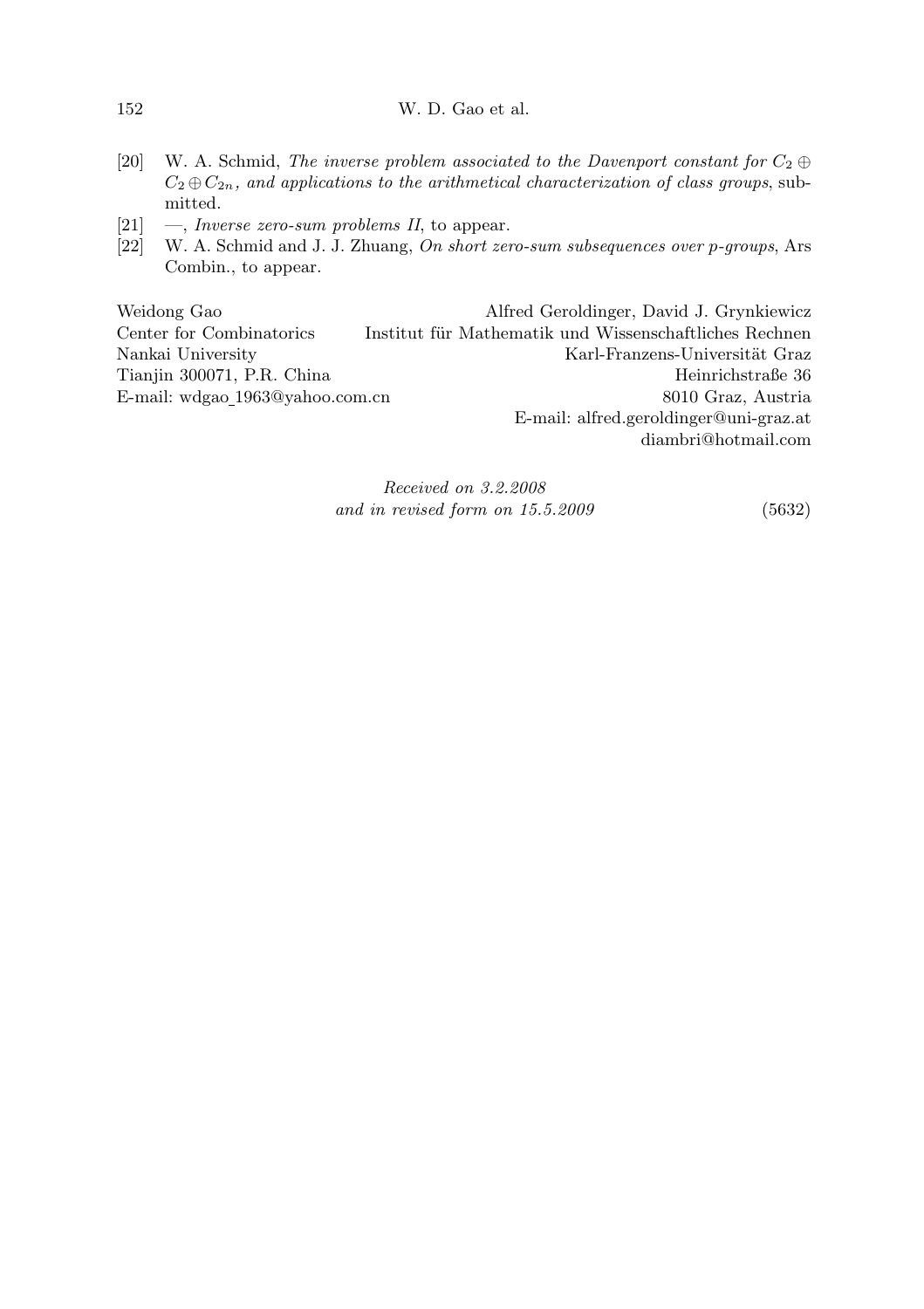[20] W. A. Schmid, *The inverse problem associated to the Davenport constant for $C_2 \oplus C_2 \oplus C_{2n}$, and applications to the arithmetical characterization of class groups*, submitted.

[21] —, *Inverse zero-sum problems II*, to appear.

[22] W. A. Schmid and J. J. Zhuang, *On short zero-sum subsequences over p-groups*, Ars Combin., to appear.

Weidong Gao
Center for Combinatorics
Nankai University
Tianjin 300071, P.R. China
E-mail: wdgao_1963@yahoo.com.cn

Alfred Geroldinger, David J. Grynkiewicz
Institut für Mathematik und Wissenschaftliches Rechnen
Karl-Franzens-Universität Graz
Heinrichstraße 36
8010 Graz, Austria
E-mail: alfred.geroldinger@uni-graz.at
diambri@hotmail.com

*Received on 3.2.2008*
*and in revised form on 15.5.2009* (5632)